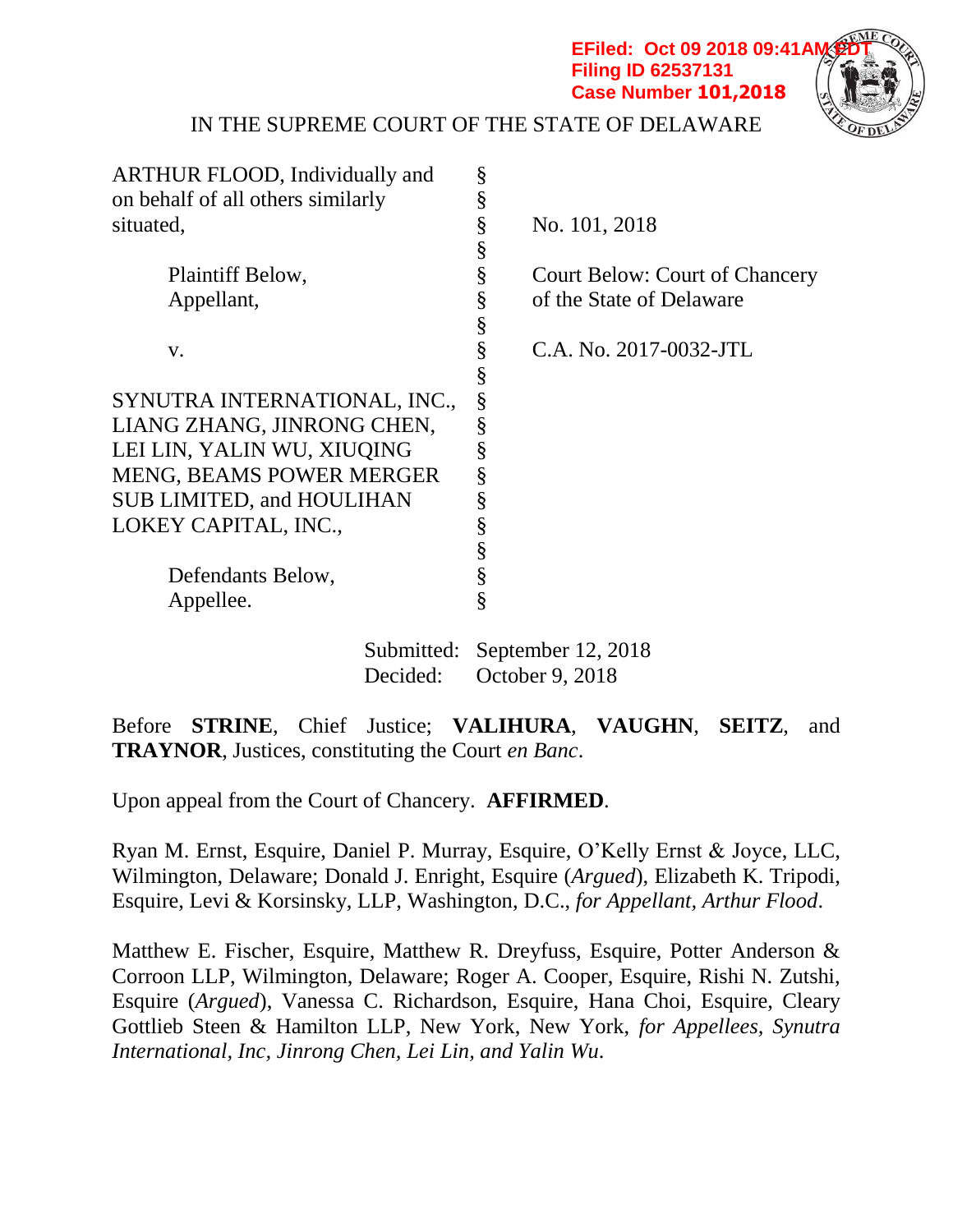EFiled: Oct 09 2018 09:41AM EDT
Filing ID 62537131
Case Number 101,2018

IN THE SUPREME COURT OF THE STATE OF DELAWARE

| | | |
|---|---|---|
| ARTHUR FLOOD, Individually and on behalf of all others similarly situated, | § | No. 101, 2018 |
| Plaintiff Below, Appellant, | § | Court Below: Court of Chancery of the State of Delaware |
| v. | § | C.A. No. 2017-0032-JTL |
| SYNUTRA INTERNATIONAL, INC., LIANG ZHANG, JINRONG CHEN, LEI LIN, YALIN WU, XIUQING MENG, BEAMS POWER MERGER SUB LIMITED, and HOULIHAN LOKEY CAPITAL, INC., | § | |
| Defendants Below, Appellee. | § | |

Submitted: September 12, 2018
Decided: October 9, 2018

Before **STRINE**, Chief Justice; **VALIHURA**, **VAUGHN**, **SEITZ**, and **TRAYNOR**, Justices, constituting the Court *en Banc*.

Upon appeal from the Court of Chancery. **AFFIRMED**.

Ryan M. Ernst, Esquire, Daniel P. Murray, Esquire, O'Kelly Ernst & Joyce, LLC, Wilmington, Delaware; Donald J. Enright, Esquire (*Argued*), Elizabeth K. Tripodi, Esquire, Levi & Korsinsky, LLP, Washington, D.C., *for Appellant, Arthur Flood*.

Matthew E. Fischer, Esquire, Matthew R. Dreyfuss, Esquire, Potter Anderson & Corroon LLP, Wilmington, Delaware; Roger A. Cooper, Esquire, Rishi N. Zutshi, Esquire (*Argued*), Vanessa C. Richardson, Esquire, Hana Choi, Esquire, Cleary Gottlieb Steen & Hamilton LLP, New York, New York, *for Appellees, Synutra International, Inc, Jinrong Chen, Lei Lin, and Yalin Wu.*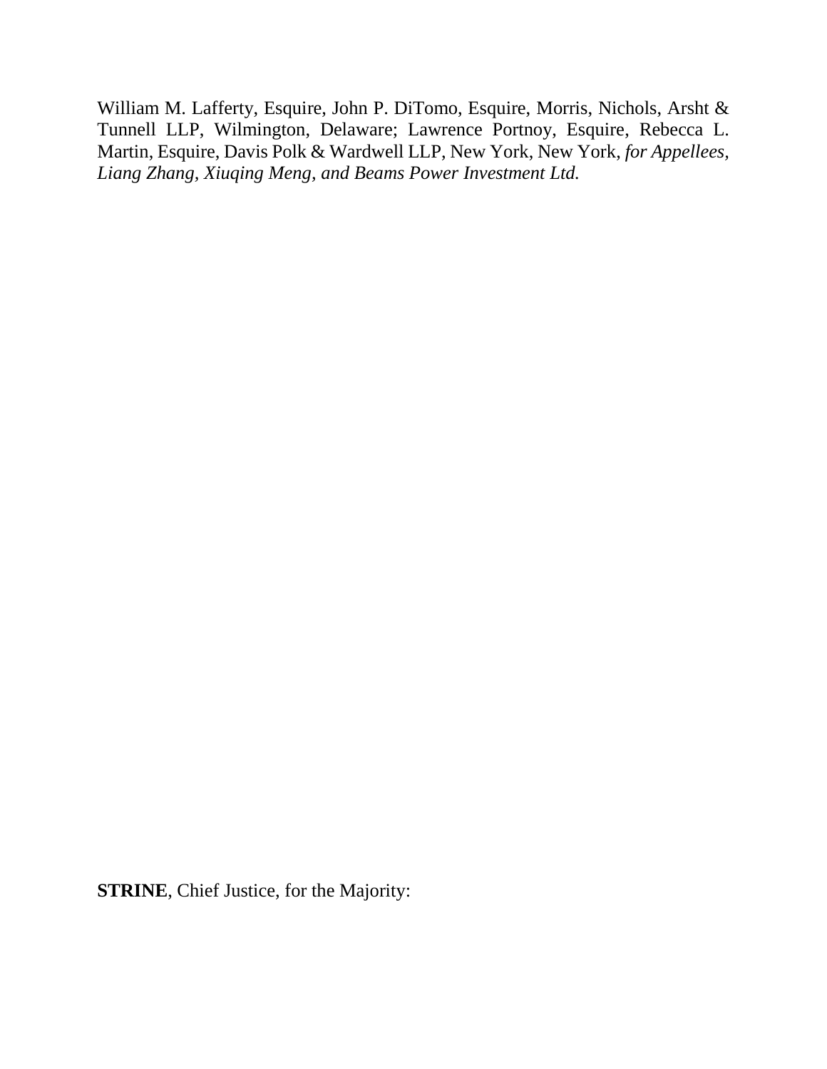William M. Lafferty, Esquire, John P. DiTomo, Esquire, Morris, Nichols, Arsht & Tunnell LLP, Wilmington, Delaware; Lawrence Portnoy, Esquire, Rebecca L. Martin, Esquire, Davis Polk & Wardwell LLP, New York, New York, *for Appellees, Liang Zhang, Xiuqing Meng, and Beams Power Investment Ltd.*

**STRINE**, Chief Justice, for the Majority: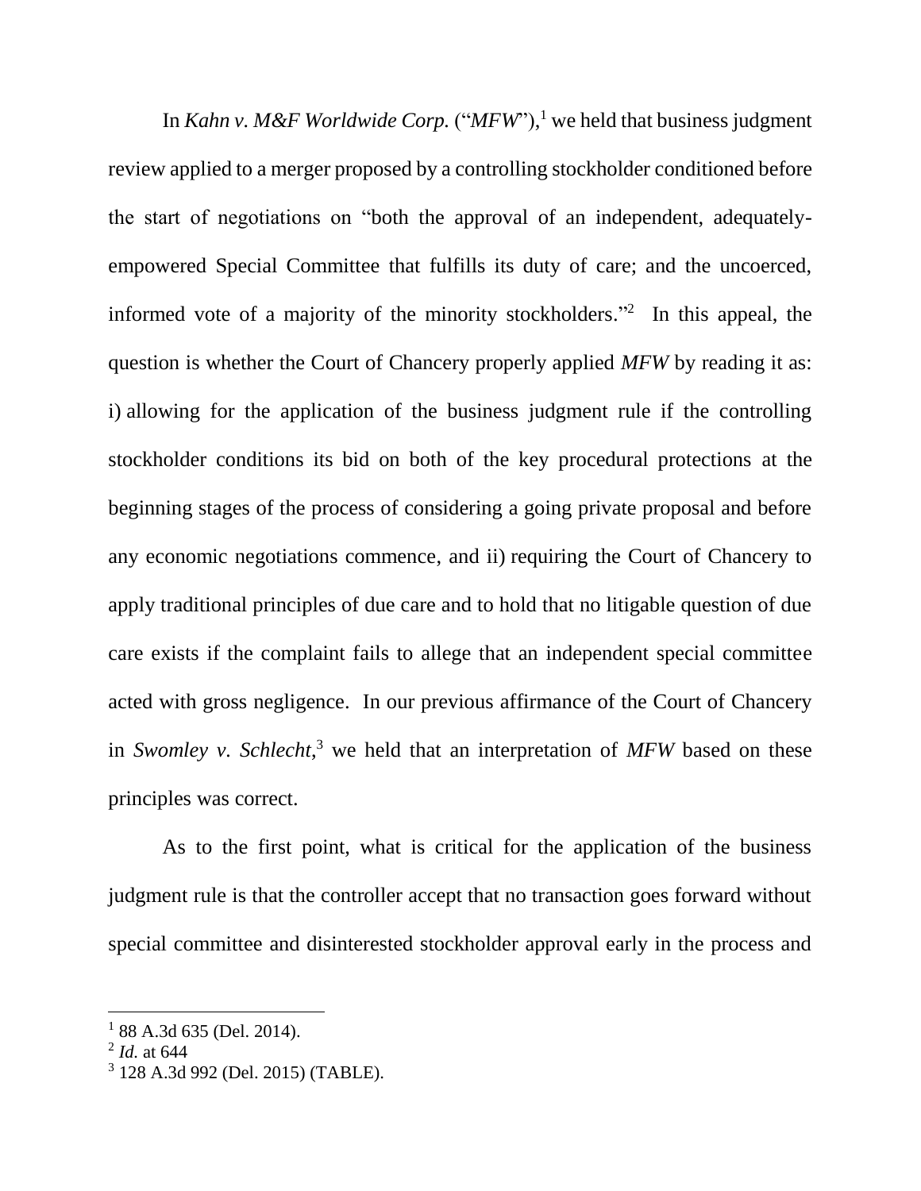In *Kahn v. M&F Worldwide Corp.* ("*MFW*"),[1] we held that business judgment review applied to a merger proposed by a controlling stockholder conditioned before the start of negotiations on "both the approval of an independent, adequately-empowered Special Committee that fulfills its duty of care; and the uncoerced, informed vote of a majority of the minority stockholders."[2] In this appeal, the question is whether the Court of Chancery properly applied *MFW* by reading it as: i) allowing for the application of the business judgment rule if the controlling stockholder conditions its bid on both of the key procedural protections at the beginning stages of the process of considering a going private proposal and before any economic negotiations commence, and ii) requiring the Court of Chancery to apply traditional principles of due care and to hold that no litigable question of due care exists if the complaint fails to allege that an independent special committee acted with gross negligence. In our previous affirmance of the Court of Chancery in *Swomley v. Schlecht*,[3] we held that an interpretation of *MFW* based on these principles was correct.

As to the first point, what is critical for the application of the business judgment rule is that the controller accept that no transaction goes forward without special committee and disinterested stockholder approval early in the process and

---

[1] 88 A.3d 635 (Del. 2014).

[2] *Id.* at 644

[3] 128 A.3d 992 (Del. 2015) (TABLE).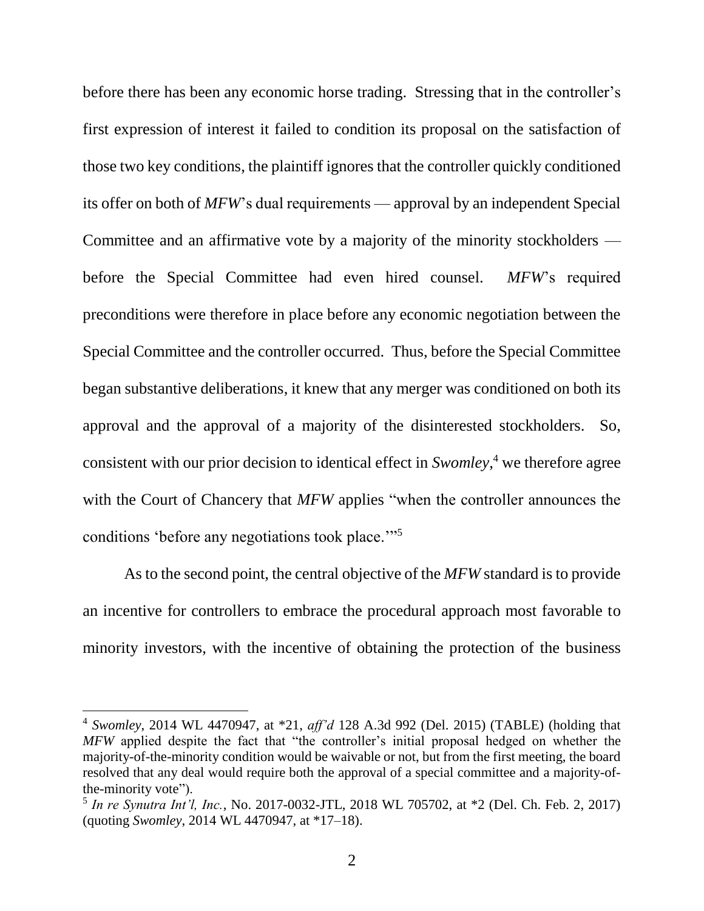before there has been any economic horse trading. Stressing that in the controller's first expression of interest it failed to condition its proposal on the satisfaction of those two key conditions, the plaintiff ignores that the controller quickly conditioned its offer on both of *MFW*'s dual requirements — approval by an independent Special Committee and an affirmative vote by a majority of the minority stockholders — before the Special Committee had even hired counsel. *MFW*'s required preconditions were therefore in place before any economic negotiation between the Special Committee and the controller occurred. Thus, before the Special Committee began substantive deliberations, it knew that any merger was conditioned on both its approval and the approval of a majority of the disinterested stockholders. So, consistent with our prior decision to identical effect in *Swomley*,[4] we therefore agree with the Court of Chancery that *MFW* applies "when the controller announces the conditions 'before any negotiations took place.'"[5]

As to the second point, the central objective of the *MFW* standard is to provide an incentive for controllers to embrace the procedural approach most favorable to minority investors, with the incentive of obtaining the protection of the business

---

[4] *Swomley*, 2014 WL 4470947, at *21, *aff'd* 128 A.3d 992 (Del. 2015) (TABLE) (holding that *MFW* applied despite the fact that "the controller's initial proposal hedged on whether the majority-of-the-minority condition would be waivable or not, but from the first meeting, the board resolved that any deal would require both the approval of a special committee and a majority-of-the-minority vote").

[5] *In re Synutra Int'l, Inc.*, No. 2017-0032-JTL, 2018 WL 705702, at *2 (Del. Ch. Feb. 2, 2017) (quoting *Swomley*, 2014 WL 4470947, at *17–18).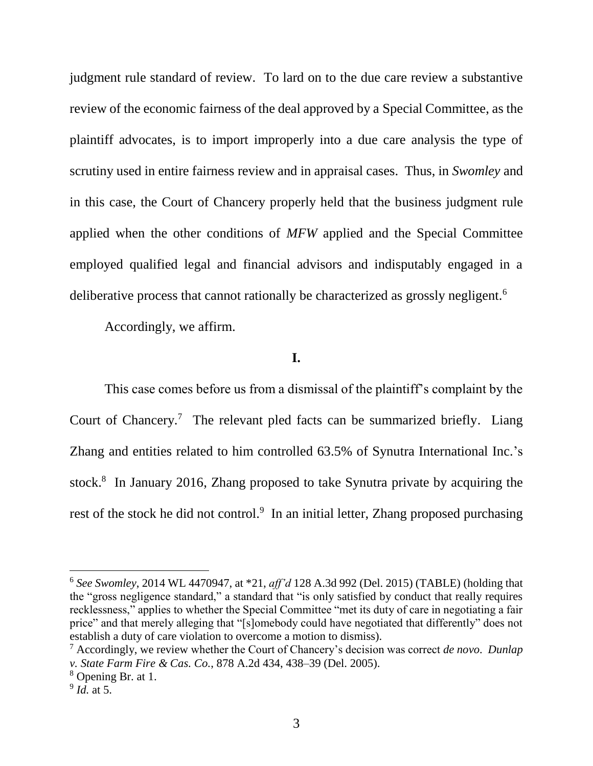judgment rule standard of review. To lard on to the due care review a substantive review of the economic fairness of the deal approved by a Special Committee, as the plaintiff advocates, is to import improperly into a due care analysis the type of scrutiny used in entire fairness review and in appraisal cases. Thus, in *Swomley* and in this case, the Court of Chancery properly held that the business judgment rule applied when the other conditions of *MFW* applied and the Special Committee employed qualified legal and financial advisors and indisputably engaged in a deliberative process that cannot rationally be characterized as grossly negligent.[6]

Accordingly, we affirm.

**I.**

This case comes before us from a dismissal of the plaintiff's complaint by the Court of Chancery.[7] The relevant pled facts can be summarized briefly. Liang Zhang and entities related to him controlled 63.5% of Synutra International Inc.'s stock.[8] In January 2016, Zhang proposed to take Synutra private by acquiring the rest of the stock he did not control.[9] In an initial letter, Zhang proposed purchasing

---

[6] *See Swomley*, 2014 WL 4470947, at *21, *aff'd* 128 A.3d 992 (Del. 2015) (TABLE) (holding that the "gross negligence standard," a standard that "is only satisfied by conduct that really requires recklessness," applies to whether the Special Committee "met its duty of care in negotiating a fair price" and that merely alleging that "[s]omebody could have negotiated that differently" does not establish a duty of care violation to overcome a motion to dismiss).

[7] Accordingly, we review whether the Court of Chancery's decision was correct *de novo*. *Dunlap v. State Farm Fire & Cas. Co.*, 878 A.2d 434, 438–39 (Del. 2005).

[8] Opening Br. at 1.

[9] *Id.* at 5.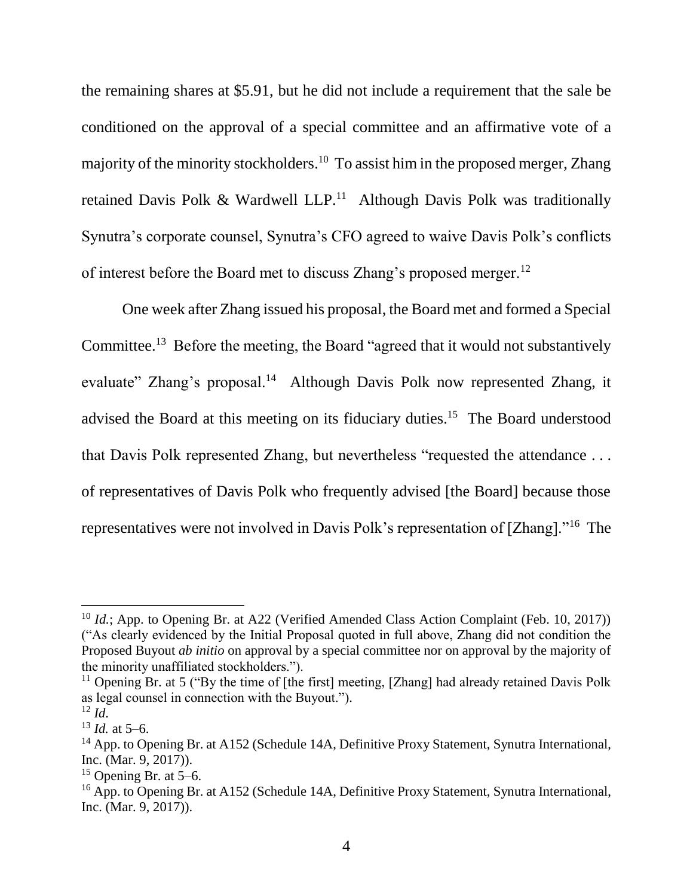the remaining shares at $5.91, but he did not include a requirement that the sale be conditioned on the approval of a special committee and an affirmative vote of a majority of the minority stockholders.[10] To assist him in the proposed merger, Zhang retained Davis Polk & Wardwell LLP.[11] Although Davis Polk was traditionally Synutra's corporate counsel, Synutra's CFO agreed to waive Davis Polk's conflicts of interest before the Board met to discuss Zhang's proposed merger.[12]

One week after Zhang issued his proposal, the Board met and formed a Special Committee.[13] Before the meeting, the Board "agreed that it would not substantively evaluate" Zhang's proposal.[14] Although Davis Polk now represented Zhang, it advised the Board at this meeting on its fiduciary duties.[15] The Board understood that Davis Polk represented Zhang, but nevertheless "requested the attendance . . . of representatives of Davis Polk who frequently advised [the Board] because those representatives were not involved in Davis Polk's representation of [Zhang]."[16] The

---

[10] *Id.*; App. to Opening Br. at A22 (Verified Amended Class Action Complaint (Feb. 10, 2017)) ("As clearly evidenced by the Initial Proposal quoted in full above, Zhang did not condition the Proposed Buyout *ab initio* on approval by a special committee nor on approval by the majority of the minority unaffiliated stockholders.").

[11] Opening Br. at 5 ("By the time of [the first] meeting, [Zhang] had already retained Davis Polk as legal counsel in connection with the Buyout.").

[12] *Id.*

[13] *Id.* at 5–6.

[14] App. to Opening Br. at A152 (Schedule 14A, Definitive Proxy Statement, Synutra International, Inc. (Mar. 9, 2017)).

[15] Opening Br. at 5–6.

[16] App. to Opening Br. at A152 (Schedule 14A, Definitive Proxy Statement, Synutra International, Inc. (Mar. 9, 2017)).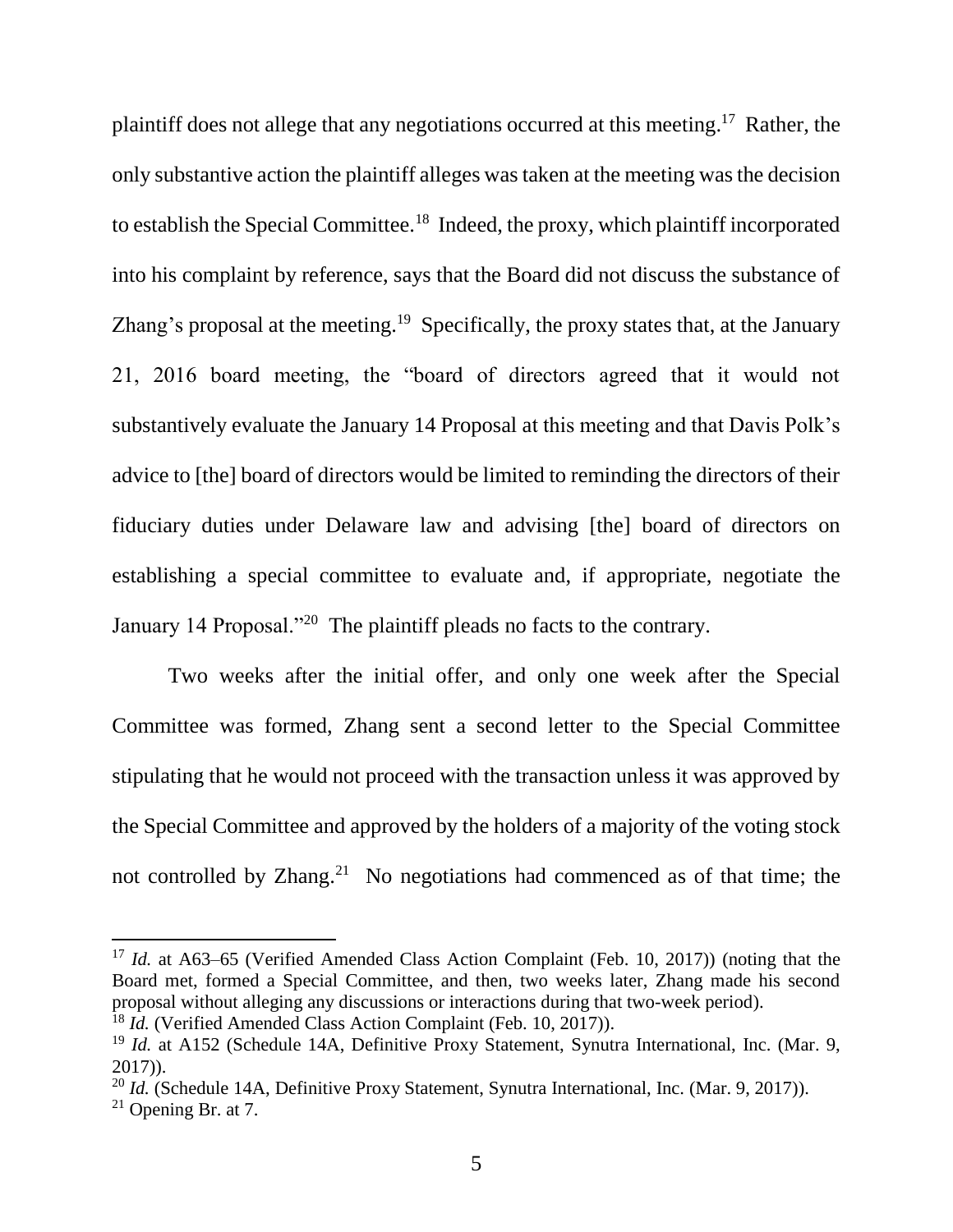plaintiff does not allege that any negotiations occurred at this meeting.[17] Rather, the only substantive action the plaintiff alleges was taken at the meeting was the decision to establish the Special Committee.[18] Indeed, the proxy, which plaintiff incorporated into his complaint by reference, says that the Board did not discuss the substance of Zhang's proposal at the meeting.[19] Specifically, the proxy states that, at the January 21, 2016 board meeting, the "board of directors agreed that it would not substantively evaluate the January 14 Proposal at this meeting and that Davis Polk's advice to [the] board of directors would be limited to reminding the directors of their fiduciary duties under Delaware law and advising [the] board of directors on establishing a special committee to evaluate and, if appropriate, negotiate the January 14 Proposal."[20] The plaintiff pleads no facts to the contrary.

Two weeks after the initial offer, and only one week after the Special Committee was formed, Zhang sent a second letter to the Special Committee stipulating that he would not proceed with the transaction unless it was approved by the Special Committee and approved by the holders of a majority of the voting stock not controlled by Zhang.[21] No negotiations had commenced as of that time; the

---

[17] *Id.* at A63–65 (Verified Amended Class Action Complaint (Feb. 10, 2017)) (noting that the Board met, formed a Special Committee, and then, two weeks later, Zhang made his second proposal without alleging any discussions or interactions during that two-week period).

[18] *Id.* (Verified Amended Class Action Complaint (Feb. 10, 2017)).

[19] *Id.* at A152 (Schedule 14A, Definitive Proxy Statement, Synutra International, Inc. (Mar. 9, 2017)).

[20] *Id.* (Schedule 14A, Definitive Proxy Statement, Synutra International, Inc. (Mar. 9, 2017)).

[21] Opening Br. at 7.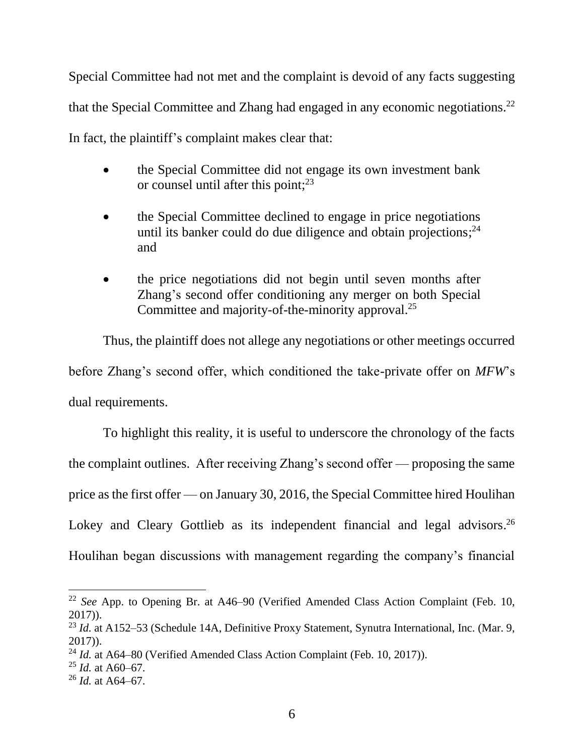Special Committee had not met and the complaint is devoid of any facts suggesting that the Special Committee and Zhang had engaged in any economic negotiations.[22] In fact, the plaintiff's complaint makes clear that:

- the Special Committee did not engage its own investment bank or counsel until after this point;[23]
- the Special Committee declined to engage in price negotiations until its banker could do due diligence and obtain projections;[24] and
- the price negotiations did not begin until seven months after Zhang's second offer conditioning any merger on both Special Committee and majority-of-the-minority approval.[25]

Thus, the plaintiff does not allege any negotiations or other meetings occurred before Zhang's second offer, which conditioned the take-private offer on *MFW*'s dual requirements.

To highlight this reality, it is useful to underscore the chronology of the facts the complaint outlines. After receiving Zhang's second offer — proposing the same price as the first offer — on January 30, 2016, the Special Committee hired Houlihan Lokey and Cleary Gottlieb as its independent financial and legal advisors.[26] Houlihan began discussions with management regarding the company's financial

---

[22] *See* App. to Opening Br. at A46–90 (Verified Amended Class Action Complaint (Feb. 10, 2017)).

[23] *Id.* at A152–53 (Schedule 14A, Definitive Proxy Statement, Synutra International, Inc. (Mar. 9, 2017)).

[24] *Id.* at A64–80 (Verified Amended Class Action Complaint (Feb. 10, 2017)).

[25] *Id.* at A60–67.

[26] *Id.* at A64–67.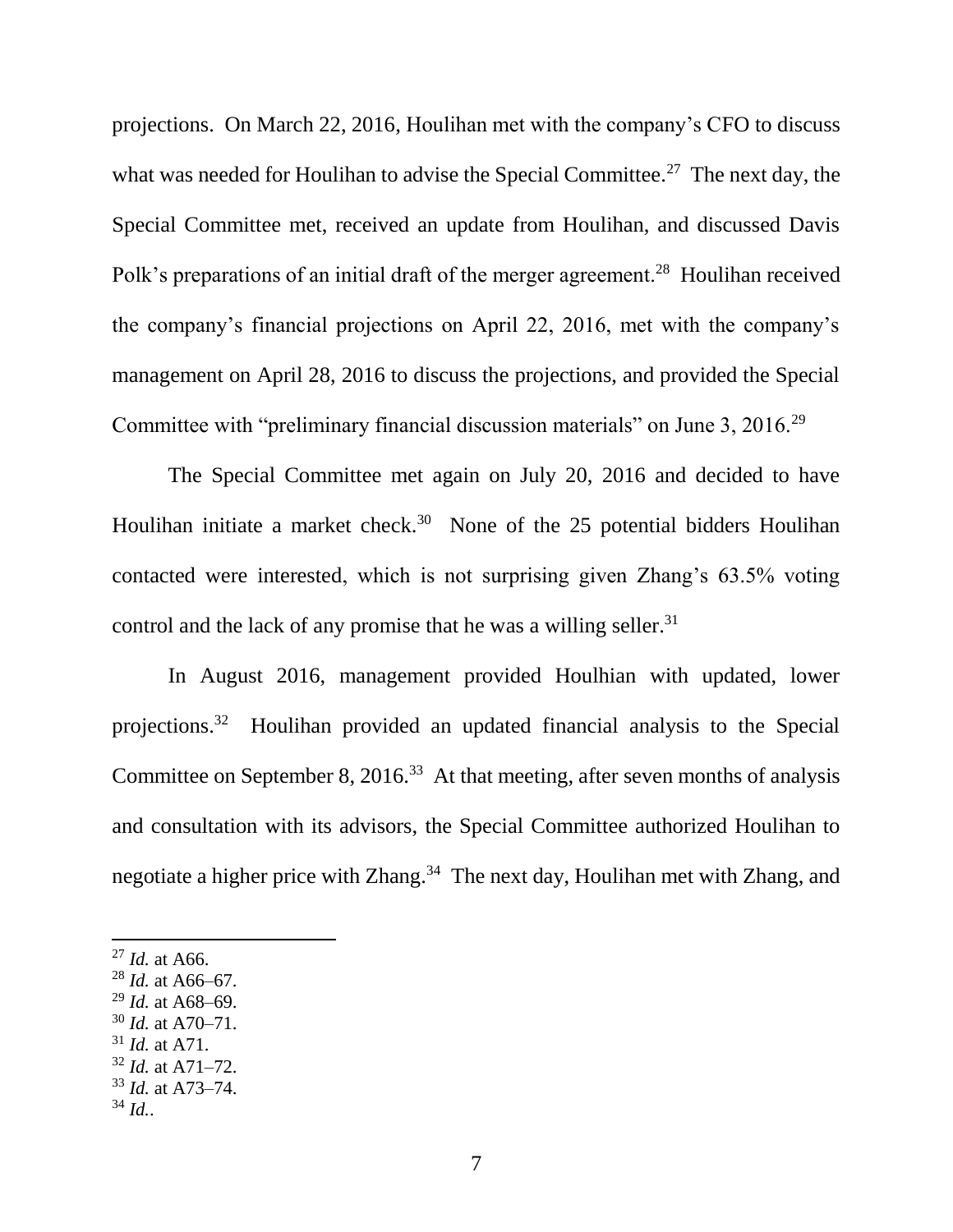projections. On March 22, 2016, Houlihan met with the company's CFO to discuss what was needed for Houlihan to advise the Special Committee.[27] The next day, the Special Committee met, received an update from Houlihan, and discussed Davis Polk's preparations of an initial draft of the merger agreement.[28] Houlihan received the company's financial projections on April 22, 2016, met with the company's management on April 28, 2016 to discuss the projections, and provided the Special Committee with "preliminary financial discussion materials" on June 3, 2016.[29]

The Special Committee met again on July 20, 2016 and decided to have Houlihan initiate a market check.[30] None of the 25 potential bidders Houlihan contacted were interested, which is not surprising given Zhang's 63.5% voting control and the lack of any promise that he was a willing seller.[31]

In August 2016, management provided Houlhian with updated, lower projections.[32] Houlihan provided an updated financial analysis to the Special Committee on September 8, 2016.[33] At that meeting, after seven months of analysis and consultation with its advisors, the Special Committee authorized Houlihan to negotiate a higher price with Zhang.[34] The next day, Houlihan met with Zhang, and

---

[27] *Id.* at A66.

[28] *Id.* at A66–67.

[29] *Id.* at A68–69.

[30] *Id.* at A70–71.

[31] *Id.* at A71.

[32] *Id.* at A71–72.

[33] *Id.* at A73–74.

[34] *Id.*.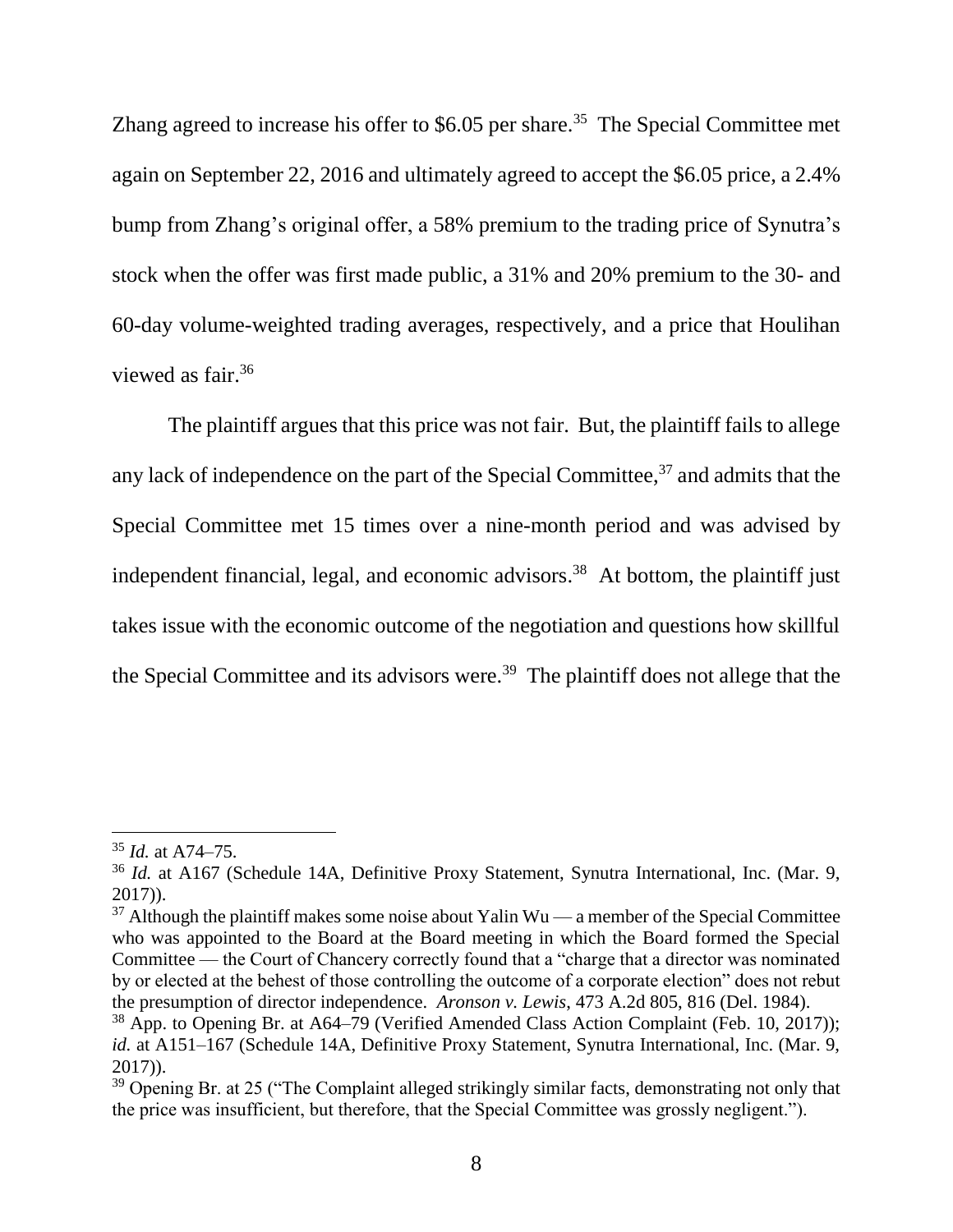Zhang agreed to increase his offer to $6.05 per share.[35] The Special Committee met again on September 22, 2016 and ultimately agreed to accept the $6.05 price, a 2.4% bump from Zhang's original offer, a 58% premium to the trading price of Synutra's stock when the offer was first made public, a 31% and 20% premium to the 30- and 60-day volume-weighted trading averages, respectively, and a price that Houlihan viewed as fair.[36]

The plaintiff argues that this price was not fair. But, the plaintiff fails to allege any lack of independence on the part of the Special Committee,[37] and admits that the Special Committee met 15 times over a nine-month period and was advised by independent financial, legal, and economic advisors.[38] At bottom, the plaintiff just takes issue with the economic outcome of the negotiation and questions how skillful the Special Committee and its advisors were.[39] The plaintiff does not allege that the

---

[35] *Id.* at A74–75.

[36] *Id.* at A167 (Schedule 14A, Definitive Proxy Statement, Synutra International, Inc. (Mar. 9, 2017)).

[37] Although the plaintiff makes some noise about Yalin Wu — a member of the Special Committee who was appointed to the Board at the Board meeting in which the Board formed the Special Committee — the Court of Chancery correctly found that a "charge that a director was nominated by or elected at the behest of those controlling the outcome of a corporate election" does not rebut the presumption of director independence. *Aronson v. Lewis*, 473 A.2d 805, 816 (Del. 1984).

[38] App. to Opening Br. at A64–79 (Verified Amended Class Action Complaint (Feb. 10, 2017)); *id.* at A151–167 (Schedule 14A, Definitive Proxy Statement, Synutra International, Inc. (Mar. 9, 2017)).

[39] Opening Br. at 25 ("The Complaint alleged strikingly similar facts, demonstrating not only that the price was insufficient, but therefore, that the Special Committee was grossly negligent.").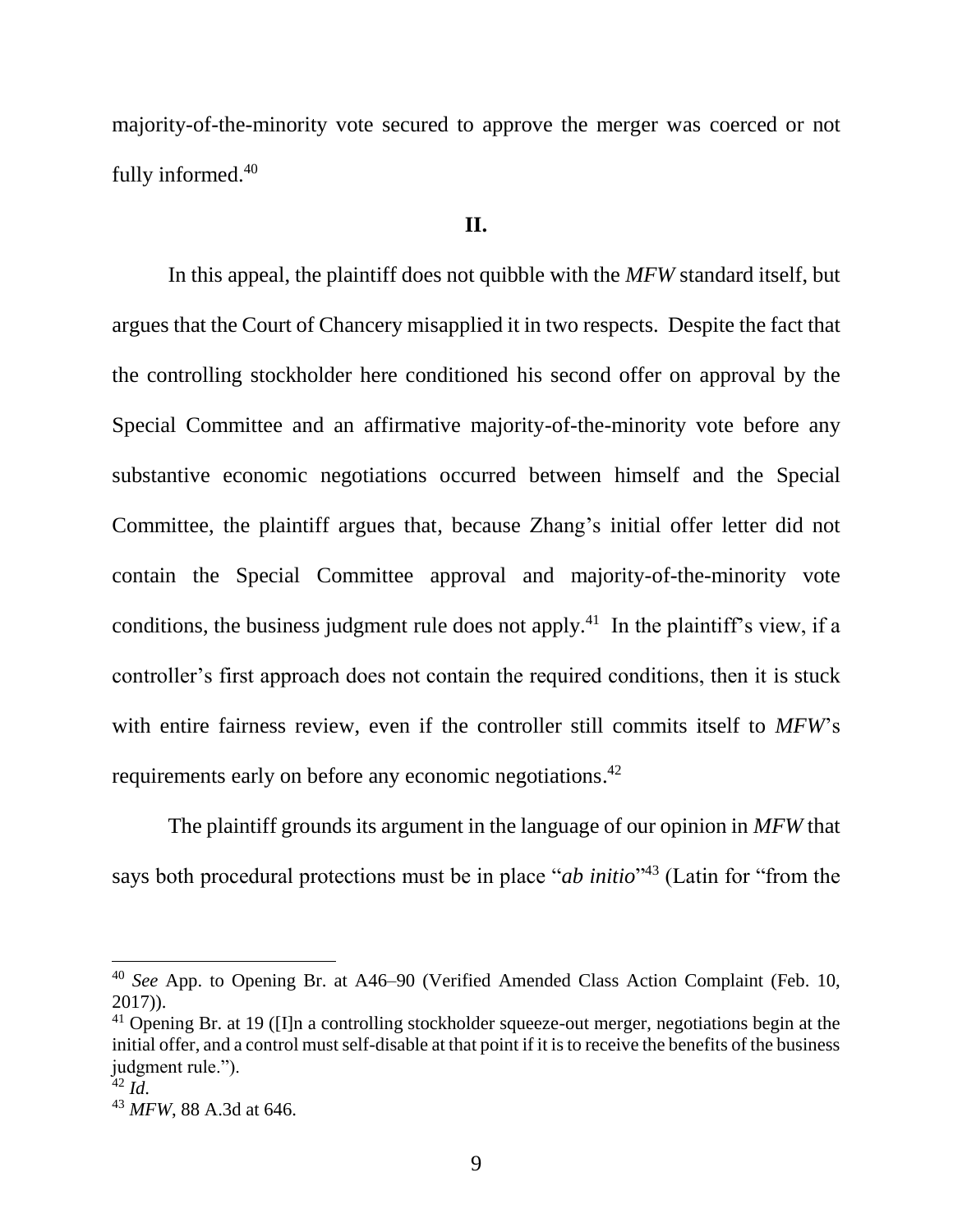majority-of-the-minority vote secured to approve the merger was coerced or not fully informed.[40]

## II.

In this appeal, the plaintiff does not quibble with the *MFW* standard itself, but argues that the Court of Chancery misapplied it in two respects. Despite the fact that the controlling stockholder here conditioned his second offer on approval by the Special Committee and an affirmative majority-of-the-minority vote before any substantive economic negotiations occurred between himself and the Special Committee, the plaintiff argues that, because Zhang's initial offer letter did not contain the Special Committee approval and majority-of-the-minority vote conditions, the business judgment rule does not apply.[41] In the plaintiff's view, if a controller's first approach does not contain the required conditions, then it is stuck with entire fairness review, even if the controller still commits itself to *MFW*'s requirements early on before any economic negotiations.[42]

The plaintiff grounds its argument in the language of our opinion in *MFW* that says both procedural protections must be in place "*ab initio*"[43] (Latin for "from the

---

[40] *See* App. to Opening Br. at A46–90 (Verified Amended Class Action Complaint (Feb. 10, 2017)).

[41] Opening Br. at 19 ([I]n a controlling stockholder squeeze-out merger, negotiations begin at the initial offer, and a control must self-disable at that point if it is to receive the benefits of the business judgment rule.").

[42] *Id*.

[43] *MFW*, 88 A.3d at 646.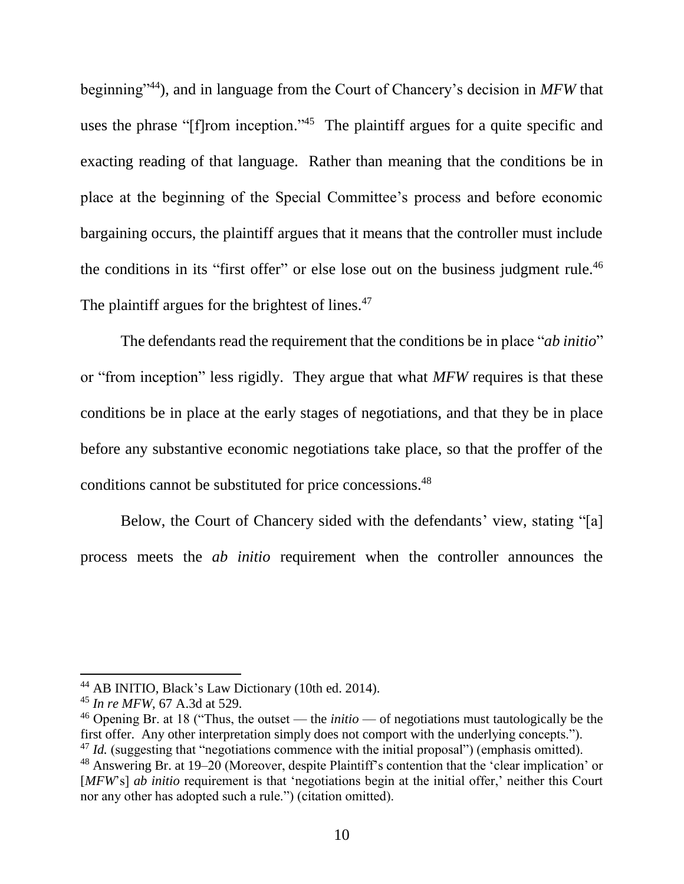beginning"[44]), and in language from the Court of Chancery's decision in *MFW* that uses the phrase "[f]rom inception."[45] The plaintiff argues for a quite specific and exacting reading of that language. Rather than meaning that the conditions be in place at the beginning of the Special Committee's process and before economic bargaining occurs, the plaintiff argues that it means that the controller must include the conditions in its "first offer" or else lose out on the business judgment rule.[46] The plaintiff argues for the brightest of lines.[47]

The defendants read the requirement that the conditions be in place "*ab initio*" or "from inception" less rigidly. They argue that what *MFW* requires is that these conditions be in place at the early stages of negotiations, and that they be in place before any substantive economic negotiations take place, so that the proffer of the conditions cannot be substituted for price concessions.[48]

Below, the Court of Chancery sided with the defendants' view, stating "[a] process meets the *ab initio* requirement when the controller announces the

---

[44] AB INITIO, Black's Law Dictionary (10th ed. 2014).

[45] *In re MFW*, 67 A.3d at 529.

[46] Opening Br. at 18 ("Thus, the outset — the *initio* — of negotiations must tautologically be the first offer. Any other interpretation simply does not comport with the underlying concepts.").

[47] *Id.* (suggesting that "negotiations commence with the initial proposal") (emphasis omitted).

[48] Answering Br. at 19–20 (Moreover, despite Plaintiff's contention that the 'clear implication' or [*MFW*'s] *ab initio* requirement is that 'negotiations begin at the initial offer,' neither this Court nor any other has adopted such a rule.") (citation omitted).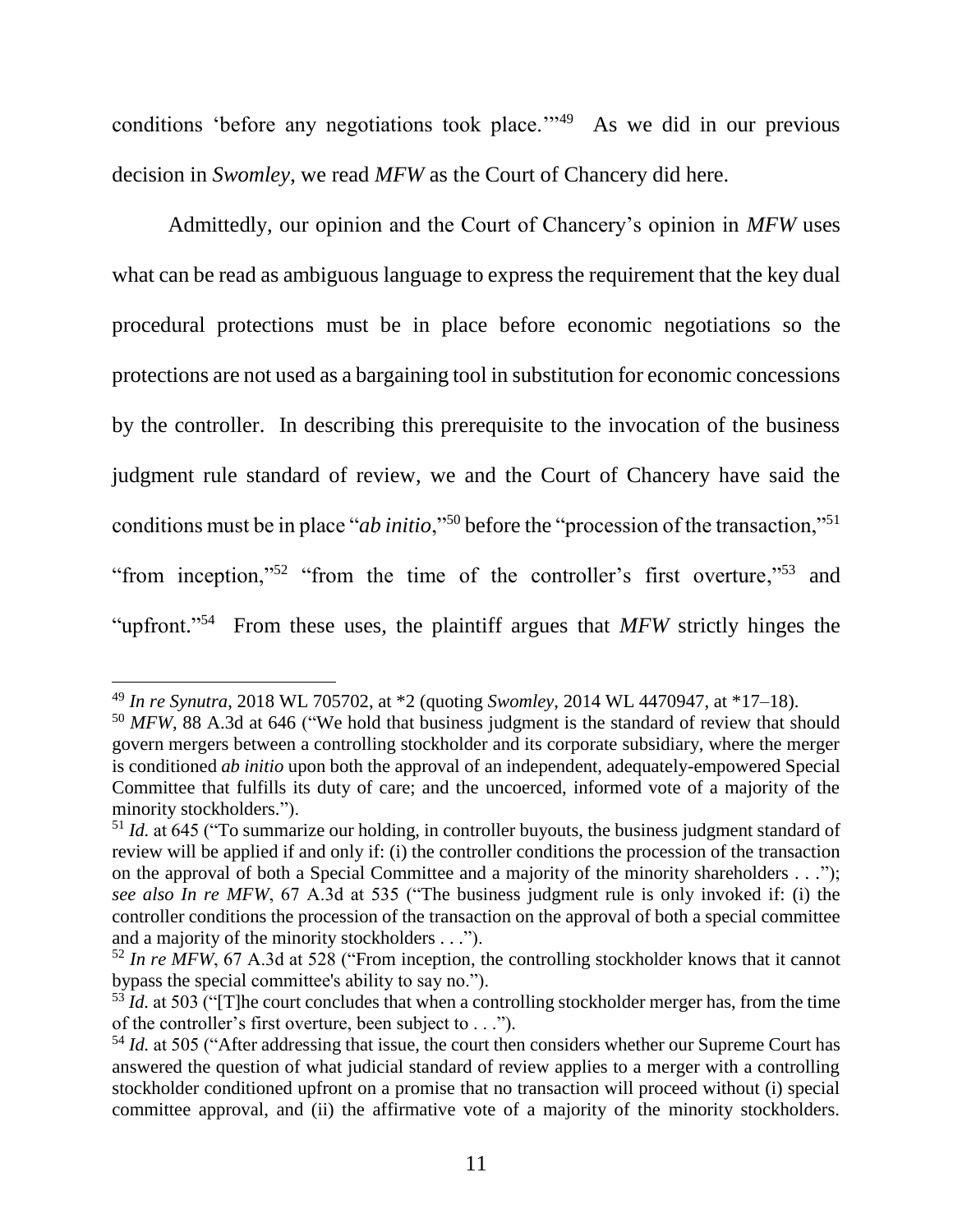conditions 'before any negotiations took place.'"[49] As we did in our previous decision in *Swomley*, we read *MFW* as the Court of Chancery did here.

Admittedly, our opinion and the Court of Chancery's opinion in *MFW* uses what can be read as ambiguous language to express the requirement that the key dual procedural protections must be in place before economic negotiations so the protections are not used as a bargaining tool in substitution for economic concessions by the controller. In describing this prerequisite to the invocation of the business judgment rule standard of review, we and the Court of Chancery have said the conditions must be in place "*ab initio*,"[50] before the "procession of the transaction,"[51] "from inception,"[52] "from the time of the controller's first overture,"[53] and "upfront."[54] From these uses, the plaintiff argues that *MFW* strictly hinges the

---

[49] *In re Synutra*, 2018 WL 705702, at *2 (quoting *Swomley*, 2014 WL 4470947, at *17–18).

[50] *MFW*, 88 A.3d at 646 ("We hold that business judgment is the standard of review that should govern mergers between a controlling stockholder and its corporate subsidiary, where the merger is conditioned *ab initio* upon both the approval of an independent, adequately-empowered Special Committee that fulfills its duty of care; and the uncoerced, informed vote of a majority of the minority stockholders.").

[51] *Id.* at 645 ("To summarize our holding, in controller buyouts, the business judgment standard of review will be applied if and only if: (i) the controller conditions the procession of the transaction on the approval of both a Special Committee and a majority of the minority shareholders . . ."); *see also In re MFW*, 67 A.3d at 535 ("The business judgment rule is only invoked if: (i) the controller conditions the procession of the transaction on the approval of both a special committee and a majority of the minority stockholders . . .").

[52] *In re MFW*, 67 A.3d at 528 ("From inception, the controlling stockholder knows that it cannot bypass the special committee's ability to say no.").

[53] *Id.* at 503 ("[T]he court concludes that when a controlling stockholder merger has, from the time of the controller's first overture, been subject to . . .").

[54] *Id.* at 505 ("After addressing that issue, the court then considers whether our Supreme Court has answered the question of what judicial standard of review applies to a merger with a controlling stockholder conditioned upfront on a promise that no transaction will proceed without (i) special committee approval, and (ii) the affirmative vote of a majority of the minority stockholders.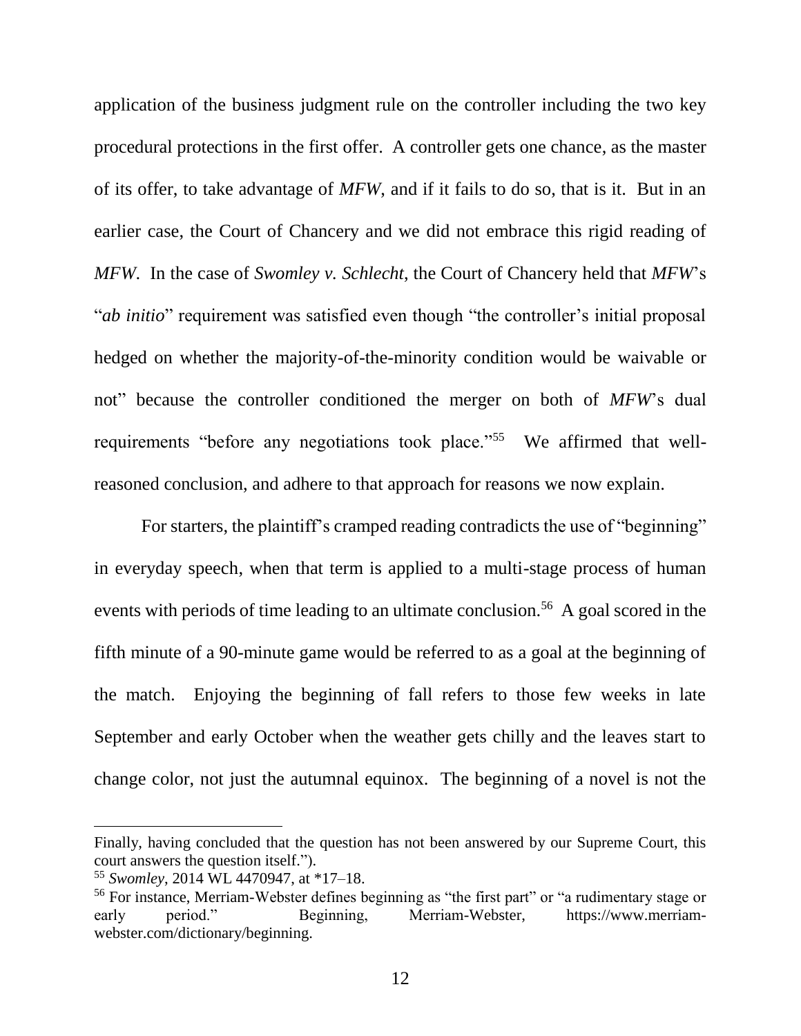application of the business judgment rule on the controller including the two key procedural protections in the first offer. A controller gets one chance, as the master of its offer, to take advantage of *MFW*, and if it fails to do so, that is it. But in an earlier case, the Court of Chancery and we did not embrace this rigid reading of *MFW*. In the case of *Swomley v. Schlecht*, the Court of Chancery held that *MFW*'s "*ab initio*" requirement was satisfied even though "the controller's initial proposal hedged on whether the majority-of-the-minority condition would be waivable or not" because the controller conditioned the merger on both of *MFW*'s dual requirements "before any negotiations took place."[55] We affirmed that well-reasoned conclusion, and adhere to that approach for reasons we now explain.

For starters, the plaintiff's cramped reading contradicts the use of "beginning" in everyday speech, when that term is applied to a multi-stage process of human events with periods of time leading to an ultimate conclusion.[56] A goal scored in the fifth minute of a 90-minute game would be referred to as a goal at the beginning of the match. Enjoying the beginning of fall refers to those few weeks in late September and early October when the weather gets chilly and the leaves start to change color, not just the autumnal equinox. The beginning of a novel is not the

---

Finally, having concluded that the question has not been answered by our Supreme Court, this court answers the question itself.").

[55] *Swomley*, 2014 WL 4470947, at *17–18.

[56] For instance, Merriam-Webster defines beginning as "the first part" or "a rudimentary stage or early period." Beginning, Merriam-Webster, https://www.merriam-webster.com/dictionary/beginning.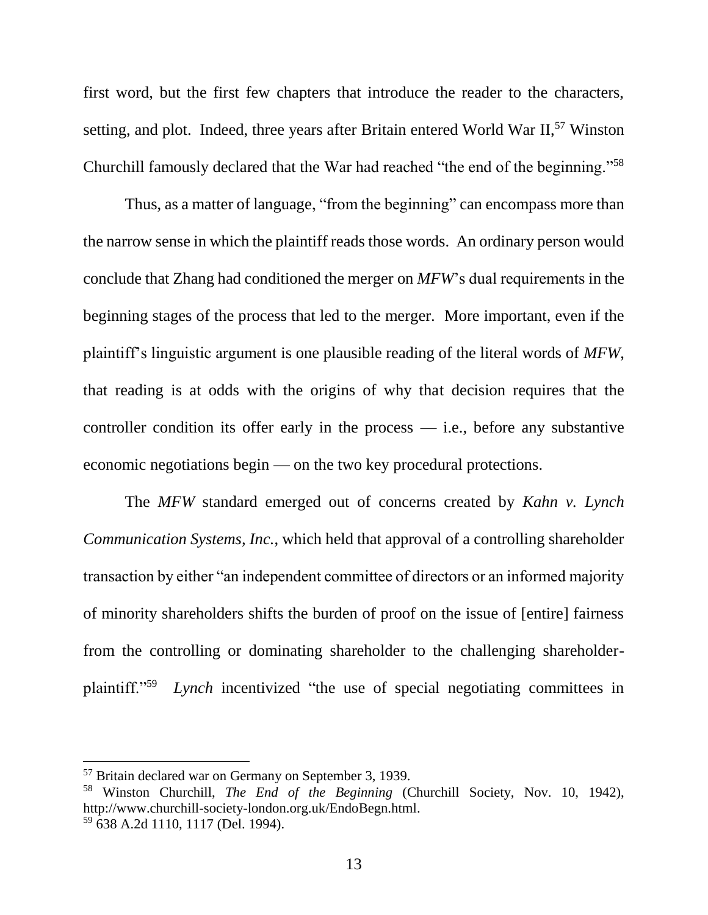first word, but the first few chapters that introduce the reader to the characters, setting, and plot. Indeed, three years after Britain entered World War II,[57] Winston Churchill famously declared that the War had reached "the end of the beginning."[58]

Thus, as a matter of language, "from the beginning" can encompass more than the narrow sense in which the plaintiff reads those words. An ordinary person would conclude that Zhang had conditioned the merger on *MFW*'s dual requirements in the beginning stages of the process that led to the merger. More important, even if the plaintiff's linguistic argument is one plausible reading of the literal words of *MFW*, that reading is at odds with the origins of why that decision requires that the controller condition its offer early in the process — i.e., before any substantive economic negotiations begin — on the two key procedural protections.

The *MFW* standard emerged out of concerns created by *Kahn v. Lynch Communication Systems, Inc.*, which held that approval of a controlling shareholder transaction by either "an independent committee of directors or an informed majority of minority shareholders shifts the burden of proof on the issue of [entire] fairness from the controlling or dominating shareholder to the challenging shareholder-plaintiff."[59] *Lynch* incentivized "the use of special negotiating committees in

---

[57] Britain declared war on Germany on September 3, 1939.

[58] Winston Churchill, *The End of the Beginning* (Churchill Society, Nov. 10, 1942), http://www.churchill-society-london.org.uk/EndoBegn.html.

[59] 638 A.2d 1110, 1117 (Del. 1994).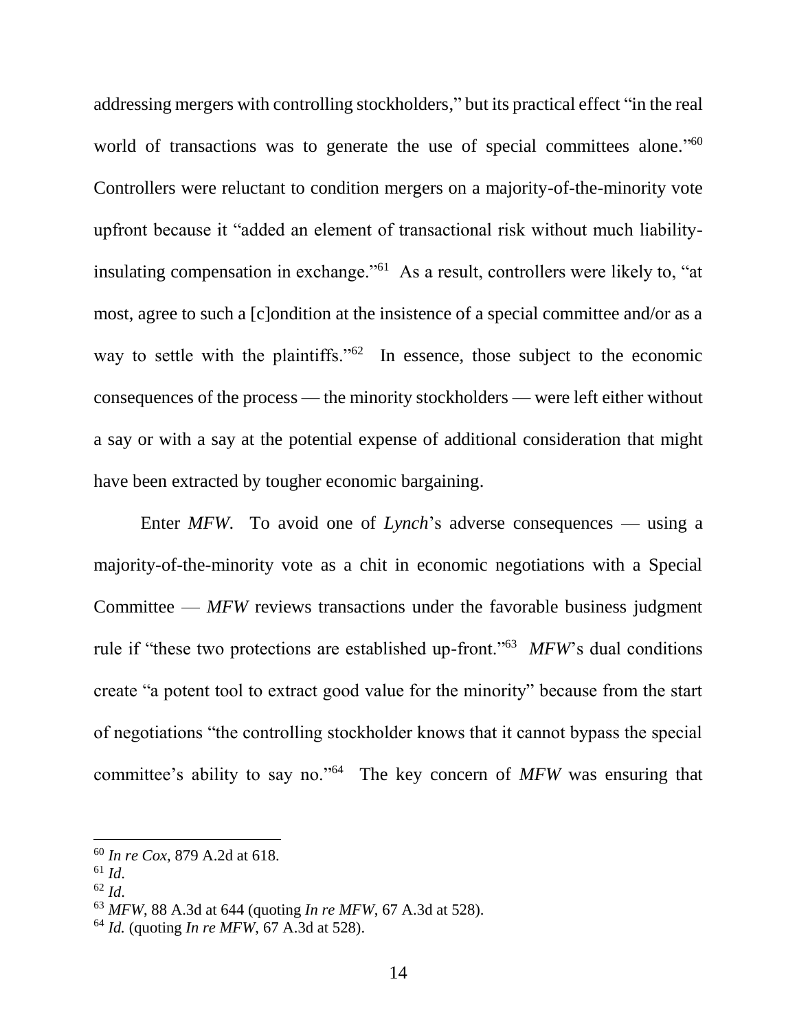addressing mergers with controlling stockholders," but its practical effect "in the real world of transactions was to generate the use of special committees alone."[60] Controllers were reluctant to condition mergers on a majority-of-the-minority vote upfront because it "added an element of transactional risk without much liability-insulating compensation in exchange."[61] As a result, controllers were likely to, "at most, agree to such a [c]ondition at the insistence of a special committee and/or as a way to settle with the plaintiffs."[62] In essence, those subject to the economic consequences of the process — the minority stockholders — were left either without a say or with a say at the potential expense of additional consideration that might have been extracted by tougher economic bargaining.

Enter *MFW*. To avoid one of *Lynch*'s adverse consequences — using a majority-of-the-minority vote as a chit in economic negotiations with a Special Committee — *MFW* reviews transactions under the favorable business judgment rule if "these two protections are established up-front."[63] *MFW*'s dual conditions create "a potent tool to extract good value for the minority" because from the start of negotiations "the controlling stockholder knows that it cannot bypass the special committee's ability to say no."[64] The key concern of *MFW* was ensuring that

---

[60] *In re Cox*, 879 A.2d at 618.

[61] *Id.*

[62] *Id.*

[63] *MFW*, 88 A.3d at 644 (quoting *In re MFW*, 67 A.3d at 528).

[64] *Id.* (quoting *In re MFW*, 67 A.3d at 528).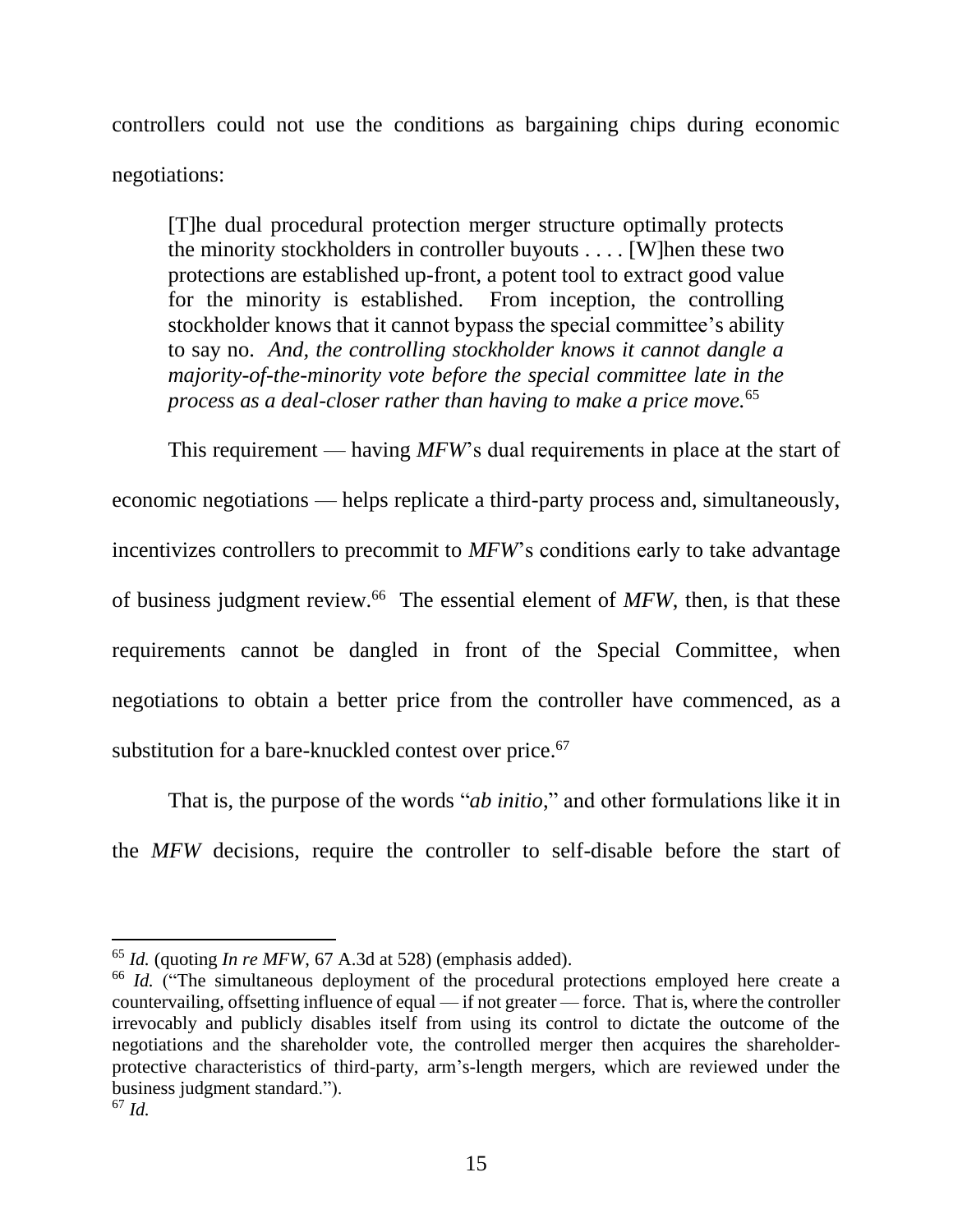controllers could not use the conditions as bargaining chips during economic negotiations:

> [T]he dual procedural protection merger structure optimally protects the minority stockholders in controller buyouts . . . . [W]hen these two protections are established up-front, a potent tool to extract good value for the minority is established. From inception, the controlling stockholder knows that it cannot bypass the special committee's ability to say no. *And, the controlling stockholder knows it cannot dangle a majority-of-the-minority vote before the special committee late in the process as a deal-closer rather than having to make a price move.*[65]

This requirement — having *MFW*'s dual requirements in place at the start of economic negotiations — helps replicate a third-party process and, simultaneously, incentivizes controllers to precommit to *MFW*'s conditions early to take advantage of business judgment review.[66] The essential element of *MFW*, then, is that these requirements cannot be dangled in front of the Special Committee, when negotiations to obtain a better price from the controller have commenced, as a substitution for a bare-knuckled contest over price.[67]

That is, the purpose of the words "*ab initio*," and other formulations like it in the *MFW* decisions, require the controller to self-disable before the start of

---

[65] *Id.* (quoting *In re MFW*, 67 A.3d at 528) (emphasis added).

[66] *Id.* ("The simultaneous deployment of the procedural protections employed here create a countervailing, offsetting influence of equal — if not greater — force. That is, where the controller irrevocably and publicly disables itself from using its control to dictate the outcome of the negotiations and the shareholder vote, the controlled merger then acquires the shareholder-protective characteristics of third-party, arm's-length mergers, which are reviewed under the business judgment standard.").

[67] *Id.*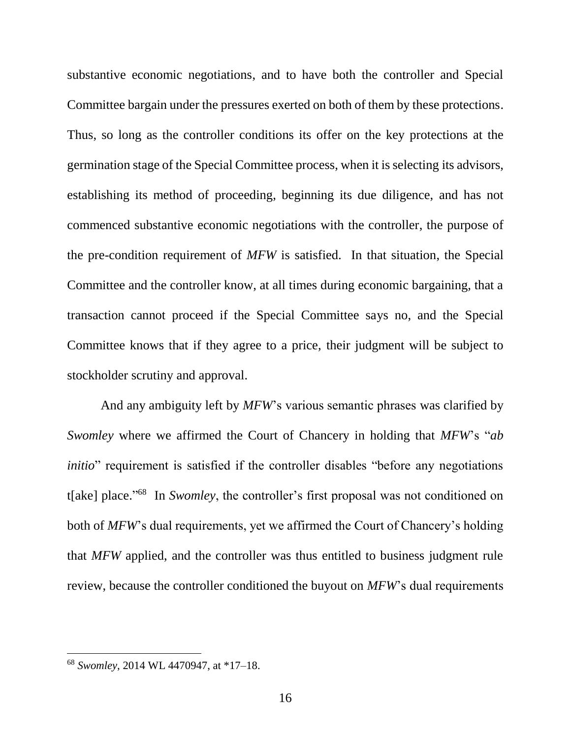substantive economic negotiations, and to have both the controller and Special Committee bargain under the pressures exerted on both of them by these protections. Thus, so long as the controller conditions its offer on the key protections at the germination stage of the Special Committee process, when it is selecting its advisors, establishing its method of proceeding, beginning its due diligence, and has not commenced substantive economic negotiations with the controller, the purpose of the pre-condition requirement of *MFW* is satisfied. In that situation, the Special Committee and the controller know, at all times during economic bargaining, that a transaction cannot proceed if the Special Committee says no, and the Special Committee knows that if they agree to a price, their judgment will be subject to stockholder scrutiny and approval.

And any ambiguity left by *MFW*'s various semantic phrases was clarified by *Swomley* where we affirmed the Court of Chancery in holding that *MFW*'s "*ab initio*" requirement is satisfied if the controller disables "before any negotiations t[ake] place."[68] In *Swomley*, the controller's first proposal was not conditioned on both of *MFW*'s dual requirements, yet we affirmed the Court of Chancery's holding that *MFW* applied, and the controller was thus entitled to business judgment rule review, because the controller conditioned the buyout on *MFW*'s dual requirements

---

[68] *Swomley*, 2014 WL 4470947, at *17–18.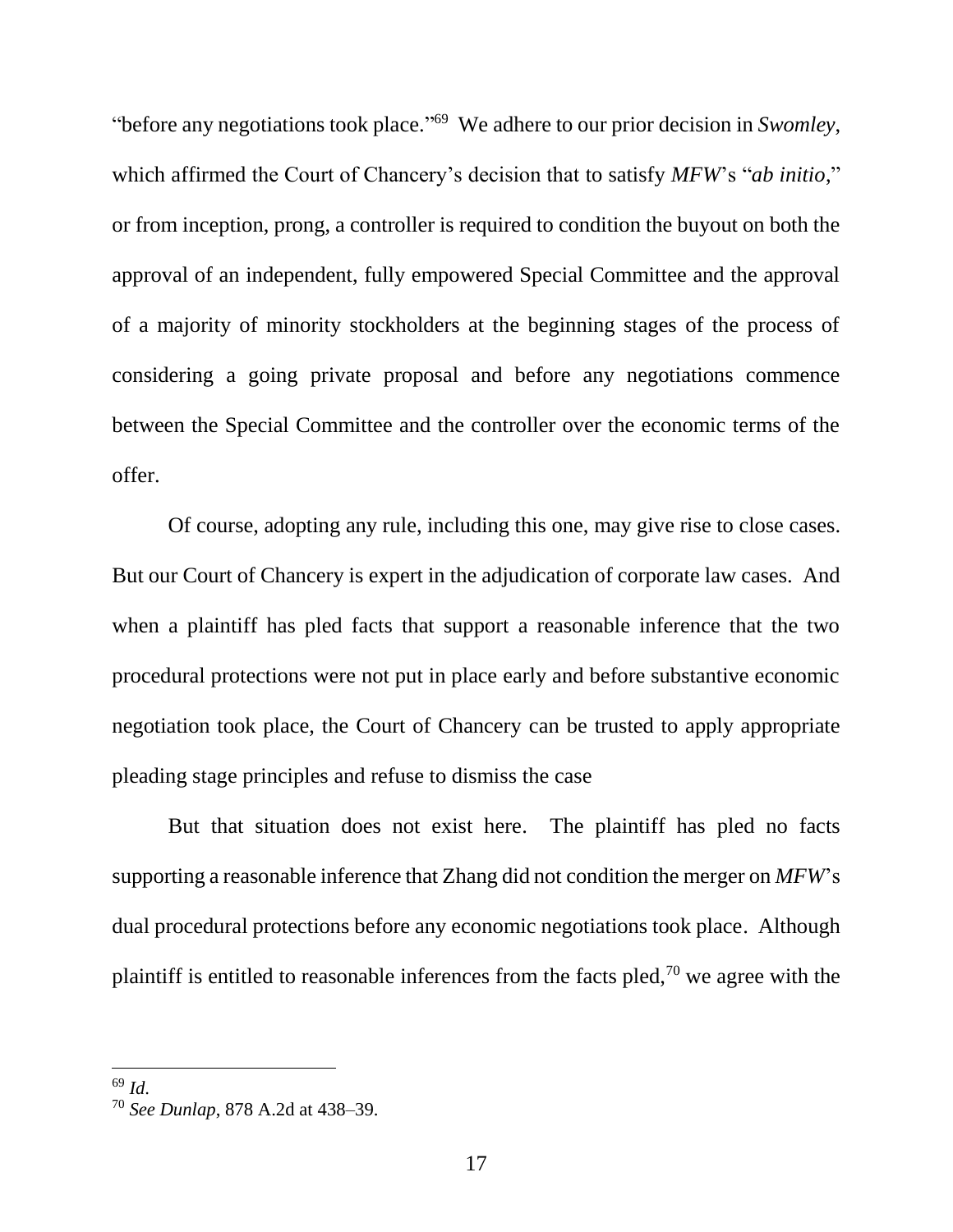"before any negotiations took place."[69] We adhere to our prior decision in *Swomley*, which affirmed the Court of Chancery's decision that to satisfy *MFW*'s "*ab initio*," or from inception, prong, a controller is required to condition the buyout on both the approval of an independent, fully empowered Special Committee and the approval of a majority of minority stockholders at the beginning stages of the process of considering a going private proposal and before any negotiations commence between the Special Committee and the controller over the economic terms of the offer.

Of course, adopting any rule, including this one, may give rise to close cases. But our Court of Chancery is expert in the adjudication of corporate law cases. And when a plaintiff has pled facts that support a reasonable inference that the two procedural protections were not put in place early and before substantive economic negotiation took place, the Court of Chancery can be trusted to apply appropriate pleading stage principles and refuse to dismiss the case

But that situation does not exist here. The plaintiff has pled no facts supporting a reasonable inference that Zhang did not condition the merger on *MFW*'s dual procedural protections before any economic negotiations took place. Although plaintiff is entitled to reasonable inferences from the facts pled,[70] we agree with the

---

[69] *Id.*

[70] *See Dunlap*, 878 A.2d at 438–39.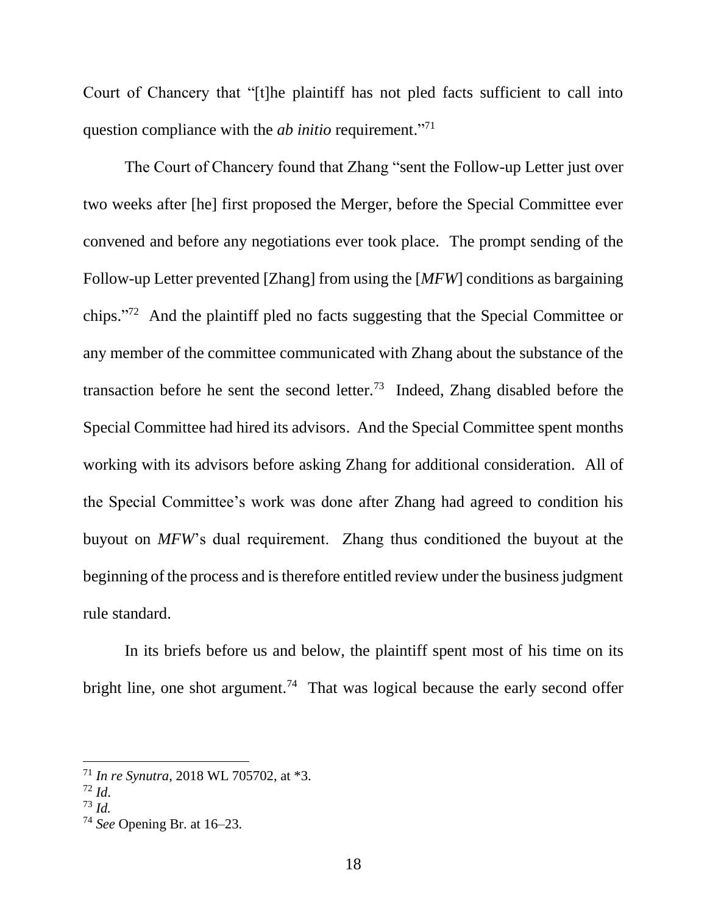Court of Chancery that "[t]he plaintiff has not pled facts sufficient to call into question compliance with the *ab initio* requirement."[71]

The Court of Chancery found that Zhang "sent the Follow-up Letter just over two weeks after [he] first proposed the Merger, before the Special Committee ever convened and before any negotiations ever took place. The prompt sending of the Follow-up Letter prevented [Zhang] from using the [*MFW*] conditions as bargaining chips."[72] And the plaintiff pled no facts suggesting that the Special Committee or any member of the committee communicated with Zhang about the substance of the transaction before he sent the second letter.[73] Indeed, Zhang disabled before the Special Committee had hired its advisors. And the Special Committee spent months working with its advisors before asking Zhang for additional consideration. All of the Special Committee's work was done after Zhang had agreed to condition his buyout on *MFW*'s dual requirement. Zhang thus conditioned the buyout at the beginning of the process and is therefore entitled review under the business judgment rule standard.

In its briefs before us and below, the plaintiff spent most of his time on its bright line, one shot argument.[74] That was logical because the early second offer

---

[71] *In re Synutra*, 2018 WL 705702, at *3.

[72] *Id.*

[73] *Id.*

[74] *See* Opening Br. at 16–23.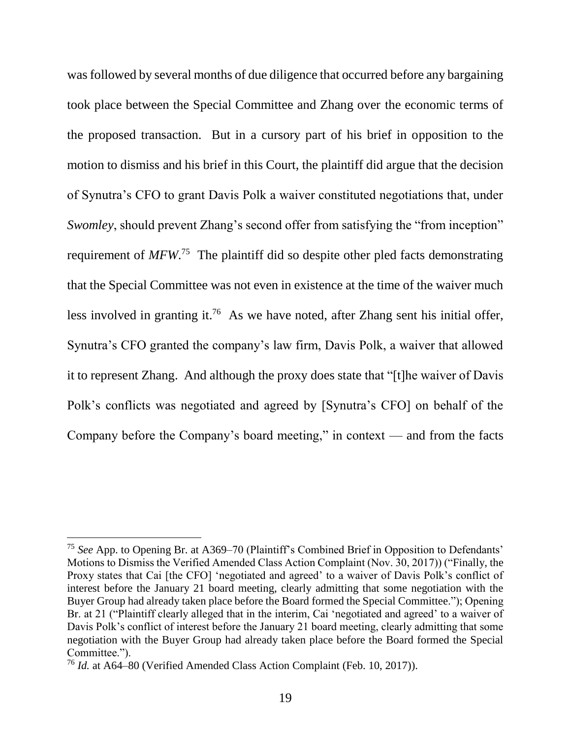was followed by several months of due diligence that occurred before any bargaining took place between the Special Committee and Zhang over the economic terms of the proposed transaction. But in a cursory part of his brief in opposition to the motion to dismiss and his brief in this Court, the plaintiff did argue that the decision of Synutra's CFO to grant Davis Polk a waiver constituted negotiations that, under *Swomley*, should prevent Zhang's second offer from satisfying the "from inception" requirement of *MFW*.[75] The plaintiff did so despite other pled facts demonstrating that the Special Committee was not even in existence at the time of the waiver much less involved in granting it.[76] As we have noted, after Zhang sent his initial offer, Synutra's CFO granted the company's law firm, Davis Polk, a waiver that allowed it to represent Zhang. And although the proxy does state that "[t]he waiver of Davis Polk's conflicts was negotiated and agreed by [Synutra's CFO] on behalf of the Company before the Company's board meeting," in context — and from the facts

---

[75] *See* App. to Opening Br. at A369–70 (Plaintiff's Combined Brief in Opposition to Defendants' Motions to Dismiss the Verified Amended Class Action Complaint (Nov. 30, 2017)) ("Finally, the Proxy states that Cai [the CFO] 'negotiated and agreed' to a waiver of Davis Polk's conflict of interest before the January 21 board meeting, clearly admitting that some negotiation with the Buyer Group had already taken place before the Board formed the Special Committee."); Opening Br. at 21 ("Plaintiff clearly alleged that in the interim, Cai 'negotiated and agreed' to a waiver of Davis Polk's conflict of interest before the January 21 board meeting, clearly admitting that some negotiation with the Buyer Group had already taken place before the Board formed the Special Committee.").

[76] *Id.* at A64–80 (Verified Amended Class Action Complaint (Feb. 10, 2017)).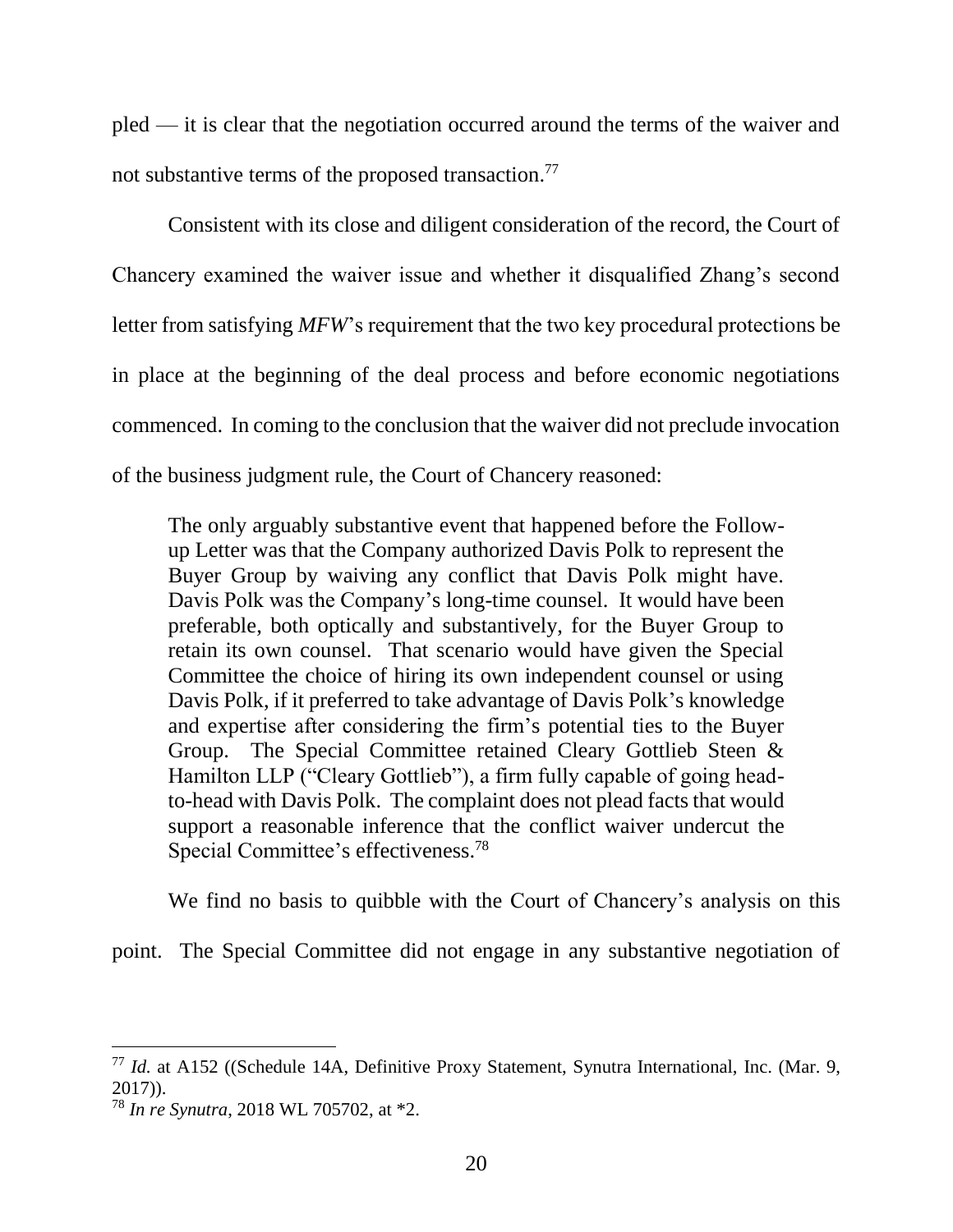pled — it is clear that the negotiation occurred around the terms of the waiver and not substantive terms of the proposed transaction.[77]

Consistent with its close and diligent consideration of the record, the Court of Chancery examined the waiver issue and whether it disqualified Zhang's second letter from satisfying *MFW*'s requirement that the two key procedural protections be in place at the beginning of the deal process and before economic negotiations commenced. In coming to the conclusion that the waiver did not preclude invocation of the business judgment rule, the Court of Chancery reasoned:

> The only arguably substantive event that happened before the Follow-up Letter was that the Company authorized Davis Polk to represent the Buyer Group by waiving any conflict that Davis Polk might have. Davis Polk was the Company's long-time counsel. It would have been preferable, both optically and substantively, for the Buyer Group to retain its own counsel. That scenario would have given the Special Committee the choice of hiring its own independent counsel or using Davis Polk, if it preferred to take advantage of Davis Polk's knowledge and expertise after considering the firm's potential ties to the Buyer Group. The Special Committee retained Cleary Gottlieb Steen & Hamilton LLP ("Cleary Gottlieb"), a firm fully capable of going head-to-head with Davis Polk. The complaint does not plead facts that would support a reasonable inference that the conflict waiver undercut the Special Committee's effectiveness.[78]

We find no basis to quibble with the Court of Chancery's analysis on this point. The Special Committee did not engage in any substantive negotiation of

---

[77] *Id.* at A152 ((Schedule 14A, Definitive Proxy Statement, Synutra International, Inc. (Mar. 9, 2017)).

[78] *In re Synutra*, 2018 WL 705702, at *2.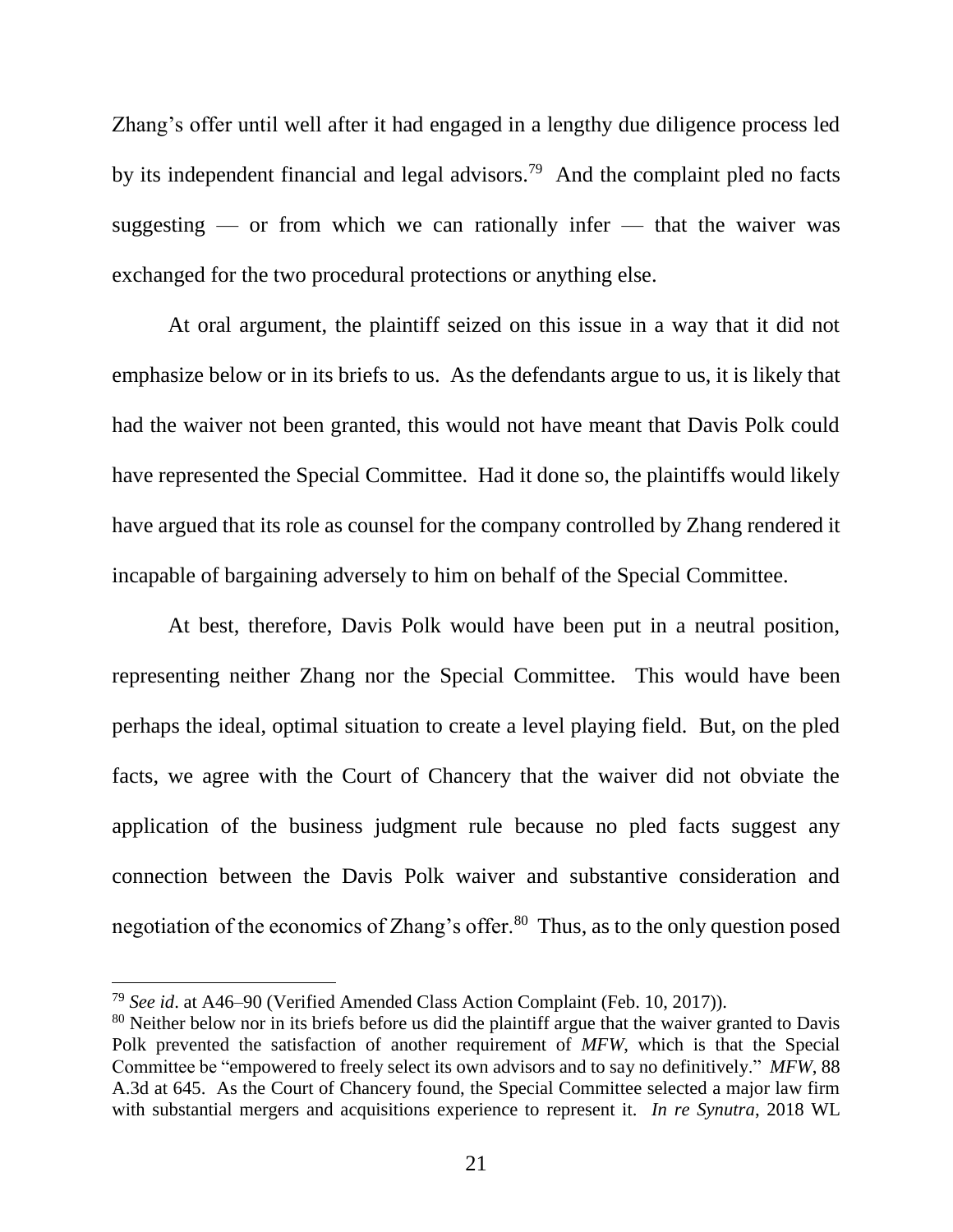Zhang's offer until well after it had engaged in a lengthy due diligence process led by its independent financial and legal advisors.[79] And the complaint pled no facts suggesting — or from which we can rationally infer — that the waiver was exchanged for the two procedural protections or anything else.

At oral argument, the plaintiff seized on this issue in a way that it did not emphasize below or in its briefs to us. As the defendants argue to us, it is likely that had the waiver not been granted, this would not have meant that Davis Polk could have represented the Special Committee. Had it done so, the plaintiffs would likely have argued that its role as counsel for the company controlled by Zhang rendered it incapable of bargaining adversely to him on behalf of the Special Committee.

At best, therefore, Davis Polk would have been put in a neutral position, representing neither Zhang nor the Special Committee. This would have been perhaps the ideal, optimal situation to create a level playing field. But, on the pled facts, we agree with the Court of Chancery that the waiver did not obviate the application of the business judgment rule because no pled facts suggest any connection between the Davis Polk waiver and substantive consideration and negotiation of the economics of Zhang's offer.[80] Thus, as to the only question posed

---

[79] *See id*. at A46–90 (Verified Amended Class Action Complaint (Feb. 10, 2017)).

[80] Neither below nor in its briefs before us did the plaintiff argue that the waiver granted to Davis Polk prevented the satisfaction of another requirement of *MFW*, which is that the Special Committee be "empowered to freely select its own advisors and to say no definitively." *MFW*, 88 A.3d at 645. As the Court of Chancery found, the Special Committee selected a major law firm with substantial mergers and acquisitions experience to represent it. *In re Synutra*, 2018 WL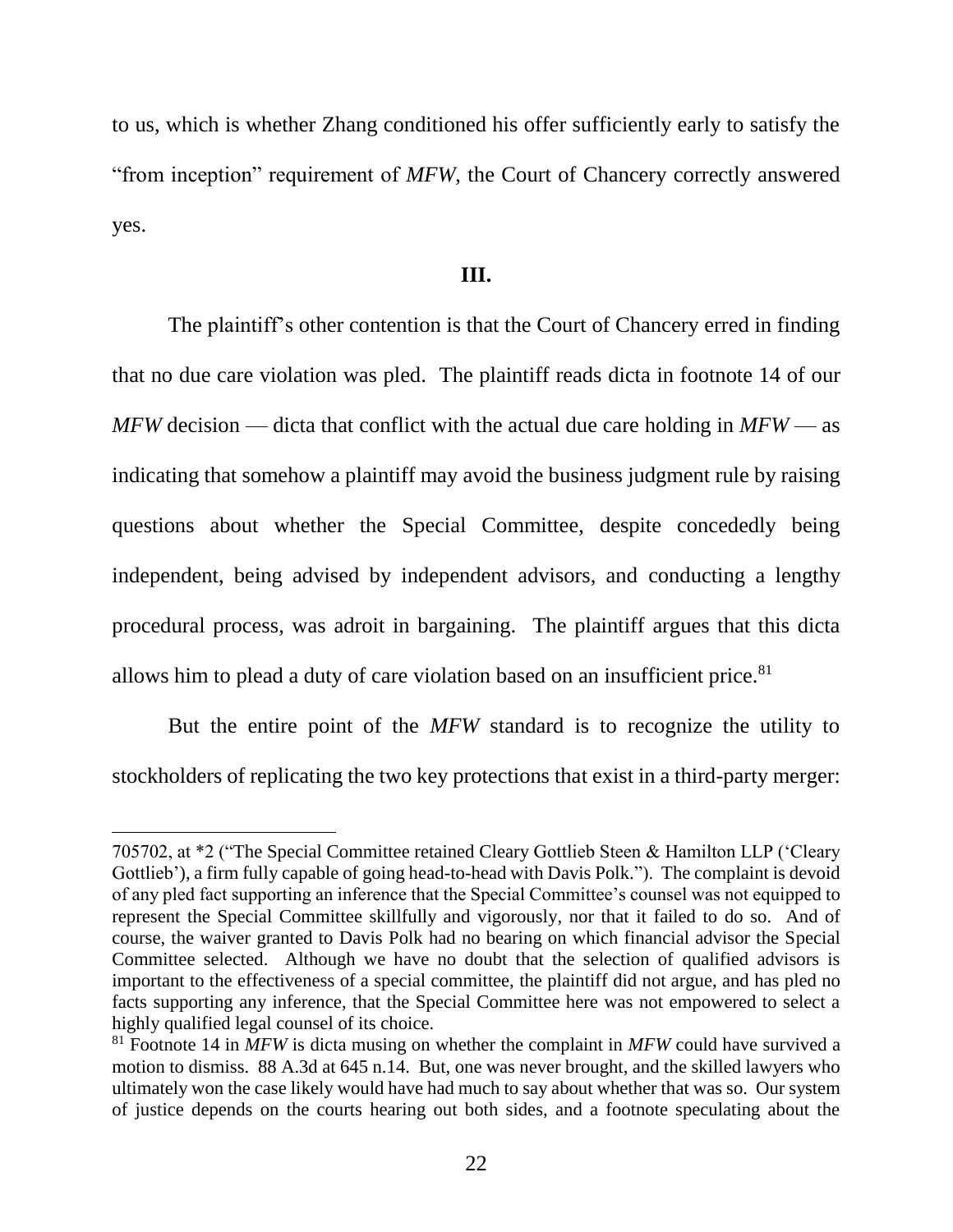to us, which is whether Zhang conditioned his offer sufficiently early to satisfy the "from inception" requirement of *MFW*, the Court of Chancery correctly answered yes.

## III.

The plaintiff's other contention is that the Court of Chancery erred in finding that no due care violation was pled. The plaintiff reads dicta in footnote 14 of our *MFW* decision — dicta that conflict with the actual due care holding in *MFW* — as indicating that somehow a plaintiff may avoid the business judgment rule by raising questions about whether the Special Committee, despite concededly being independent, being advised by independent advisors, and conducting a lengthy procedural process, was adroit in bargaining. The plaintiff argues that this dicta allows him to plead a duty of care violation based on an insufficient price.[81]

But the entire point of the *MFW* standard is to recognize the utility to stockholders of replicating the two key protections that exist in a third-party merger:

---

705702, at *2 ("The Special Committee retained Cleary Gottlieb Steen & Hamilton LLP ('Cleary Gottlieb'), a firm fully capable of going head-to-head with Davis Polk."). The complaint is devoid of any pled fact supporting an inference that the Special Committee's counsel was not equipped to represent the Special Committee skillfully and vigorously, nor that it failed to do so. And of course, the waiver granted to Davis Polk had no bearing on which financial advisor the Special Committee selected. Although we have no doubt that the selection of qualified advisors is important to the effectiveness of a special committee, the plaintiff did not argue, and has pled no facts supporting any inference, that the Special Committee here was not empowered to select a highly qualified legal counsel of its choice.

[81] Footnote 14 in *MFW* is dicta musing on whether the complaint in *MFW* could have survived a motion to dismiss. 88 A.3d at 645 n.14. But, one was never brought, and the skilled lawyers who ultimately won the case likely would have had much to say about whether that was so. Our system of justice depends on the courts hearing out both sides, and a footnote speculating about the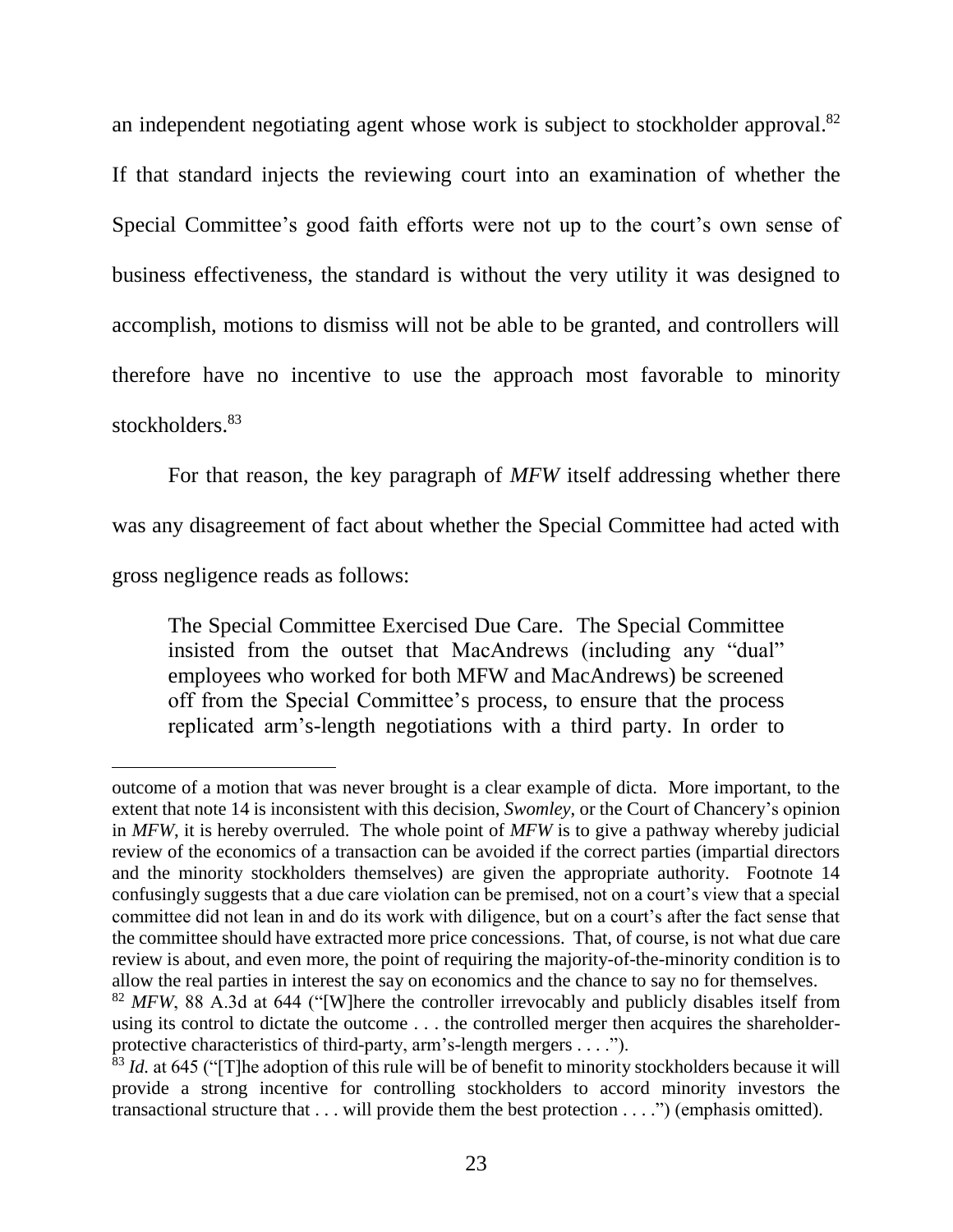an independent negotiating agent whose work is subject to stockholder approval.[82] If that standard injects the reviewing court into an examination of whether the Special Committee's good faith efforts were not up to the court's own sense of business effectiveness, the standard is without the very utility it was designed to accomplish, motions to dismiss will not be able to be granted, and controllers will therefore have no incentive to use the approach most favorable to minority stockholders.[83]

For that reason, the key paragraph of *MFW* itself addressing whether there was any disagreement of fact about whether the Special Committee had acted with gross negligence reads as follows:

> The Special Committee Exercised Due Care. The Special Committee insisted from the outset that MacAndrews (including any "dual" employees who worked for both MFW and MacAndrews) be screened off from the Special Committee's process, to ensure that the process replicated arm's-length negotiations with a third party. In order to

---

outcome of a motion that was never brought is a clear example of dicta. More important, to the extent that note 14 is inconsistent with this decision, *Swomley*, or the Court of Chancery's opinion in *MFW*, it is hereby overruled. The whole point of *MFW* is to give a pathway whereby judicial review of the economics of a transaction can be avoided if the correct parties (impartial directors and the minority stockholders themselves) are given the appropriate authority. Footnote 14 confusingly suggests that a due care violation can be premised, not on a court's view that a special committee did not lean in and do its work with diligence, but on a court's after the fact sense that the committee should have extracted more price concessions. That, of course, is not what due care review is about, and even more, the point of requiring the majority-of-the-minority condition is to allow the real parties in interest the say on economics and the chance to say no for themselves.

[82] *MFW*, 88 A.3d at 644 ("[W]here the controller irrevocably and publicly disables itself from using its control to dictate the outcome . . . the controlled merger then acquires the shareholder-protective characteristics of third-party, arm's-length mergers . . . .").

[83] *Id.* at 645 ("[T]he adoption of this rule will be of benefit to minority stockholders because it will provide a strong incentive for controlling stockholders to accord minority investors the transactional structure that . . . will provide them the best protection . . . .") (emphasis omitted).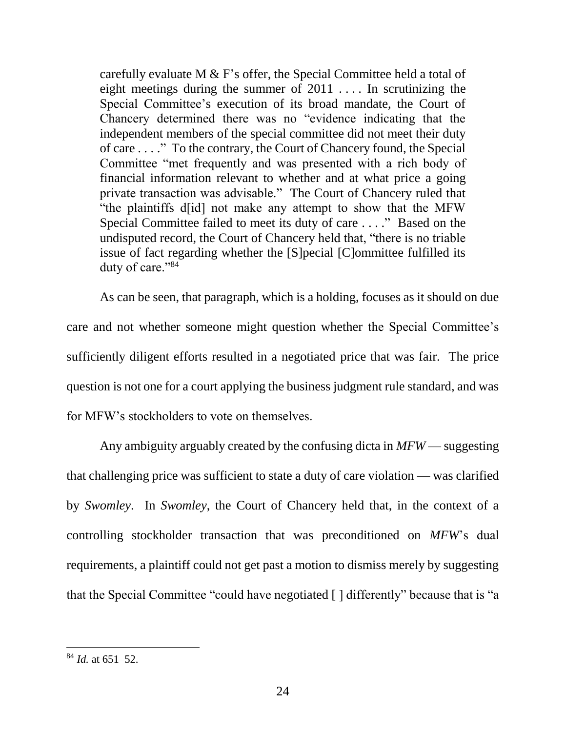> carefully evaluate M & F's offer, the Special Committee held a total of eight meetings during the summer of 2011 . . . . In scrutinizing the Special Committee's execution of its broad mandate, the Court of Chancery determined there was no "evidence indicating that the independent members of the special committee did not meet their duty of care . . . ." To the contrary, the Court of Chancery found, the Special Committee "met frequently and was presented with a rich body of financial information relevant to whether and at what price a going private transaction was advisable." The Court of Chancery ruled that "the plaintiffs d[id] not make any attempt to show that the MFW Special Committee failed to meet its duty of care . . . ." Based on the undisputed record, the Court of Chancery held that, "there is no triable issue of fact regarding whether the [S]pecial [C]ommittee fulfilled its duty of care."[84]

As can be seen, that paragraph, which is a holding, focuses as it should on due care and not whether someone might question whether the Special Committee's sufficiently diligent efforts resulted in a negotiated price that was fair. The price question is not one for a court applying the business judgment rule standard, and was for MFW's stockholders to vote on themselves.

Any ambiguity arguably created by the confusing dicta in *MFW* — suggesting that challenging price was sufficient to state a duty of care violation — was clarified by *Swomley*. In *Swomley*, the Court of Chancery held that, in the context of a controlling stockholder transaction that was preconditioned on *MFW*'s dual requirements, a plaintiff could not get past a motion to dismiss merely by suggesting that the Special Committee "could have negotiated [ ] differently" because that is "a

---

[84] *Id.* at 651–52.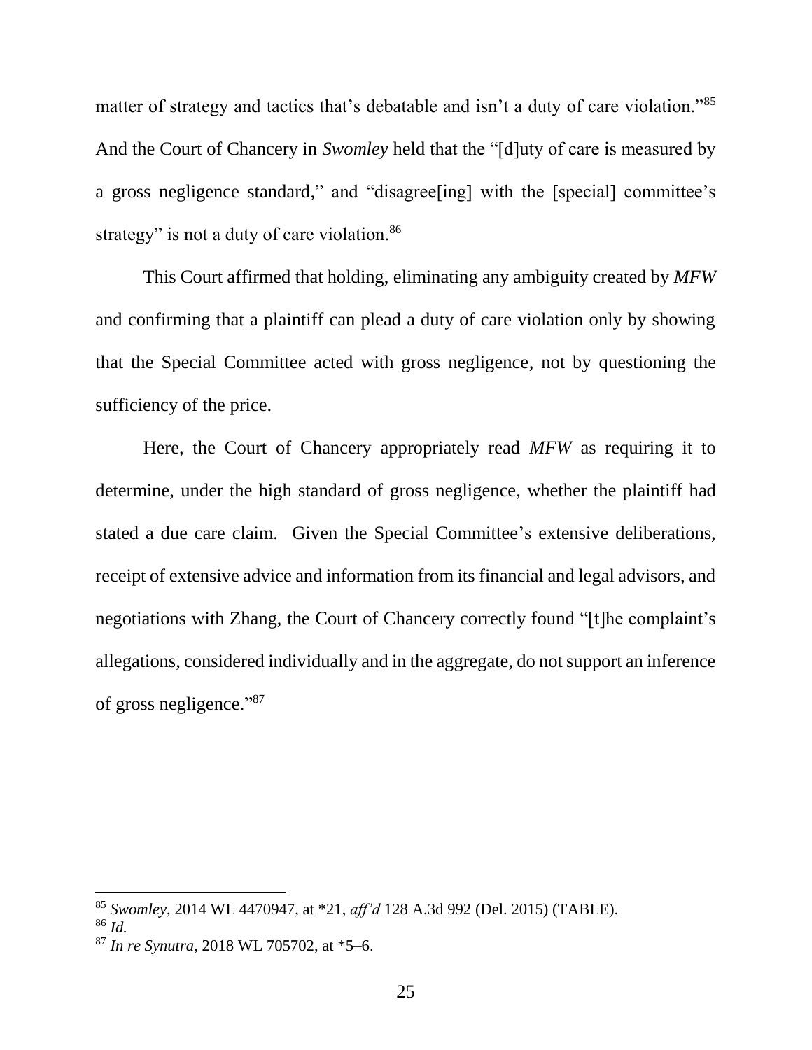matter of strategy and tactics that's debatable and isn't a duty of care violation."[85] And the Court of Chancery in *Swomley* held that the "[d]uty of care is measured by a gross negligence standard," and "disagree[ing] with the [special] committee's strategy" is not a duty of care violation.[86]

This Court affirmed that holding, eliminating any ambiguity created by *MFW* and confirming that a plaintiff can plead a duty of care violation only by showing that the Special Committee acted with gross negligence, not by questioning the sufficiency of the price.

Here, the Court of Chancery appropriately read *MFW* as requiring it to determine, under the high standard of gross negligence, whether the plaintiff had stated a due care claim. Given the Special Committee's extensive deliberations, receipt of extensive advice and information from its financial and legal advisors, and negotiations with Zhang, the Court of Chancery correctly found "[t]he complaint's allegations, considered individually and in the aggregate, do not support an inference of gross negligence."[87]

---

[85] *Swomley*, 2014 WL 4470947, at *21, *aff'd* 128 A.3d 992 (Del. 2015) (TABLE).

[86] *Id.*

[87] *In re Synutra*, 2018 WL 705702, at *5–6.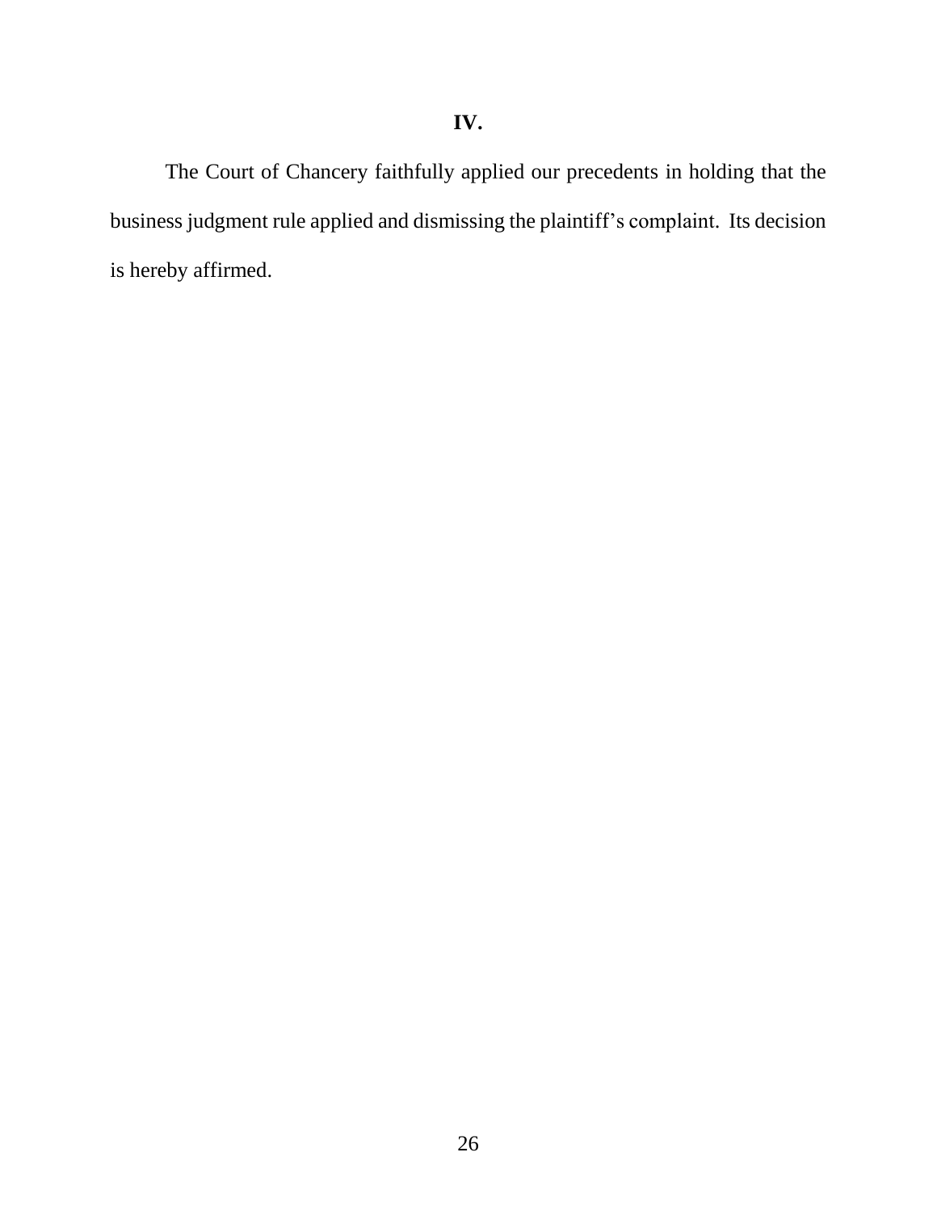## IV.

The Court of Chancery faithfully applied our precedents in holding that the business judgment rule applied and dismissing the plaintiff's complaint. Its decision is hereby affirmed.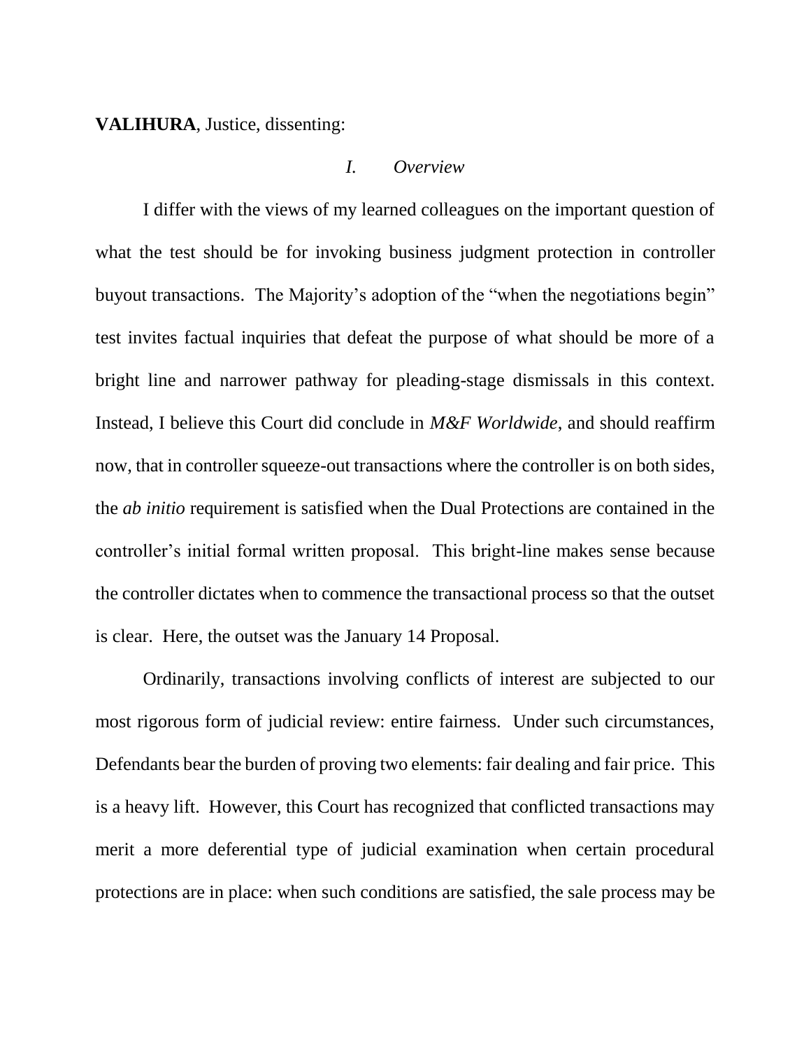**VALIHURA**, Justice, dissenting:

## *I. Overview*

I differ with the views of my learned colleagues on the important question of what the test should be for invoking business judgment protection in controller buyout transactions. The Majority's adoption of the "when the negotiations begin" test invites factual inquiries that defeat the purpose of what should be more of a bright line and narrower pathway for pleading-stage dismissals in this context. Instead, I believe this Court did conclude in *M&F Worldwide*, and should reaffirm now, that in controller squeeze-out transactions where the controller is on both sides, the *ab initio* requirement is satisfied when the Dual Protections are contained in the controller's initial formal written proposal. This bright-line makes sense because the controller dictates when to commence the transactional process so that the outset is clear. Here, the outset was the January 14 Proposal.

Ordinarily, transactions involving conflicts of interest are subjected to our most rigorous form of judicial review: entire fairness. Under such circumstances, Defendants bear the burden of proving two elements: fair dealing and fair price. This is a heavy lift. However, this Court has recognized that conflicted transactions may merit a more deferential type of judicial examination when certain procedural protections are in place: when such conditions are satisfied, the sale process may be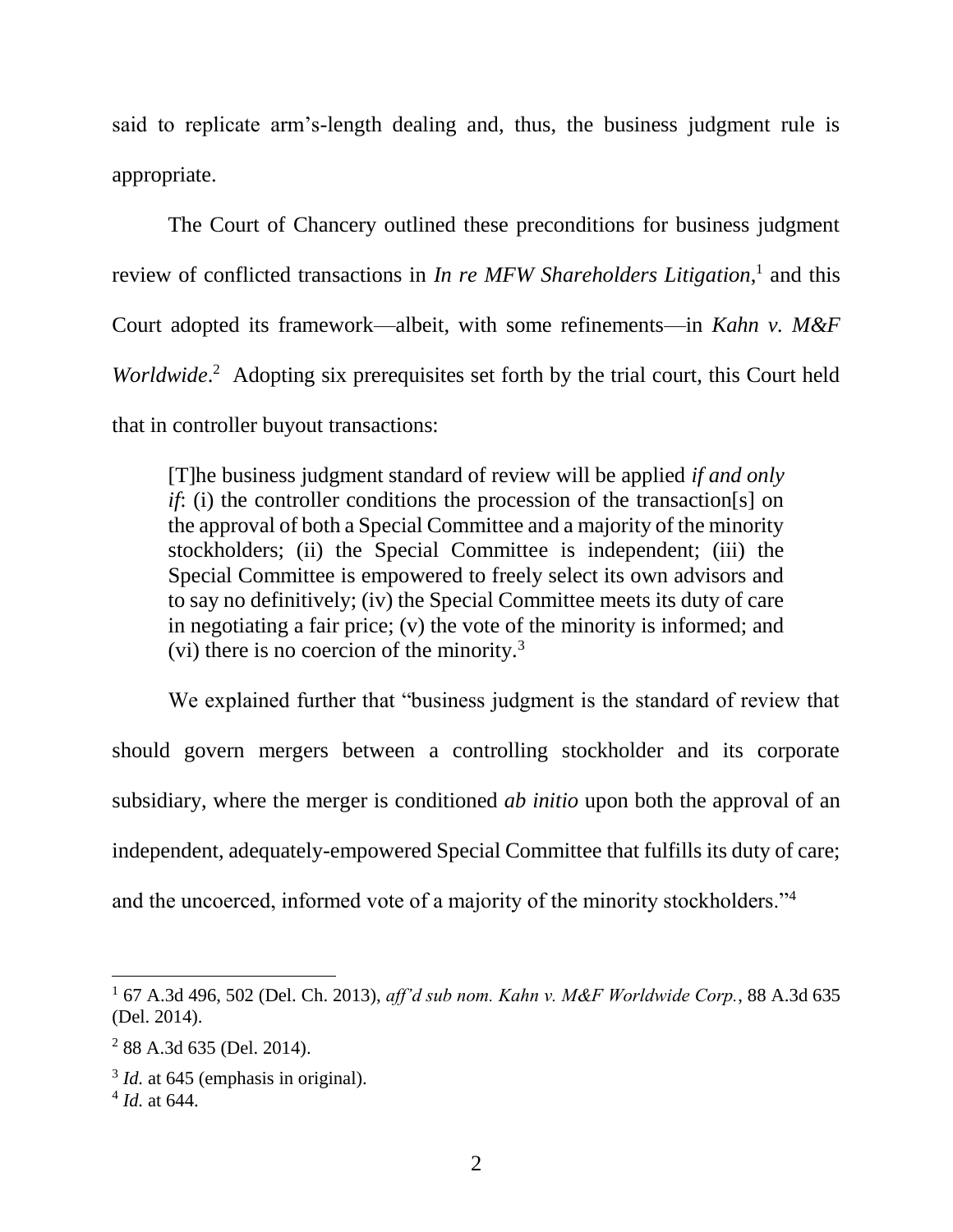said to replicate arm's-length dealing and, thus, the business judgment rule is appropriate.

The Court of Chancery outlined these preconditions for business judgment review of conflicted transactions in *In re MFW Shareholders Litigation*,[1] and this Court adopted its framework—albeit, with some refinements—in *Kahn v. M&F Worldwide*.[2] Adopting six prerequisites set forth by the trial court, this Court held that in controller buyout transactions:

> [T]he business judgment standard of review will be applied *if and only if*: (i) the controller conditions the procession of the transaction[s] on the approval of both a Special Committee and a majority of the minority stockholders; (ii) the Special Committee is independent; (iii) the Special Committee is empowered to freely select its own advisors and to say no definitively; (iv) the Special Committee meets its duty of care in negotiating a fair price; (v) the vote of the minority is informed; and (vi) there is no coercion of the minority.[3]

We explained further that "business judgment is the standard of review that should govern mergers between a controlling stockholder and its corporate subsidiary, where the merger is conditioned *ab initio* upon both the approval of an independent, adequately-empowered Special Committee that fulfills its duty of care; and the uncoerced, informed vote of a majority of the minority stockholders."[4]

---

[1] 67 A.3d 496, 502 (Del. Ch. 2013), *aff'd sub nom. Kahn v. M&F Worldwide Corp.*, 88 A.3d 635 (Del. 2014).

[2] 88 A.3d 635 (Del. 2014).

[3] *Id.* at 645 (emphasis in original).

[4] *Id.* at 644.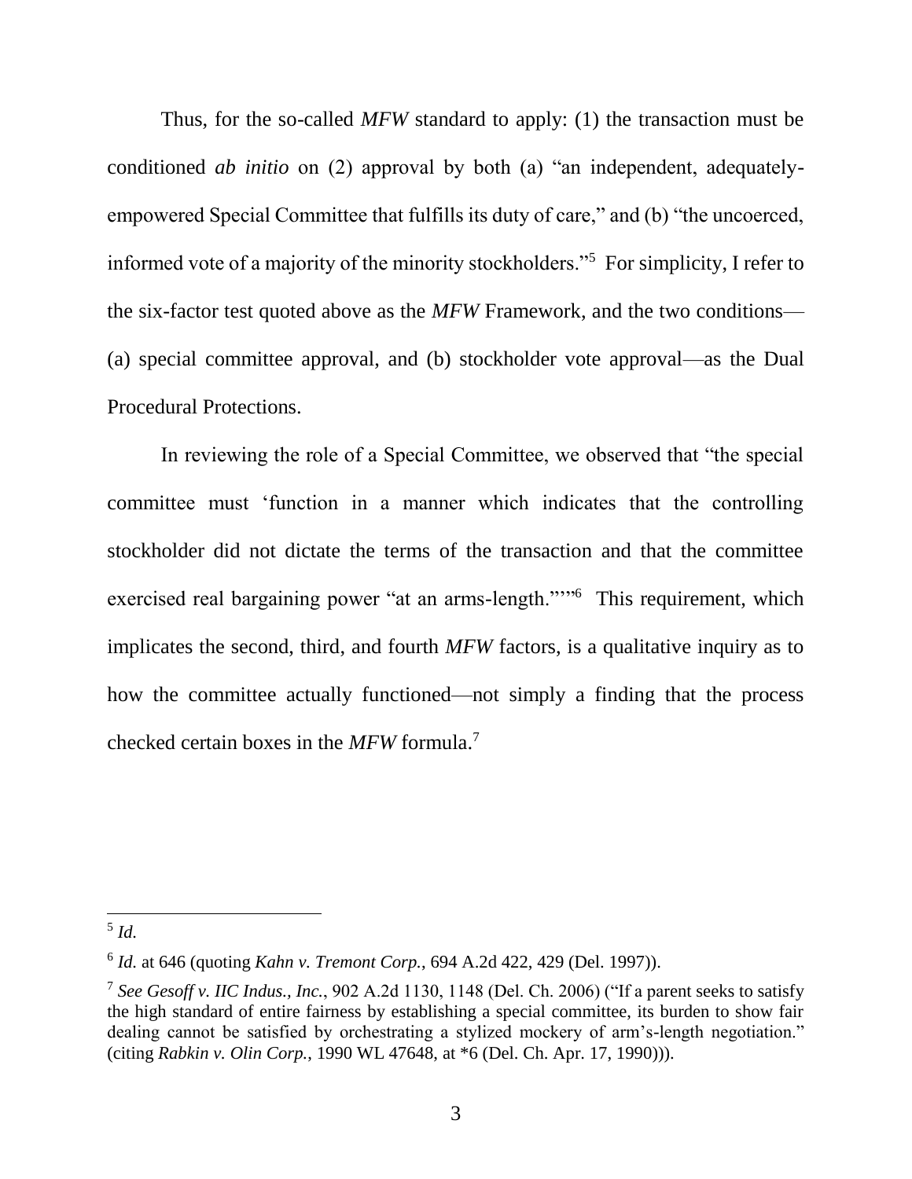Thus, for the so-called *MFW* standard to apply: (1) the transaction must be conditioned *ab initio* on (2) approval by both (a) "an independent, adequately-empowered Special Committee that fulfills its duty of care," and (b) "the uncoerced, informed vote of a majority of the minority stockholders."[5] For simplicity, I refer to the six-factor test quoted above as the *MFW* Framework, and the two conditions—(a) special committee approval, and (b) stockholder vote approval—as the Dual Procedural Protections.

In reviewing the role of a Special Committee, we observed that "the special committee must 'function in a manner which indicates that the controlling stockholder did not dictate the terms of the transaction and that the committee exercised real bargaining power "at an arms-length."'"[6] This requirement, which implicates the second, third, and fourth *MFW* factors, is a qualitative inquiry as to how the committee actually functioned—not simply a finding that the process checked certain boxes in the *MFW* formula.[7]

---

[5] *Id.*

[6] *Id.* at 646 (quoting *Kahn v. Tremont Corp.*, 694 A.2d 422, 429 (Del. 1997)).

[7] *See Gesoff v. IIC Indus., Inc.*, 902 A.2d 1130, 1148 (Del. Ch. 2006) ("If a parent seeks to satisfy the high standard of entire fairness by establishing a special committee, its burden to show fair dealing cannot be satisfied by orchestrating a stylized mockery of arm's-length negotiation." (citing *Rabkin v. Olin Corp.*, 1990 WL 47648, at *6 (Del. Ch. Apr. 17, 1990))).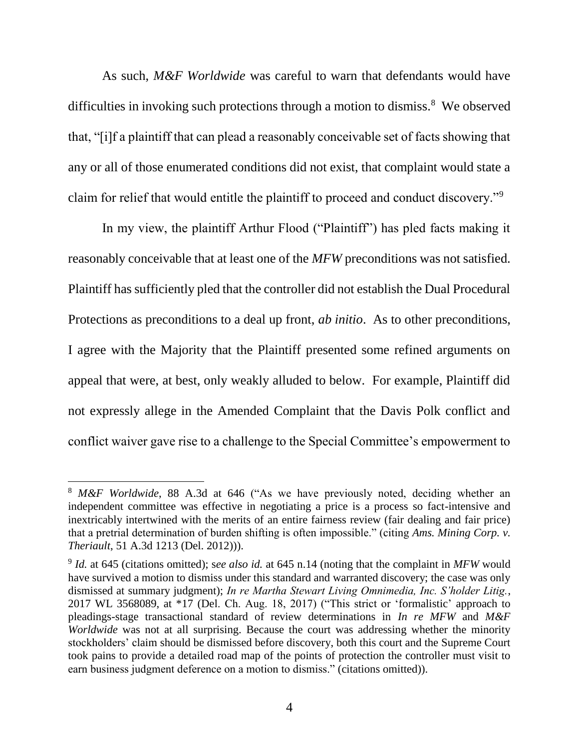As such, *M&F Worldwide* was careful to warn that defendants would have difficulties in invoking such protections through a motion to dismiss.[8] We observed that, "[i]f a plaintiff that can plead a reasonably conceivable set of facts showing that any or all of those enumerated conditions did not exist, that complaint would state a claim for relief that would entitle the plaintiff to proceed and conduct discovery."[9]

In my view, the plaintiff Arthur Flood ("Plaintiff") has pled facts making it reasonably conceivable that at least one of the *MFW* preconditions was not satisfied. Plaintiff has sufficiently pled that the controller did not establish the Dual Procedural Protections as preconditions to a deal up front, *ab initio*. As to other preconditions, I agree with the Majority that the Plaintiff presented some refined arguments on appeal that were, at best, only weakly alluded to below. For example, Plaintiff did not expressly allege in the Amended Complaint that the Davis Polk conflict and conflict waiver gave rise to a challenge to the Special Committee's empowerment to

---

[8] *M&F Worldwide*, 88 A.3d at 646 ("As we have previously noted, deciding whether an independent committee was effective in negotiating a price is a process so fact-intensive and inextricably intertwined with the merits of an entire fairness review (fair dealing and fair price) that a pretrial determination of burden shifting is often impossible." (citing *Ams. Mining Corp. v. Theriault*, 51 A.3d 1213 (Del. 2012))).

[9] *Id.* at 645 (citations omitted); s*ee also id.* at 645 n.14 (noting that the complaint in *MFW* would have survived a motion to dismiss under this standard and warranted discovery; the case was only dismissed at summary judgment); *In re Martha Stewart Living Omnimedia, Inc. S'holder Litig.*, 2017 WL 3568089, at \*17 (Del. Ch. Aug. 18, 2017) ("This strict or 'formalistic' approach to pleadings-stage transactional standard of review determinations in *In re MFW* and *M&F Worldwide* was not at all surprising. Because the court was addressing whether the minority stockholders' claim should be dismissed before discovery, both this court and the Supreme Court took pains to provide a detailed road map of the points of protection the controller must visit to earn business judgment deference on a motion to dismiss." (citations omitted)).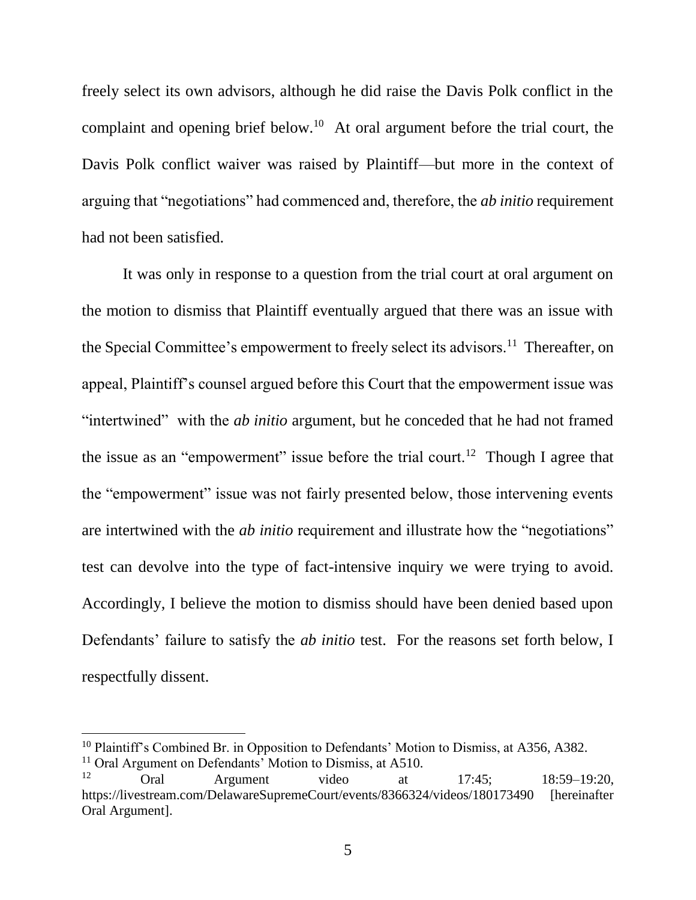freely select its own advisors, although he did raise the Davis Polk conflict in the complaint and opening brief below.[10] At oral argument before the trial court, the Davis Polk conflict waiver was raised by Plaintiff—but more in the context of arguing that "negotiations" had commenced and, therefore, the *ab initio* requirement had not been satisfied.

It was only in response to a question from the trial court at oral argument on the motion to dismiss that Plaintiff eventually argued that there was an issue with the Special Committee's empowerment to freely select its advisors.[11] Thereafter, on appeal, Plaintiff's counsel argued before this Court that the empowerment issue was "intertwined" with the *ab initio* argument, but he conceded that he had not framed the issue as an "empowerment" issue before the trial court.[12] Though I agree that the "empowerment" issue was not fairly presented below, those intervening events are intertwined with the *ab initio* requirement and illustrate how the "negotiations" test can devolve into the type of fact-intensive inquiry we were trying to avoid. Accordingly, I believe the motion to dismiss should have been denied based upon Defendants' failure to satisfy the *ab initio* test. For the reasons set forth below, I respectfully dissent.

---

[10] Plaintiff's Combined Br. in Opposition to Defendants' Motion to Dismiss, at A356, A382.

[11] Oral Argument on Defendants' Motion to Dismiss, at A510.

[12] Oral Argument video at 17:45; 18:59–19:20, https://livestream.com/DelawareSupremeCourt/events/8366324/videos/180173490 [hereinafter Oral Argument].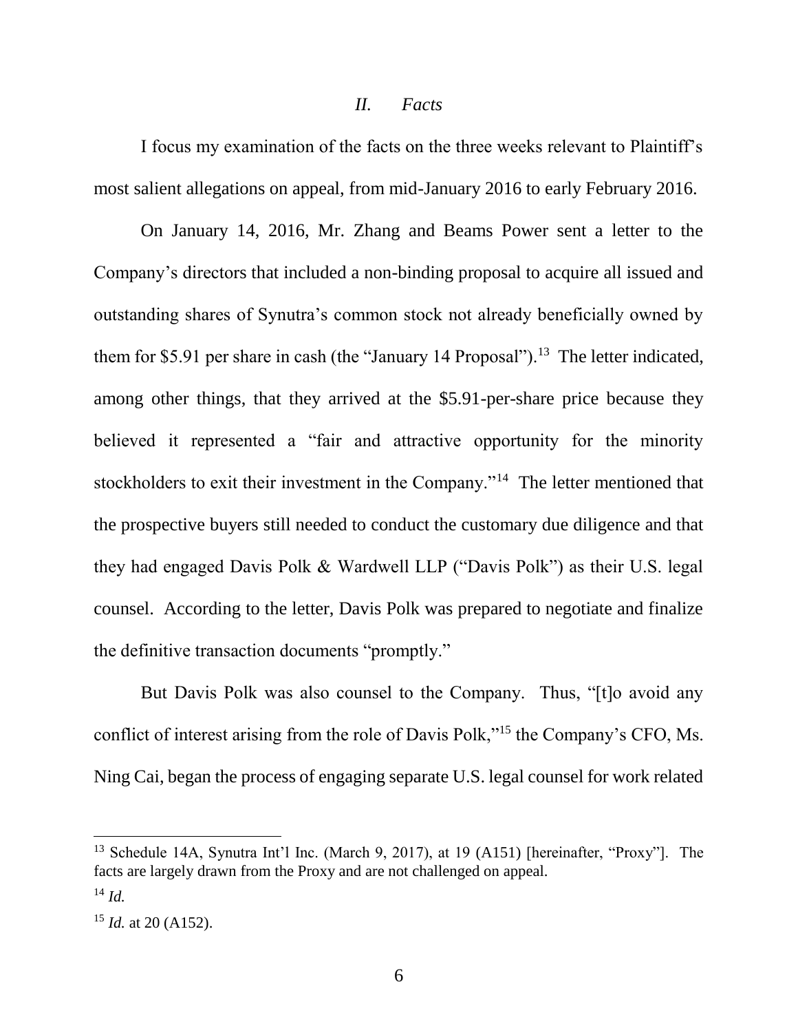## *II. Facts*

I focus my examination of the facts on the three weeks relevant to Plaintiff's most salient allegations on appeal, from mid-January 2016 to early February 2016.

On January 14, 2016, Mr. Zhang and Beams Power sent a letter to the Company's directors that included a non-binding proposal to acquire all issued and outstanding shares of Synutra's common stock not already beneficially owned by them for $5.91 per share in cash (the "January 14 Proposal").[13] The letter indicated, among other things, that they arrived at the $5.91-per-share price because they believed it represented a "fair and attractive opportunity for the minority stockholders to exit their investment in the Company."[14] The letter mentioned that the prospective buyers still needed to conduct the customary due diligence and that they had engaged Davis Polk & Wardwell LLP ("Davis Polk") as their U.S. legal counsel. According to the letter, Davis Polk was prepared to negotiate and finalize the definitive transaction documents "promptly."

But Davis Polk was also counsel to the Company. Thus, "[t]o avoid any conflict of interest arising from the role of Davis Polk,"[15] the Company's CFO, Ms. Ning Cai, began the process of engaging separate U.S. legal counsel for work related

---

[13] Schedule 14A, Synutra Int'l Inc. (March 9, 2017), at 19 (A151) [hereinafter, "Proxy"]. The facts are largely drawn from the Proxy and are not challenged on appeal.

[14] *Id.*

[15] *Id.* at 20 (A152).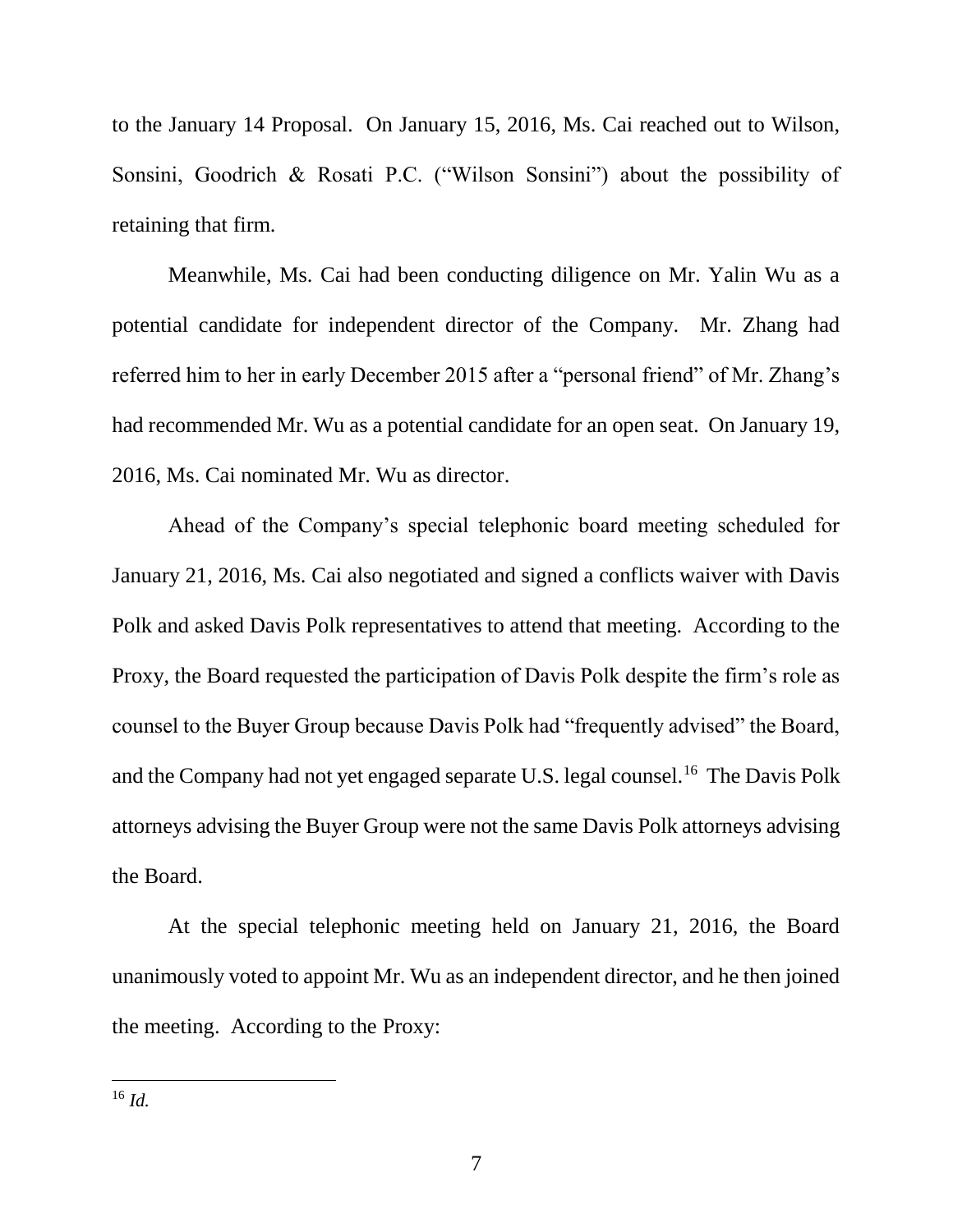to the January 14 Proposal. On January 15, 2016, Ms. Cai reached out to Wilson, Sonsini, Goodrich & Rosati P.C. ("Wilson Sonsini") about the possibility of retaining that firm.

Meanwhile, Ms. Cai had been conducting diligence on Mr. Yalin Wu as a potential candidate for independent director of the Company. Mr. Zhang had referred him to her in early December 2015 after a "personal friend" of Mr. Zhang's had recommended Mr. Wu as a potential candidate for an open seat. On January 19, 2016, Ms. Cai nominated Mr. Wu as director.

Ahead of the Company's special telephonic board meeting scheduled for January 21, 2016, Ms. Cai also negotiated and signed a conflicts waiver with Davis Polk and asked Davis Polk representatives to attend that meeting. According to the Proxy, the Board requested the participation of Davis Polk despite the firm's role as counsel to the Buyer Group because Davis Polk had "frequently advised" the Board, and the Company had not yet engaged separate U.S. legal counsel.[16] The Davis Polk attorneys advising the Buyer Group were not the same Davis Polk attorneys advising the Board.

At the special telephonic meeting held on January 21, 2016, the Board unanimously voted to appoint Mr. Wu as an independent director, and he then joined the meeting. According to the Proxy:

[16] *Id.*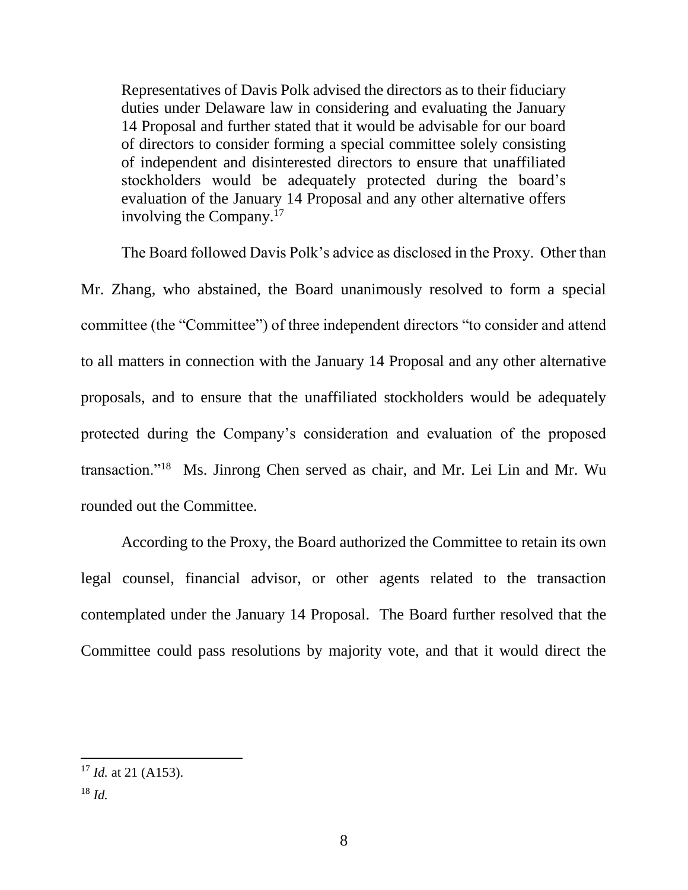> Representatives of Davis Polk advised the directors as to their fiduciary duties under Delaware law in considering and evaluating the January 14 Proposal and further stated that it would be advisable for our board of directors to consider forming a special committee solely consisting of independent and disinterested directors to ensure that unaffiliated stockholders would be adequately protected during the board's evaluation of the January 14 Proposal and any other alternative offers involving the Company.[17]

The Board followed Davis Polk's advice as disclosed in the Proxy. Other than Mr. Zhang, who abstained, the Board unanimously resolved to form a special committee (the "Committee") of three independent directors "to consider and attend to all matters in connection with the January 14 Proposal and any other alternative proposals, and to ensure that the unaffiliated stockholders would be adequately protected during the Company's consideration and evaluation of the proposed transaction."[18] Ms. Jinrong Chen served as chair, and Mr. Lei Lin and Mr. Wu rounded out the Committee.

According to the Proxy, the Board authorized the Committee to retain its own legal counsel, financial advisor, or other agents related to the transaction contemplated under the January 14 Proposal. The Board further resolved that the Committee could pass resolutions by majority vote, and that it would direct the

---

[17] *Id.* at 21 (A153).

[18] *Id.*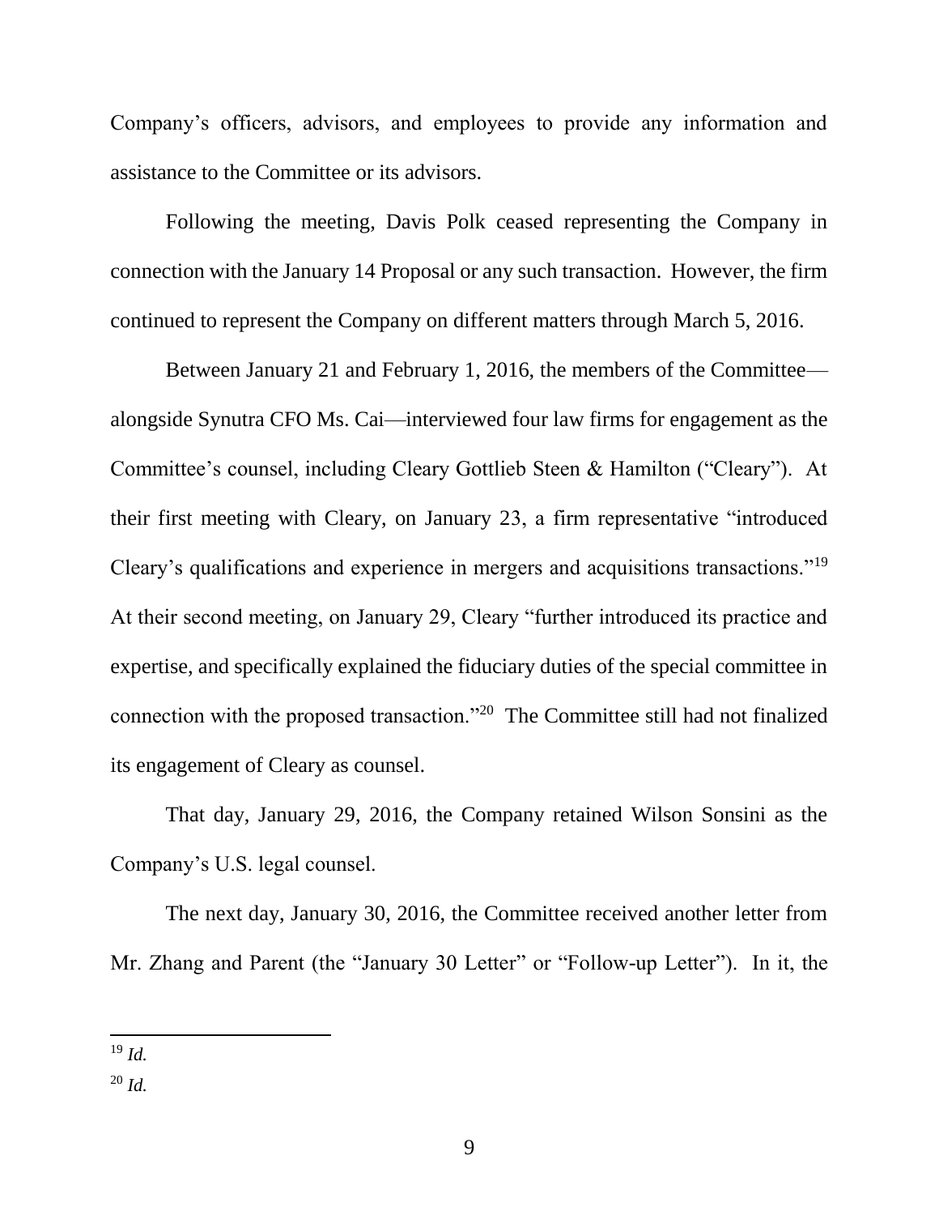Company's officers, advisors, and employees to provide any information and assistance to the Committee or its advisors.

Following the meeting, Davis Polk ceased representing the Company in connection with the January 14 Proposal or any such transaction. However, the firm continued to represent the Company on different matters through March 5, 2016.

Between January 21 and February 1, 2016, the members of the Committee—alongside Synutra CFO Ms. Cai—interviewed four law firms for engagement as the Committee's counsel, including Cleary Gottlieb Steen & Hamilton ("Cleary"). At their first meeting with Cleary, on January 23, a firm representative "introduced Cleary's qualifications and experience in mergers and acquisitions transactions."[19] At their second meeting, on January 29, Cleary "further introduced its practice and expertise, and specifically explained the fiduciary duties of the special committee in connection with the proposed transaction."[20] The Committee still had not finalized its engagement of Cleary as counsel.

That day, January 29, 2016, the Company retained Wilson Sonsini as the Company's U.S. legal counsel.

The next day, January 30, 2016, the Committee received another letter from Mr. Zhang and Parent (the "January 30 Letter" or "Follow-up Letter"). In it, the

---

[19] *Id.*

[20] *Id.*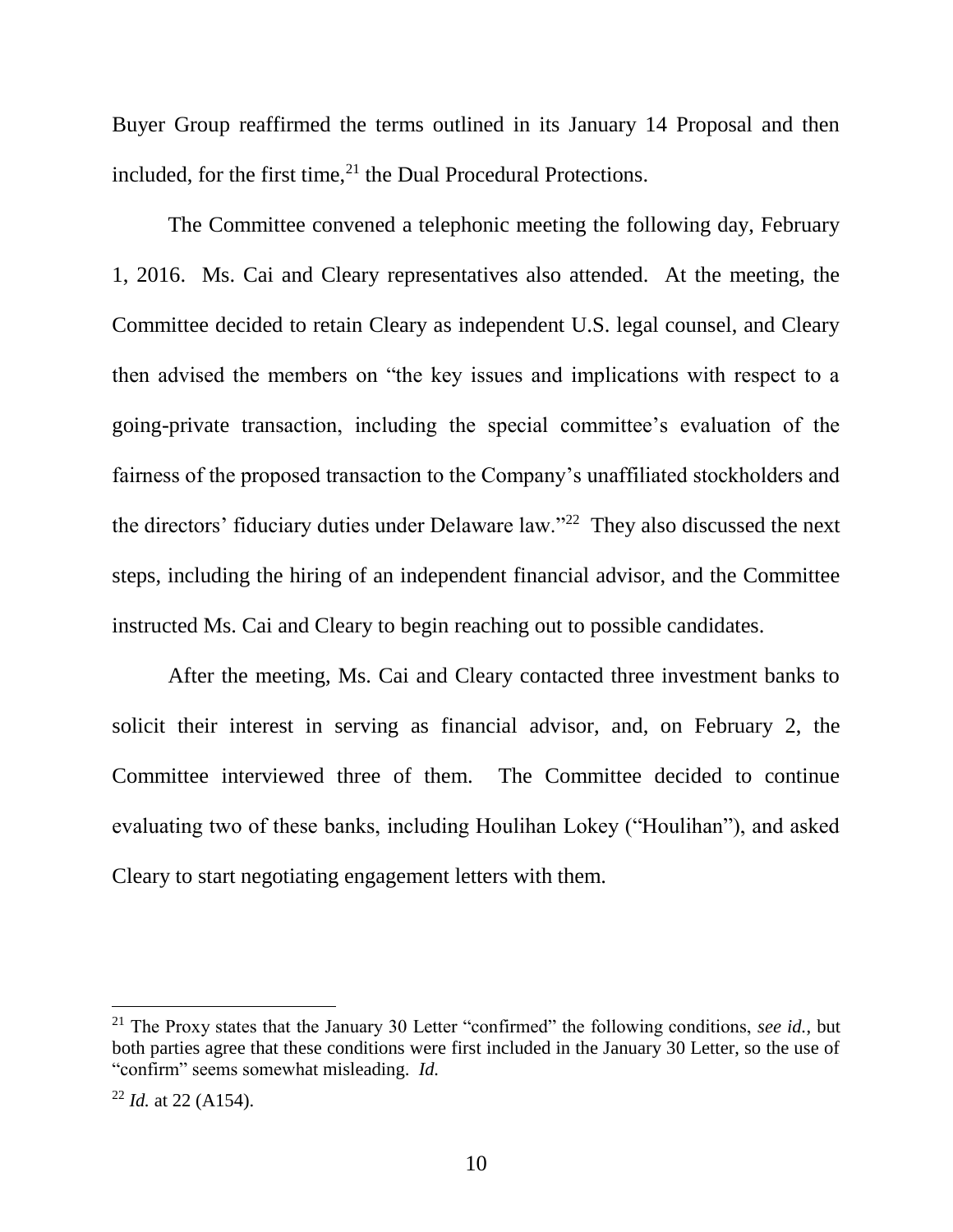Buyer Group reaffirmed the terms outlined in its January 14 Proposal and then included, for the first time,[21] the Dual Procedural Protections.

The Committee convened a telephonic meeting the following day, February 1, 2016. Ms. Cai and Cleary representatives also attended. At the meeting, the Committee decided to retain Cleary as independent U.S. legal counsel, and Cleary then advised the members on "the key issues and implications with respect to a going-private transaction, including the special committee's evaluation of the fairness of the proposed transaction to the Company's unaffiliated stockholders and the directors' fiduciary duties under Delaware law."[22] They also discussed the next steps, including the hiring of an independent financial advisor, and the Committee instructed Ms. Cai and Cleary to begin reaching out to possible candidates.

After the meeting, Ms. Cai and Cleary contacted three investment banks to solicit their interest in serving as financial advisor, and, on February 2, the Committee interviewed three of them. The Committee decided to continue evaluating two of these banks, including Houlihan Lokey ("Houlihan"), and asked Cleary to start negotiating engagement letters with them.

---

[21] The Proxy states that the January 30 Letter "confirmed" the following conditions, *see id.*, but both parties agree that these conditions were first included in the January 30 Letter, so the use of "confirm" seems somewhat misleading. *Id.*

[22] *Id.* at 22 (A154).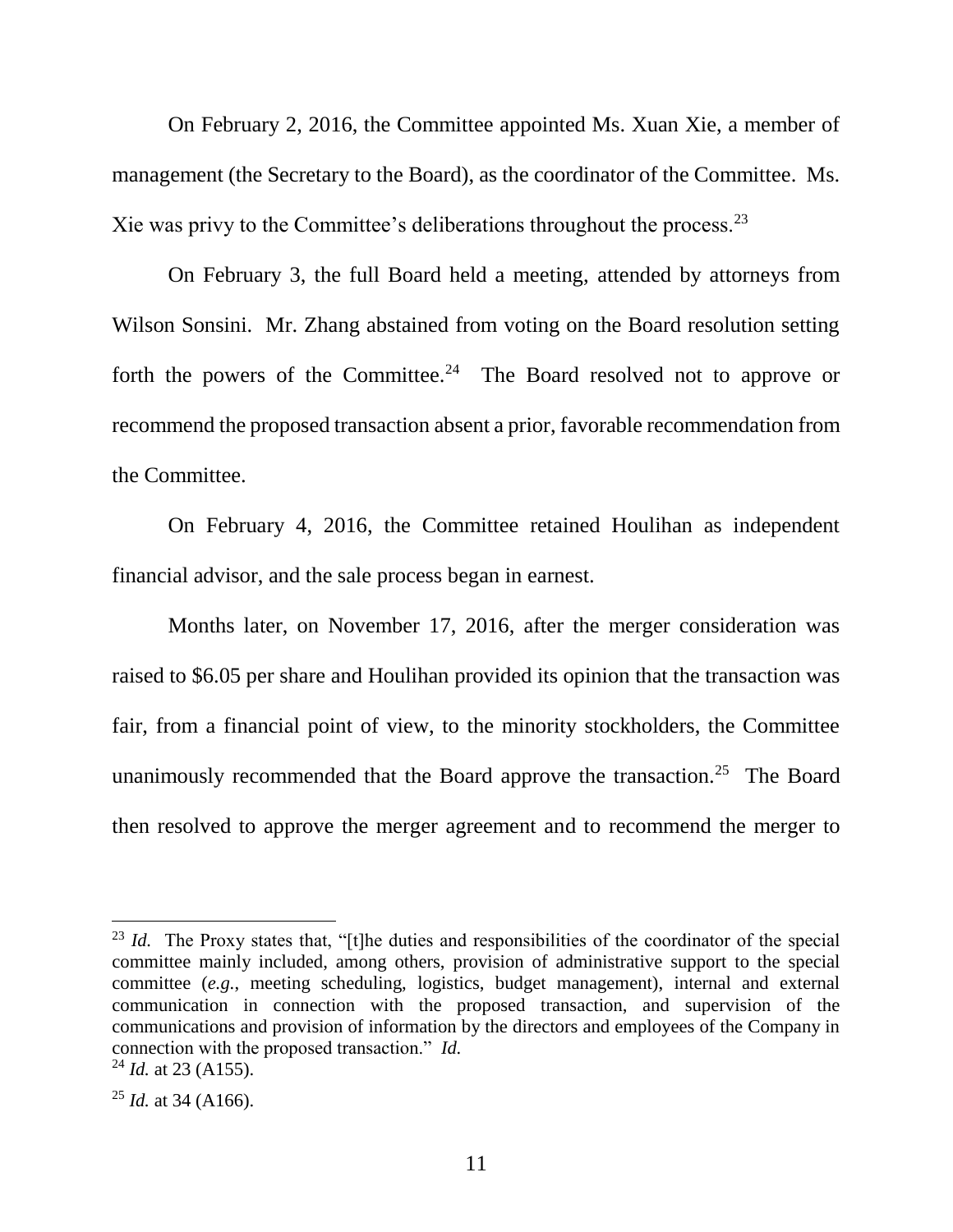On February 2, 2016, the Committee appointed Ms. Xuan Xie, a member of management (the Secretary to the Board), as the coordinator of the Committee. Ms. Xie was privy to the Committee's deliberations throughout the process.[23]

On February 3, the full Board held a meeting, attended by attorneys from Wilson Sonsini. Mr. Zhang abstained from voting on the Board resolution setting forth the powers of the Committee.[24] The Board resolved not to approve or recommend the proposed transaction absent a prior, favorable recommendation from the Committee.

On February 4, 2016, the Committee retained Houlihan as independent financial advisor, and the sale process began in earnest.

Months later, on November 17, 2016, after the merger consideration was raised to \$6.05 per share and Houlihan provided its opinion that the transaction was fair, from a financial point of view, to the minority stockholders, the Committee unanimously recommended that the Board approve the transaction.[25] The Board then resolved to approve the merger agreement and to recommend the merger to

---

[23] *Id.* The Proxy states that, "[t]he duties and responsibilities of the coordinator of the special committee mainly included, among others, provision of administrative support to the special committee (*e.g.*, meeting scheduling, logistics, budget management), internal and external communication in connection with the proposed transaction, and supervision of the communications and provision of information by the directors and employees of the Company in connection with the proposed transaction." *Id.*

[24] *Id.* at 23 (A155).

[25] *Id.* at 34 (A166).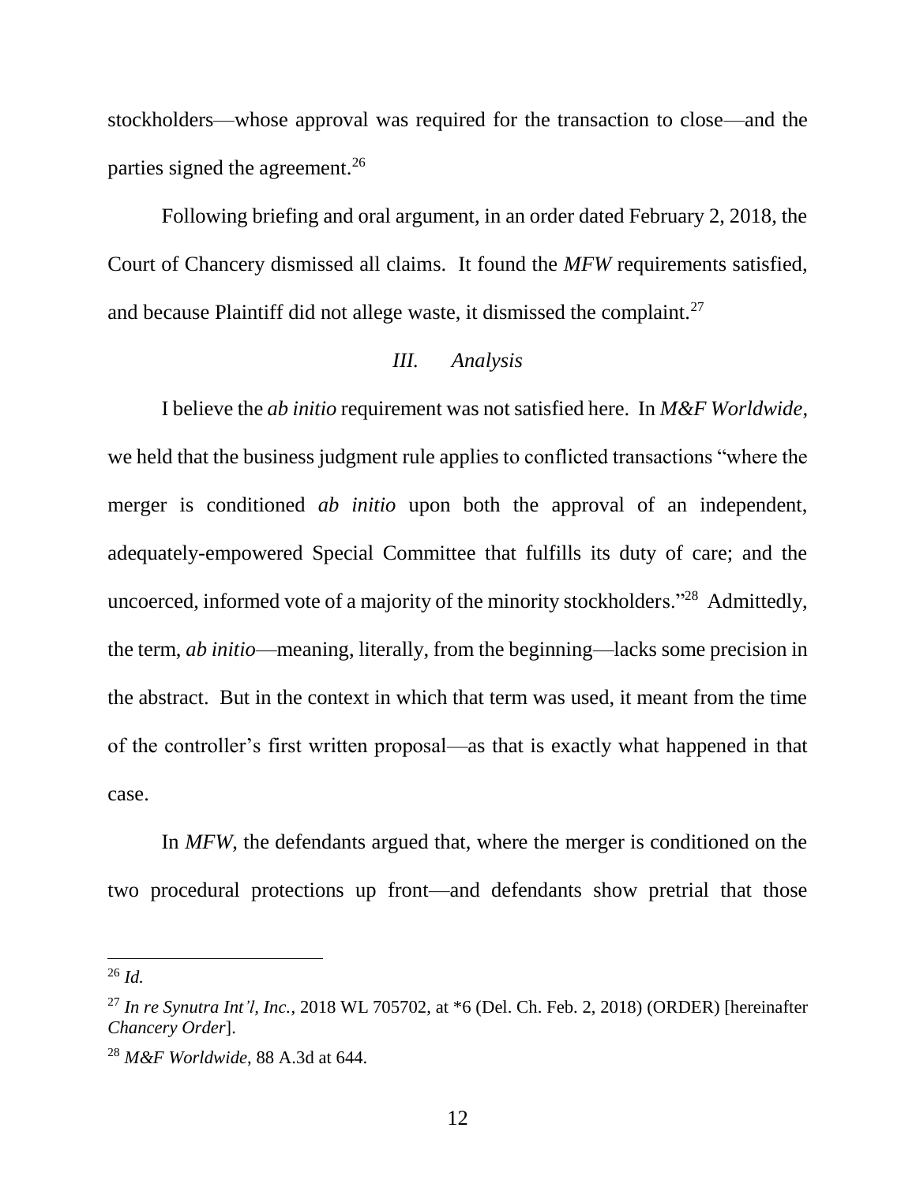stockholders—whose approval was required for the transaction to close—and the parties signed the agreement.[26]

Following briefing and oral argument, in an order dated February 2, 2018, the Court of Chancery dismissed all claims. It found the *MFW* requirements satisfied, and because Plaintiff did not allege waste, it dismissed the complaint.[27]

### *III. Analysis*

I believe the *ab initio* requirement was not satisfied here. In *M&F Worldwide*, we held that the business judgment rule applies to conflicted transactions "where the merger is conditioned *ab initio* upon both the approval of an independent, adequately-empowered Special Committee that fulfills its duty of care; and the uncoerced, informed vote of a majority of the minority stockholders."[28] Admittedly, the term, *ab initio*—meaning, literally, from the beginning—lacks some precision in the abstract. But in the context in which that term was used, it meant from the time of the controller's first written proposal—as that is exactly what happened in that case.

In *MFW*, the defendants argued that, where the merger is conditioned on the two procedural protections up front—and defendants show pretrial that those

---

[26] *Id.*

[27] *In re Synutra Int'l, Inc.*, 2018 WL 705702, at *6 (Del. Ch. Feb. 2, 2018) (ORDER) [hereinafter *Chancery Order*].

[28] *M&F Worldwide*, 88 A.3d at 644.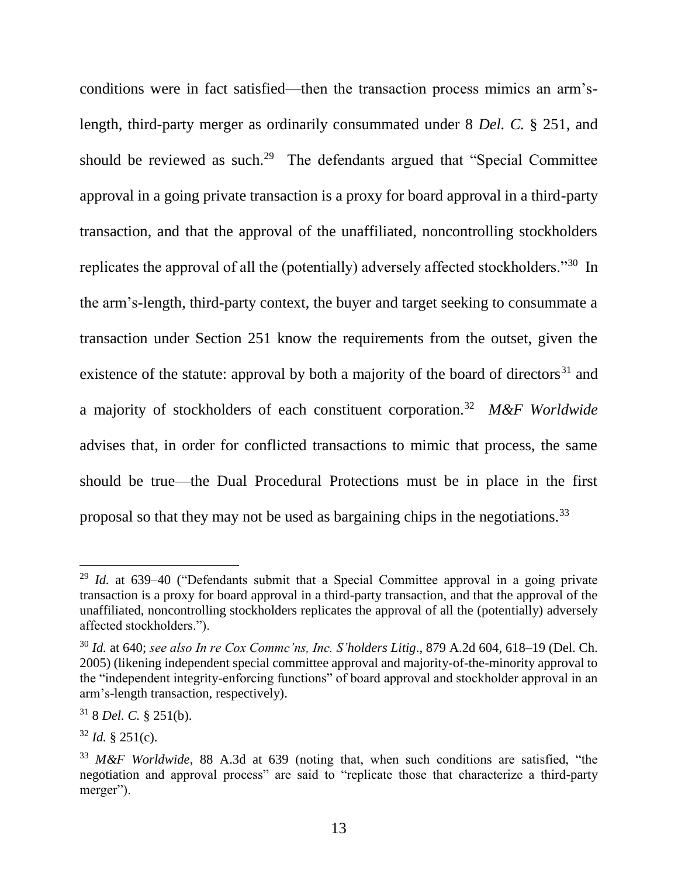conditions were in fact satisfied—then the transaction process mimics an arm's-length, third-party merger as ordinarily consummated under 8 *Del. C.* § 251, and should be reviewed as such.[29] The defendants argued that "Special Committee approval in a going private transaction is a proxy for board approval in a third-party transaction, and that the approval of the unaffiliated, noncontrolling stockholders replicates the approval of all the (potentially) adversely affected stockholders."[30] In the arm's-length, third-party context, the buyer and target seeking to consummate a transaction under Section 251 know the requirements from the outset, given the existence of the statute: approval by both a majority of the board of directors[31] and a majority of stockholders of each constituent corporation.[32] *M&F Worldwide* advises that, in order for conflicted transactions to mimic that process, the same should be true—the Dual Procedural Protections must be in place in the first proposal so that they may not be used as bargaining chips in the negotiations.[33]

---

[29] *Id.* at 639–40 ("Defendants submit that a Special Committee approval in a going private transaction is a proxy for board approval in a third-party transaction, and that the approval of the unaffiliated, noncontrolling stockholders replicates the approval of all the (potentially) adversely affected stockholders.").

[30] *Id.* at 640; *see also In re Cox Commc'ns, Inc. S'holders Litig*., 879 A.2d 604, 618–19 (Del. Ch. 2005) (likening independent special committee approval and majority-of-the-minority approval to the "independent integrity-enforcing functions" of board approval and stockholder approval in an arm's-length transaction, respectively).

[31] 8 *Del. C.* § 251(b).

[32] *Id.* § 251(c).

[33] *M&F Worldwide*, 88 A.3d at 639 (noting that, when such conditions are satisfied, "the negotiation and approval process" are said to "replicate those that characterize a third-party merger").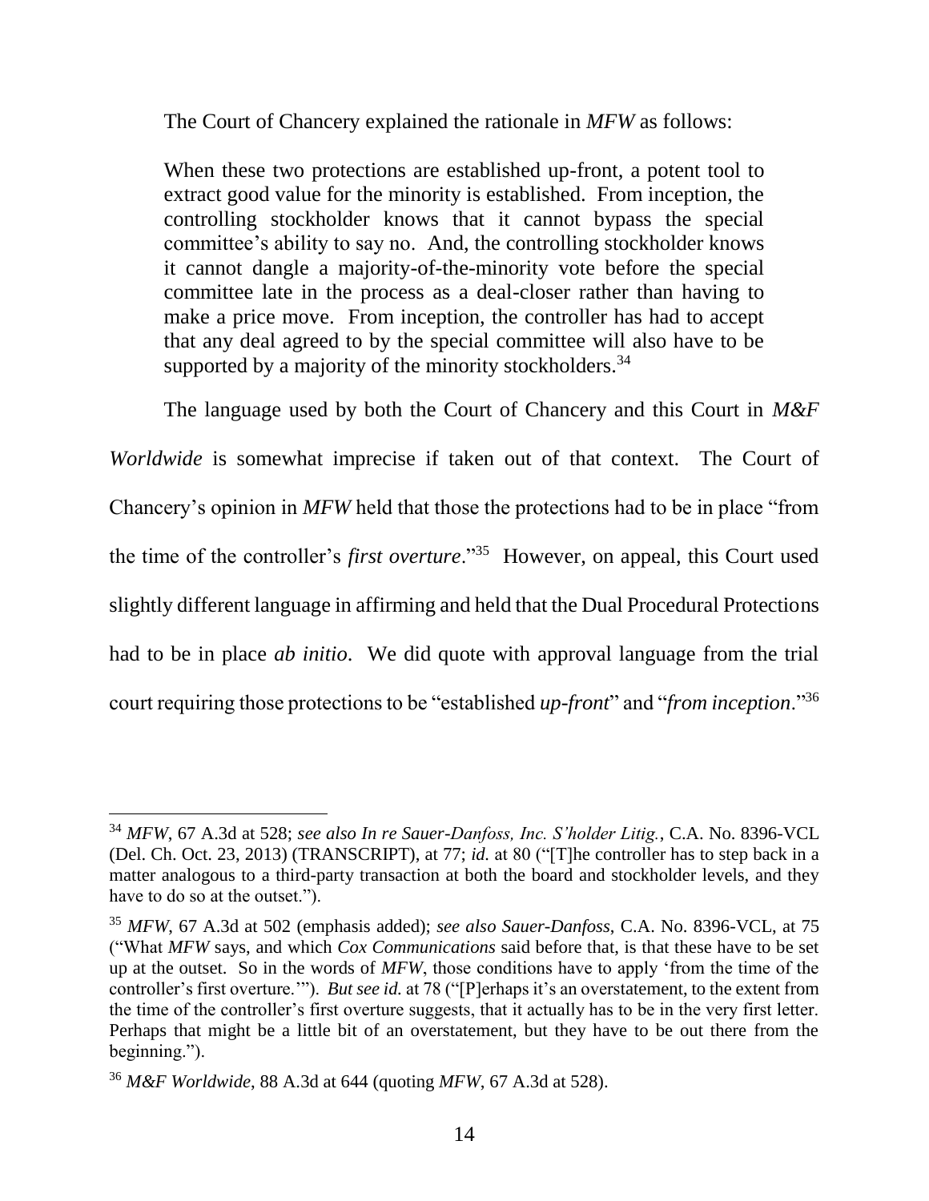The Court of Chancery explained the rationale in *MFW* as follows:

> When these two protections are established up-front, a potent tool to extract good value for the minority is established. From inception, the controlling stockholder knows that it cannot bypass the special committee's ability to say no. And, the controlling stockholder knows it cannot dangle a majority-of-the-minority vote before the special committee late in the process as a deal-closer rather than having to make a price move. From inception, the controller has had to accept that any deal agreed to by the special committee will also have to be supported by a majority of the minority stockholders.[34]

The language used by both the Court of Chancery and this Court in *M&F Worldwide* is somewhat imprecise if taken out of that context. The Court of Chancery's opinion in *MFW* held that those the protections had to be in place "from the time of the controller's *first overture*."[35] However, on appeal, this Court used slightly different language in affirming and held that the Dual Procedural Protections had to be in place *ab initio*. We did quote with approval language from the trial court requiring those protections to be "established *up-front*" and "*from inception*."[36]

---

[34] *MFW*, 67 A.3d at 528; *see also In re Sauer-Danfoss, Inc. S'holder Litig.*, C.A. No. 8396-VCL (Del. Ch. Oct. 23, 2013) (TRANSCRIPT), at 77; *id.* at 80 ("[T]he controller has to step back in a matter analogous to a third-party transaction at both the board and stockholder levels, and they have to do so at the outset.").

[35] *MFW*, 67 A.3d at 502 (emphasis added); *see also Sauer-Danfoss*, C.A. No. 8396-VCL, at 75 ("What *MFW* says, and which *Cox Communications* said before that, is that these have to be set up at the outset. So in the words of *MFW*, those conditions have to apply 'from the time of the controller's first overture.'"). *But see id.* at 78 ("[P]erhaps it's an overstatement, to the extent from the time of the controller's first overture suggests, that it actually has to be in the very first letter. Perhaps that might be a little bit of an overstatement, but they have to be out there from the beginning.").

[36] *M&F Worldwide*, 88 A.3d at 644 (quoting *MFW*, 67 A.3d at 528).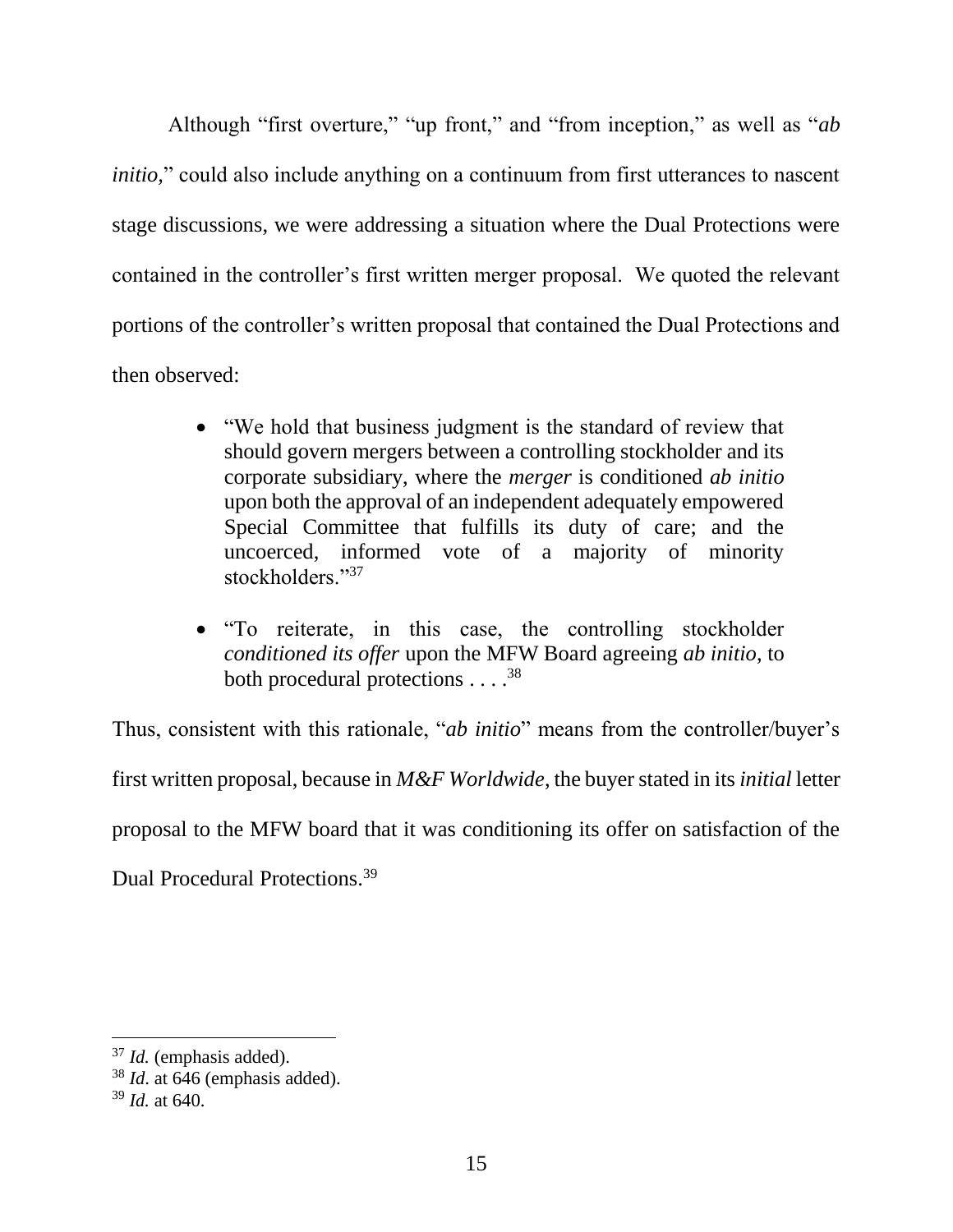Although "first overture," "up front," and "from inception," as well as "*ab initio,*" could also include anything on a continuum from first utterances to nascent stage discussions, we were addressing a situation where the Dual Protections were contained in the controller's first written merger proposal. We quoted the relevant portions of the controller's written proposal that contained the Dual Protections and then observed:

> - "We hold that business judgment is the standard of review that should govern mergers between a controlling stockholder and its corporate subsidiary, where the *merger* is conditioned *ab initio* upon both the approval of an independent adequately empowered Special Committee that fulfills its duty of care; and the uncoerced, informed vote of a majority of minority stockholders."[37]
>
> - "To reiterate, in this case, the controlling stockholder *conditioned its offer* upon the MFW Board agreeing *ab initio*, to both procedural protections . . . .[38]

Thus, consistent with this rationale, "*ab initio*" means from the controller/buyer's first written proposal, because in *M&F Worldwide*, the buyer stated in its *initial* letter proposal to the MFW board that it was conditioning its offer on satisfaction of the Dual Procedural Protections.[39]

---

[37] *Id.* (emphasis added).

[38] *Id*. at 646 (emphasis added).

[39] *Id.* at 640.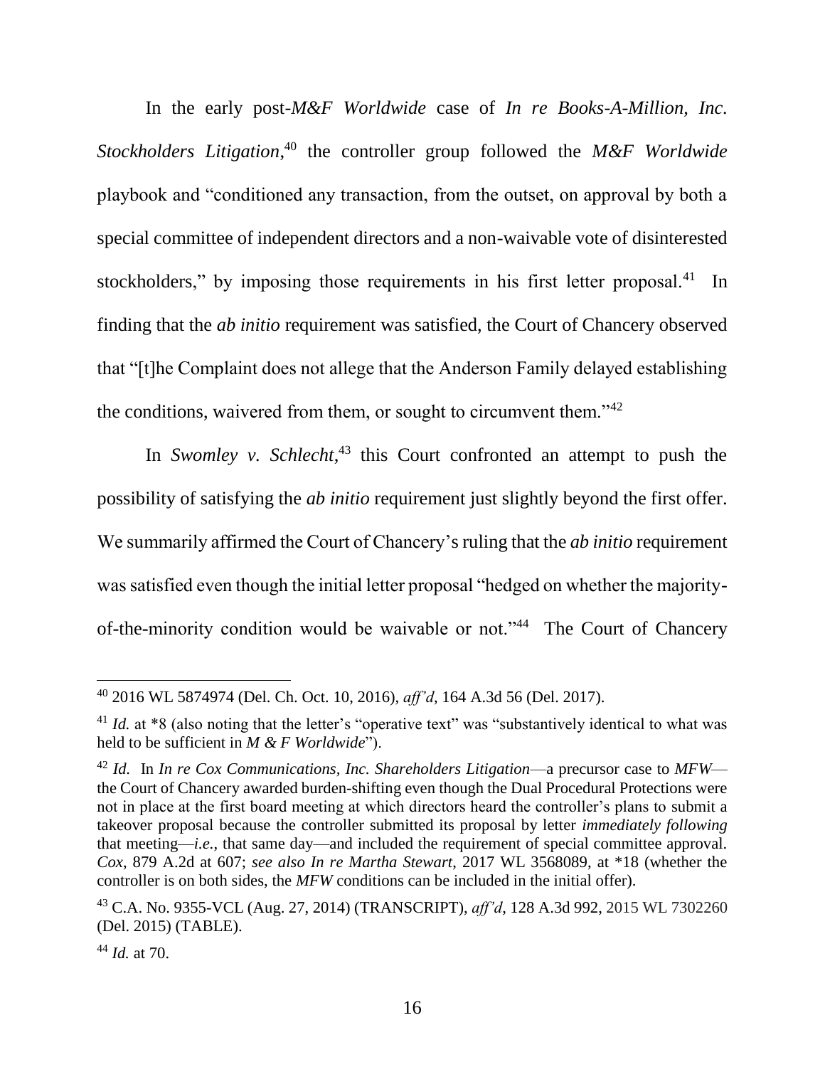In the early post-*M&F Worldwide* case of *In re Books-A-Million, Inc. Stockholders Litigation*,[40] the controller group followed the *M&F Worldwide* playbook and "conditioned any transaction, from the outset, on approval by both a special committee of independent directors and a non-waivable vote of disinterested stockholders," by imposing those requirements in his first letter proposal.[41] In finding that the *ab initio* requirement was satisfied, the Court of Chancery observed that "[t]he Complaint does not allege that the Anderson Family delayed establishing the conditions, waivered from them, or sought to circumvent them."[42]

In *Swomley v. Schlecht*,[43] this Court confronted an attempt to push the possibility of satisfying the *ab initio* requirement just slightly beyond the first offer. We summarily affirmed the Court of Chancery's ruling that the *ab initio* requirement was satisfied even though the initial letter proposal "hedged on whether the majority-of-the-minority condition would be waivable or not."[44] The Court of Chancery

---

[40] 2016 WL 5874974 (Del. Ch. Oct. 10, 2016), *aff'd*, 164 A.3d 56 (Del. 2017).

[41] *Id.* at *8 (also noting that the letter's "operative text" was "substantively identical to what was held to be sufficient in *M & F Worldwide*").

[42] *Id.* In *In re Cox Communications, Inc. Shareholders Litigation*—a precursor case to *MFW*—the Court of Chancery awarded burden-shifting even though the Dual Procedural Protections were not in place at the first board meeting at which directors heard the controller's plans to submit a takeover proposal because the controller submitted its proposal by letter *immediately following* that meeting—*i.e.*, that same day—and included the requirement of special committee approval. *Cox*, 879 A.2d at 607; *see also In re Martha Stewart*, 2017 WL 3568089, at *18 (whether the controller is on both sides, the *MFW* conditions can be included in the initial offer).

[43] C.A. No. 9355-VCL (Aug. 27, 2014) (TRANSCRIPT), *aff'd*, 128 A.3d 992, 2015 WL 7302260 (Del. 2015) (TABLE).

[44] *Id.* at 70.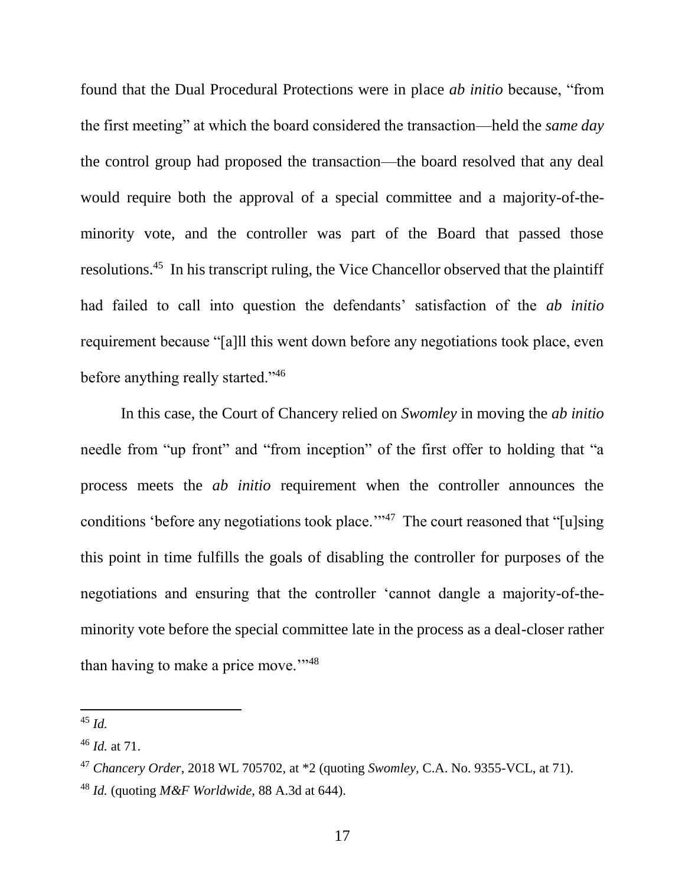found that the Dual Procedural Protections were in place *ab initio* because, "from the first meeting" at which the board considered the transaction—held the *same day* the control group had proposed the transaction—the board resolved that any deal would require both the approval of a special committee and a majority-of-the-minority vote, and the controller was part of the Board that passed those resolutions.[45] In his transcript ruling, the Vice Chancellor observed that the plaintiff had failed to call into question the defendants' satisfaction of the *ab initio* requirement because "[a]ll this went down before any negotiations took place, even before anything really started."[46]

In this case, the Court of Chancery relied on *Swomley* in moving the *ab initio* needle from "up front" and "from inception" of the first offer to holding that "a process meets the *ab initio* requirement when the controller announces the conditions 'before any negotiations took place.'"[47] The court reasoned that "[u]sing this point in time fulfills the goals of disabling the controller for purposes of the negotiations and ensuring that the controller 'cannot dangle a majority-of-the-minority vote before the special committee late in the process as a deal-closer rather than having to make a price move.'"[48]

---

[45] *Id.*

[46] *Id.* at 71.

[47] *Chancery Order*, 2018 WL 705702, at *2 (quoting *Swomley*, C.A. No. 9355-VCL, at 71).

[48] *Id.* (quoting *M&F Worldwide*, 88 A.3d at 644).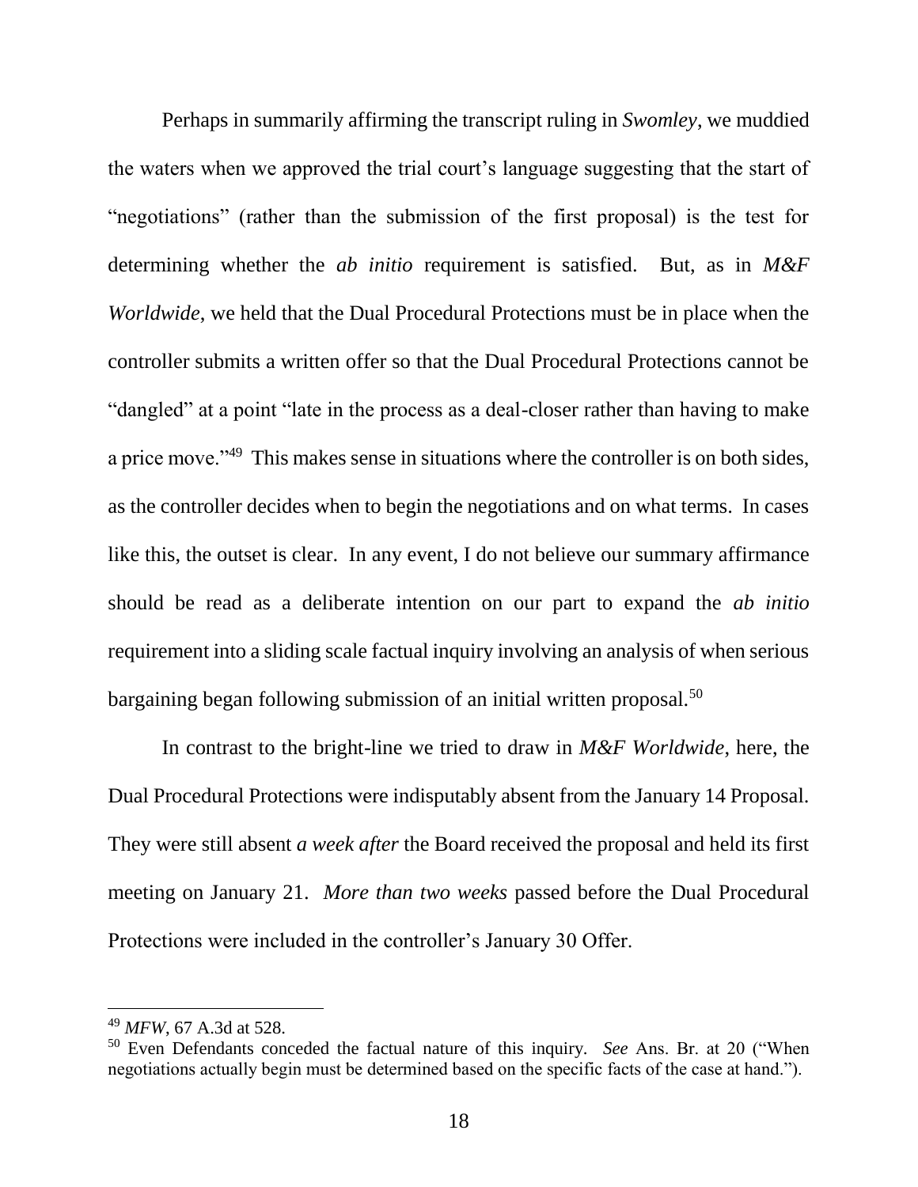Perhaps in summarily affirming the transcript ruling in *Swomley*, we muddied the waters when we approved the trial court's language suggesting that the start of "negotiations" (rather than the submission of the first proposal) is the test for determining whether the *ab initio* requirement is satisfied. But, as in *M&F Worldwide*, we held that the Dual Procedural Protections must be in place when the controller submits a written offer so that the Dual Procedural Protections cannot be "dangled" at a point "late in the process as a deal-closer rather than having to make a price move."[49] This makes sense in situations where the controller is on both sides, as the controller decides when to begin the negotiations and on what terms. In cases like this, the outset is clear. In any event, I do not believe our summary affirmance should be read as a deliberate intention on our part to expand the *ab initio* requirement into a sliding scale factual inquiry involving an analysis of when serious bargaining began following submission of an initial written proposal.[50]

In contrast to the bright-line we tried to draw in *M&F Worldwide*, here, the Dual Procedural Protections were indisputably absent from the January 14 Proposal. They were still absent *a week after* the Board received the proposal and held its first meeting on January 21. *More than two weeks* passed before the Dual Procedural Protections were included in the controller's January 30 Offer.

---

[49] *MFW*, 67 A.3d at 528.

[50] Even Defendants conceded the factual nature of this inquiry. *See* Ans. Br. at 20 ("When negotiations actually begin must be determined based on the specific facts of the case at hand.").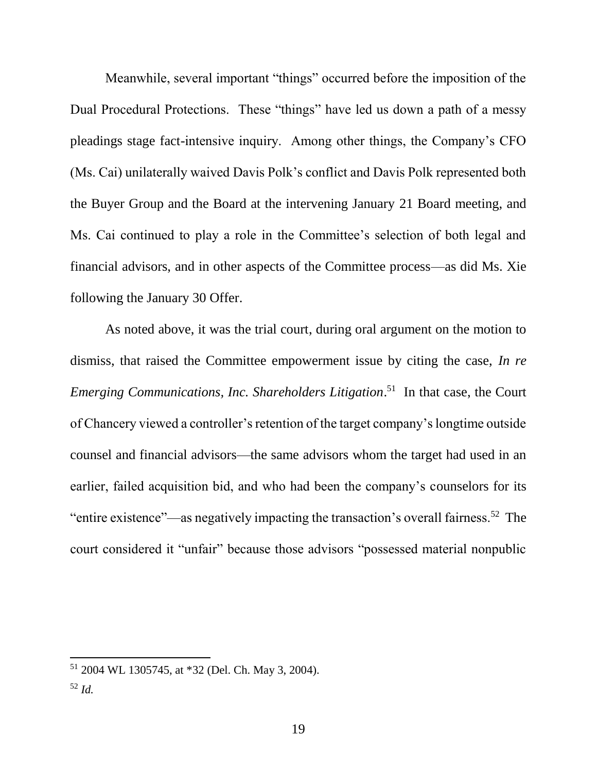Meanwhile, several important "things" occurred before the imposition of the Dual Procedural Protections. These "things" have led us down a path of a messy pleadings stage fact-intensive inquiry. Among other things, the Company's CFO (Ms. Cai) unilaterally waived Davis Polk's conflict and Davis Polk represented both the Buyer Group and the Board at the intervening January 21 Board meeting, and Ms. Cai continued to play a role in the Committee's selection of both legal and financial advisors, and in other aspects of the Committee process—as did Ms. Xie following the January 30 Offer.

As noted above, it was the trial court, during oral argument on the motion to dismiss, that raised the Committee empowerment issue by citing the case, *In re Emerging Communications, Inc. Shareholders Litigation*.[51] In that case, the Court of Chancery viewed a controller's retention of the target company's longtime outside counsel and financial advisors—the same advisors whom the target had used in an earlier, failed acquisition bid, and who had been the company's counselors for its "entire existence"—as negatively impacting the transaction's overall fairness.[52] The court considered it "unfair" because those advisors "possessed material nonpublic

---

[51] 2004 WL 1305745, at *32 (Del. Ch. May 3, 2004).

[52] *Id.*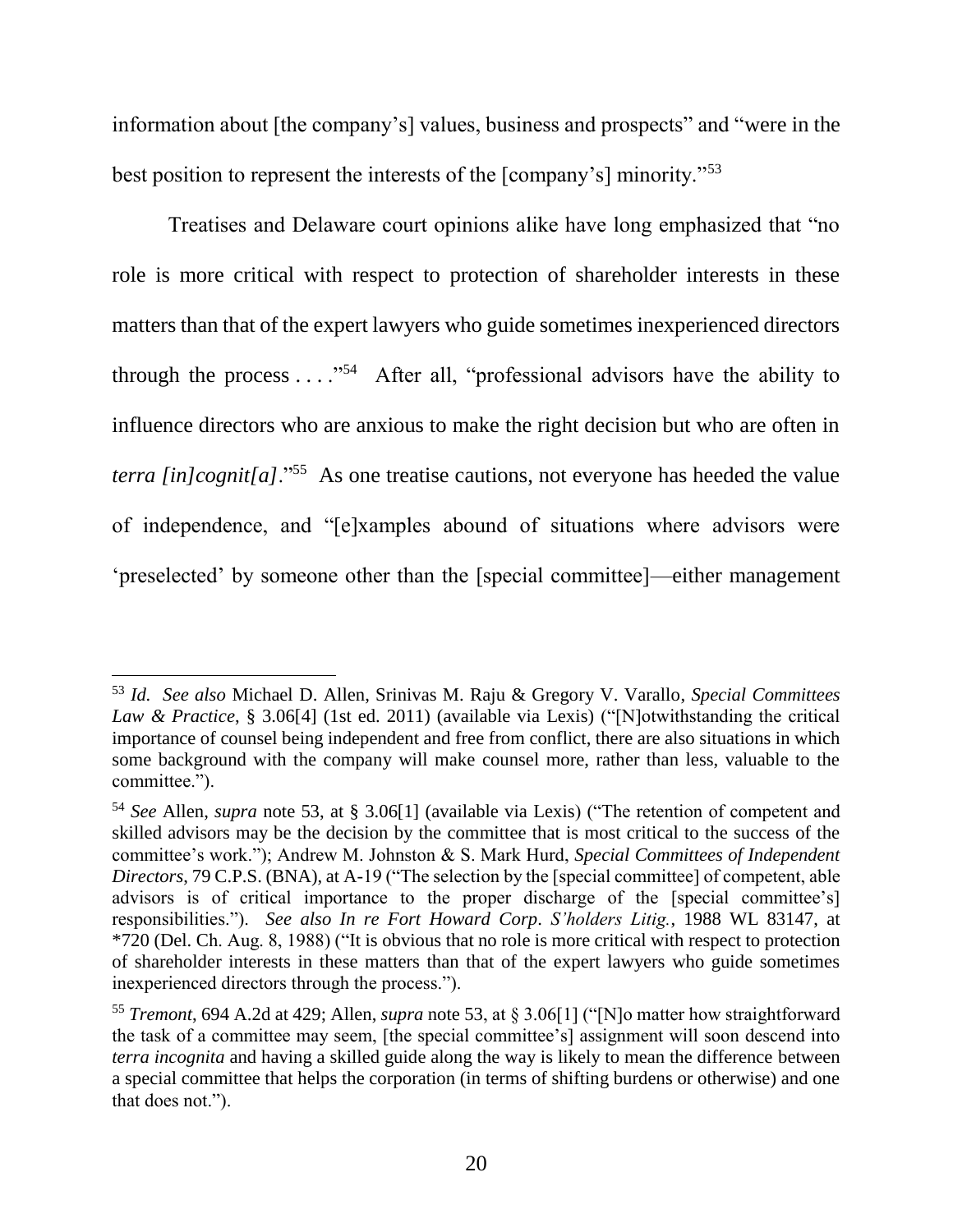information about [the company's] values, business and prospects" and "were in the best position to represent the interests of the [company's] minority."[53]

Treatises and Delaware court opinions alike have long emphasized that "no role is more critical with respect to protection of shareholder interests in these matters than that of the expert lawyers who guide sometimes inexperienced directors through the process . . . ."[54] After all, "professional advisors have the ability to influence directors who are anxious to make the right decision but who are often in *terra [in]cognit[a]*."[55] As one treatise cautions, not everyone has heeded the value of independence, and "[e]xamples abound of situations where advisors were 'preselected' by someone other than the [special committee]—either management

---

[53] *Id. See also* Michael D. Allen, Srinivas M. Raju & Gregory V. Varallo, *Special Committees Law & Practice*, § 3.06[4] (1st ed. 2011) (available via Lexis) ("[N]otwithstanding the critical importance of counsel being independent and free from conflict, there are also situations in which some background with the company will make counsel more, rather than less, valuable to the committee.").

[54] *See* Allen, *supra* note 53, at § 3.06[1] (available via Lexis) ("The retention of competent and skilled advisors may be the decision by the committee that is most critical to the success of the committee's work."); Andrew M. Johnston & S. Mark Hurd, *Special Committees of Independent Directors*, 79 C.P.S. (BNA), at A-19 ("The selection by the [special committee] of competent, able advisors is of critical importance to the proper discharge of the [special committee's] responsibilities."). *See also In re Fort Howard Corp. S'holders Litig.*, 1988 WL 83147, at *720 (Del. Ch. Aug. 8, 1988) ("It is obvious that no role is more critical with respect to protection of shareholder interests in these matters than that of the expert lawyers who guide sometimes inexperienced directors through the process.").

[55] *Tremont*, 694 A.2d at 429; Allen, *supra* note 53, at § 3.06[1] ("[N]o matter how straightforward the task of a committee may seem, [the special committee's] assignment will soon descend into *terra incognita* and having a skilled guide along the way is likely to mean the difference between a special committee that helps the corporation (in terms of shifting burdens or otherwise) and one that does not.").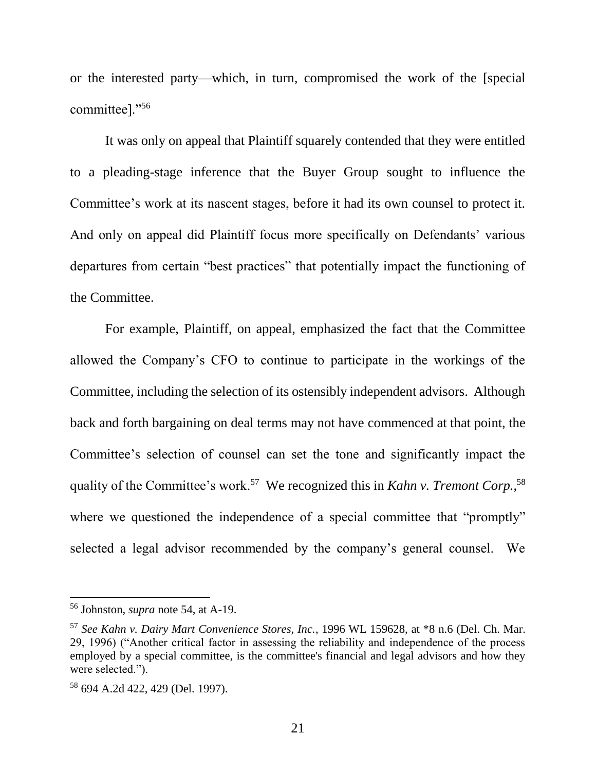or the interested party—which, in turn, compromised the work of the [special committee]."[56]

It was only on appeal that Plaintiff squarely contended that they were entitled to a pleading-stage inference that the Buyer Group sought to influence the Committee's work at its nascent stages, before it had its own counsel to protect it. And only on appeal did Plaintiff focus more specifically on Defendants' various departures from certain "best practices" that potentially impact the functioning of the Committee.

For example, Plaintiff, on appeal, emphasized the fact that the Committee allowed the Company's CFO to continue to participate in the workings of the Committee, including the selection of its ostensibly independent advisors. Although back and forth bargaining on deal terms may not have commenced at that point, the Committee's selection of counsel can set the tone and significantly impact the quality of the Committee's work.[57] We recognized this in *Kahn v. Tremont Corp.*,[58] where we questioned the independence of a special committee that "promptly" selected a legal advisor recommended by the company's general counsel. We

---

[56] Johnston, *supra* note 54, at A-19.

[57] *See Kahn v. Dairy Mart Convenience Stores, Inc.*, 1996 WL 159628, at *8 n.6 (Del. Ch. Mar. 29, 1996) ("Another critical factor in assessing the reliability and independence of the process employed by a special committee, is the committee's financial and legal advisors and how they were selected.").

[58] 694 A.2d 422, 429 (Del. 1997).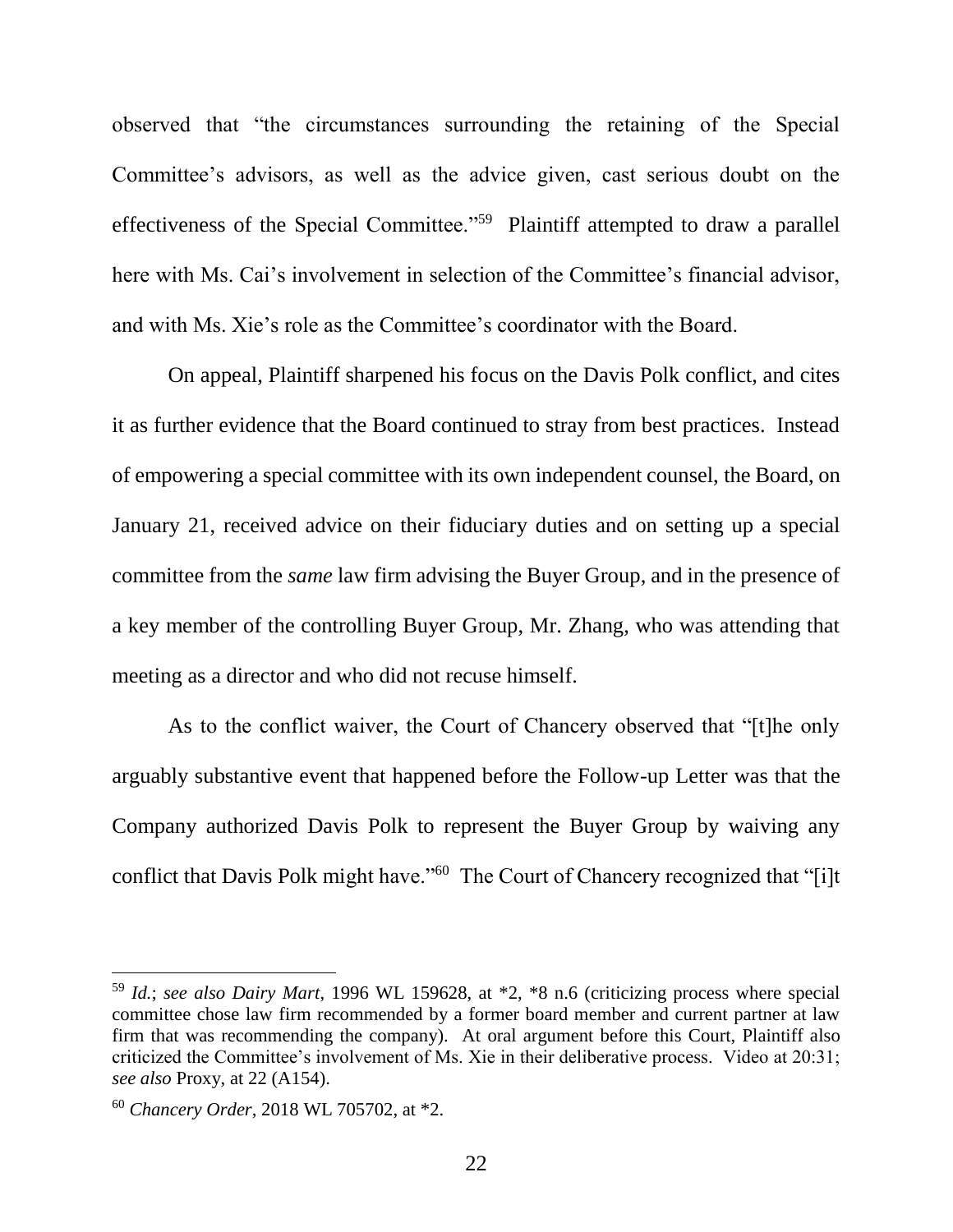observed that "the circumstances surrounding the retaining of the Special Committee's advisors, as well as the advice given, cast serious doubt on the effectiveness of the Special Committee."[59] Plaintiff attempted to draw a parallel here with Ms. Cai's involvement in selection of the Committee's financial advisor, and with Ms. Xie's role as the Committee's coordinator with the Board.

On appeal, Plaintiff sharpened his focus on the Davis Polk conflict, and cites it as further evidence that the Board continued to stray from best practices. Instead of empowering a special committee with its own independent counsel, the Board, on January 21, received advice on their fiduciary duties and on setting up a special committee from the *same* law firm advising the Buyer Group, and in the presence of a key member of the controlling Buyer Group, Mr. Zhang, who was attending that meeting as a director and who did not recuse himself.

As to the conflict waiver, the Court of Chancery observed that "[t]he only arguably substantive event that happened before the Follow-up Letter was that the Company authorized Davis Polk to represent the Buyer Group by waiving any conflict that Davis Polk might have."[60] The Court of Chancery recognized that "[i]t

---

[59] *Id.*; *see also Dairy Mart*, 1996 WL 159628, at *2, *8 n.6 (criticizing process where special committee chose law firm recommended by a former board member and current partner at law firm that was recommending the company). At oral argument before this Court, Plaintiff also criticized the Committee's involvement of Ms. Xie in their deliberative process. Video at 20:31; *see also* Proxy, at 22 (A154).

[60] *Chancery Order*, 2018 WL 705702, at *2.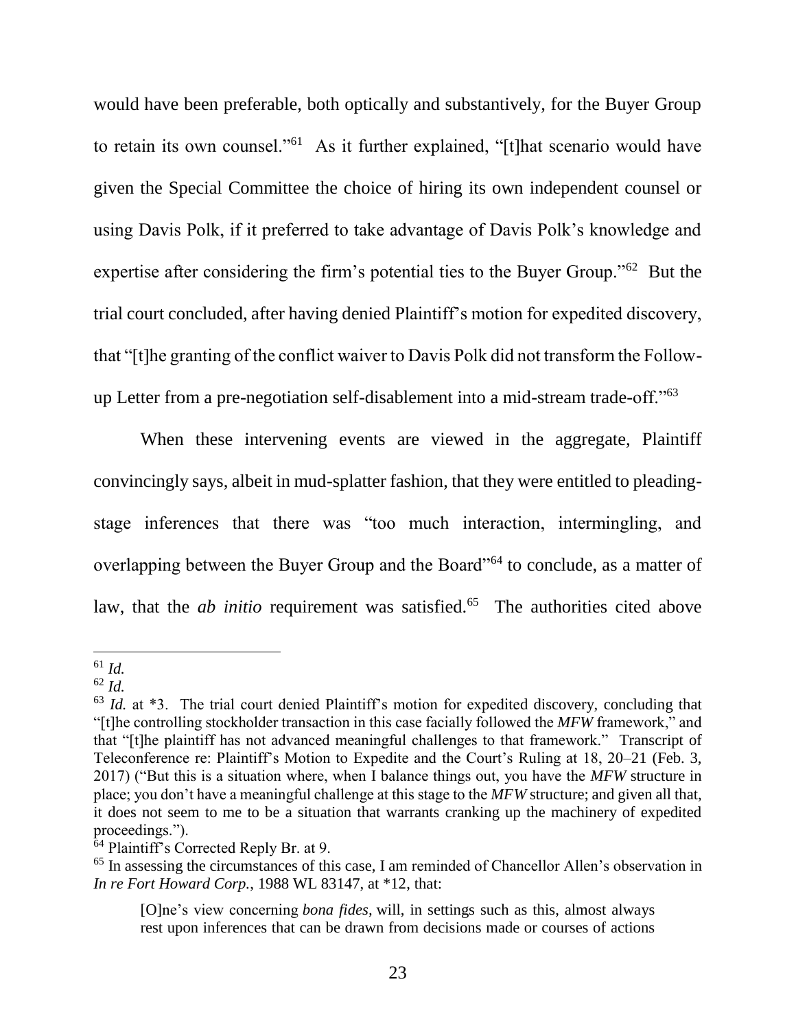would have been preferable, both optically and substantively, for the Buyer Group to retain its own counsel."[61] As it further explained, "[t]hat scenario would have given the Special Committee the choice of hiring its own independent counsel or using Davis Polk, if it preferred to take advantage of Davis Polk's knowledge and expertise after considering the firm's potential ties to the Buyer Group."[62] But the trial court concluded, after having denied Plaintiff's motion for expedited discovery, that "[t]he granting of the conflict waiver to Davis Polk did not transform the Follow-up Letter from a pre-negotiation self-disablement into a mid-stream trade-off."[63]

When these intervening events are viewed in the aggregate, Plaintiff convincingly says, albeit in mud-splatter fashion, that they were entitled to pleading-stage inferences that there was "too much interaction, intermingling, and overlapping between the Buyer Group and the Board"[64] to conclude, as a matter of law, that the *ab initio* requirement was satisfied.[65] The authorities cited above

---

[61] *Id.*

[62] *Id.*

[63] *Id.* at \*3. The trial court denied Plaintiff's motion for expedited discovery, concluding that "[t]he controlling stockholder transaction in this case facially followed the *MFW* framework," and that "[t]he plaintiff has not advanced meaningful challenges to that framework." Transcript of Teleconference re: Plaintiff's Motion to Expedite and the Court's Ruling at 18, 20–21 (Feb. 3, 2017) ("But this is a situation where, when I balance things out, you have the *MFW* structure in place; you don't have a meaningful challenge at this stage to the *MFW* structure; and given all that, it does not seem to me to be a situation that warrants cranking up the machinery of expedited proceedings.").

[64] Plaintiff's Corrected Reply Br. at 9.

[65] In assessing the circumstances of this case, I am reminded of Chancellor Allen's observation in *In re Fort Howard Corp.*, 1988 WL 83147, at \*12, that:

> [O]ne's view concerning *bona fides*, will, in settings such as this, almost always rest upon inferences that can be drawn from decisions made or courses of actions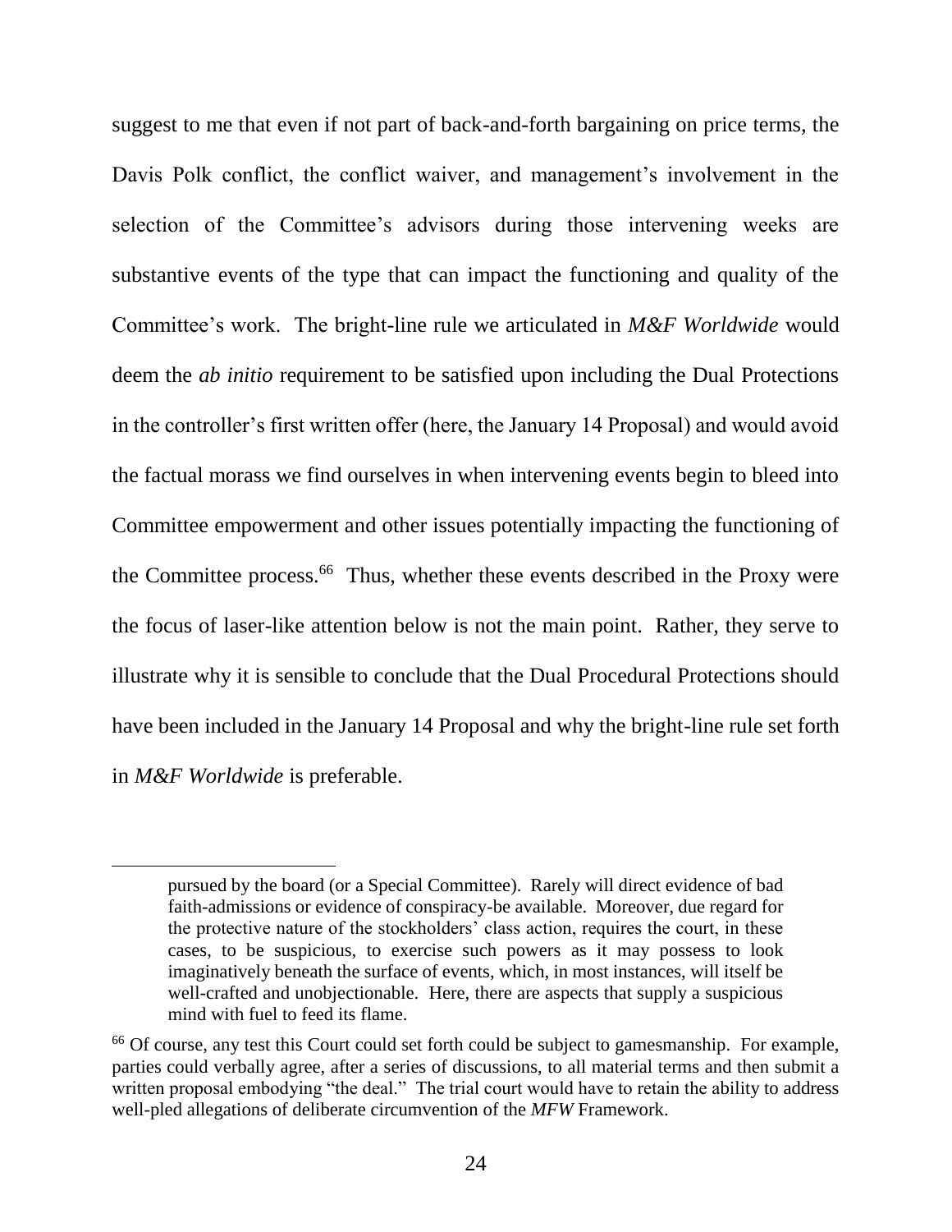suggest to me that even if not part of back-and-forth bargaining on price terms, the Davis Polk conflict, the conflict waiver, and management's involvement in the selection of the Committee's advisors during those intervening weeks are substantive events of the type that can impact the functioning and quality of the Committee's work. The bright-line rule we articulated in *M&F Worldwide* would deem the *ab initio* requirement to be satisfied upon including the Dual Protections in the controller's first written offer (here, the January 14 Proposal) and would avoid the factual morass we find ourselves in when intervening events begin to bleed into Committee empowerment and other issues potentially impacting the functioning of the Committee process.[66] Thus, whether these events described in the Proxy were the focus of laser-like attention below is not the main point. Rather, they serve to illustrate why it is sensible to conclude that the Dual Procedural Protections should have been included in the January 14 Proposal and why the bright-line rule set forth in *M&F Worldwide* is preferable.

---

pursued by the board (or a Special Committee). Rarely will direct evidence of bad faith-admissions or evidence of conspiracy-be available. Moreover, due regard for the protective nature of the stockholders' class action, requires the court, in these cases, to be suspicious, to exercise such powers as it may possess to look imaginatively beneath the surface of events, which, in most instances, will itself be well-crafted and unobjectionable. Here, there are aspects that supply a suspicious mind with fuel to feed its flame.

[66] Of course, any test this Court could set forth could be subject to gamesmanship. For example, parties could verbally agree, after a series of discussions, to all material terms and then submit a written proposal embodying "the deal." The trial court would have to retain the ability to address well-pled allegations of deliberate circumvention of the *MFW* Framework.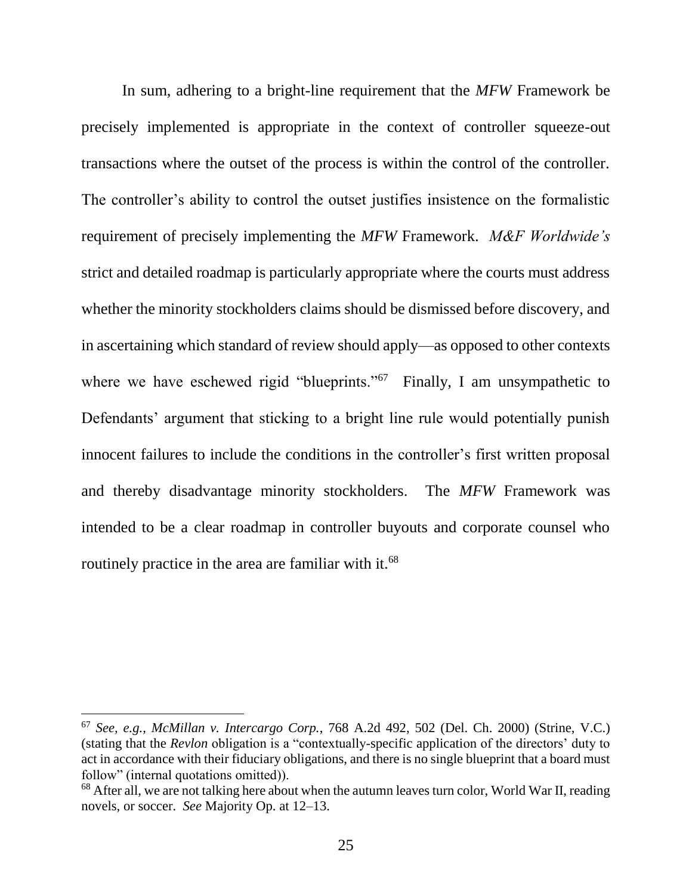In sum, adhering to a bright-line requirement that the *MFW* Framework be precisely implemented is appropriate in the context of controller squeeze-out transactions where the outset of the process is within the control of the controller. The controller's ability to control the outset justifies insistence on the formalistic requirement of precisely implementing the *MFW* Framework. *M&F Worldwide's* strict and detailed roadmap is particularly appropriate where the courts must address whether the minority stockholders claims should be dismissed before discovery, and in ascertaining which standard of review should apply—as opposed to other contexts where we have eschewed rigid "blueprints."[67] Finally, I am unsympathetic to Defendants' argument that sticking to a bright line rule would potentially punish innocent failures to include the conditions in the controller's first written proposal and thereby disadvantage minority stockholders. The *MFW* Framework was intended to be a clear roadmap in controller buyouts and corporate counsel who routinely practice in the area are familiar with it.[68]

---

[67] *See, e.g.*, *McMillan v. Intercargo Corp.*, 768 A.2d 492, 502 (Del. Ch. 2000) (Strine, V.C.) (stating that the *Revlon* obligation is a "contextually-specific application of the directors' duty to act in accordance with their fiduciary obligations, and there is no single blueprint that a board must follow" (internal quotations omitted)).

[68] After all, we are not talking here about when the autumn leaves turn color, World War II, reading novels, or soccer. *See* Majority Op. at 12–13.